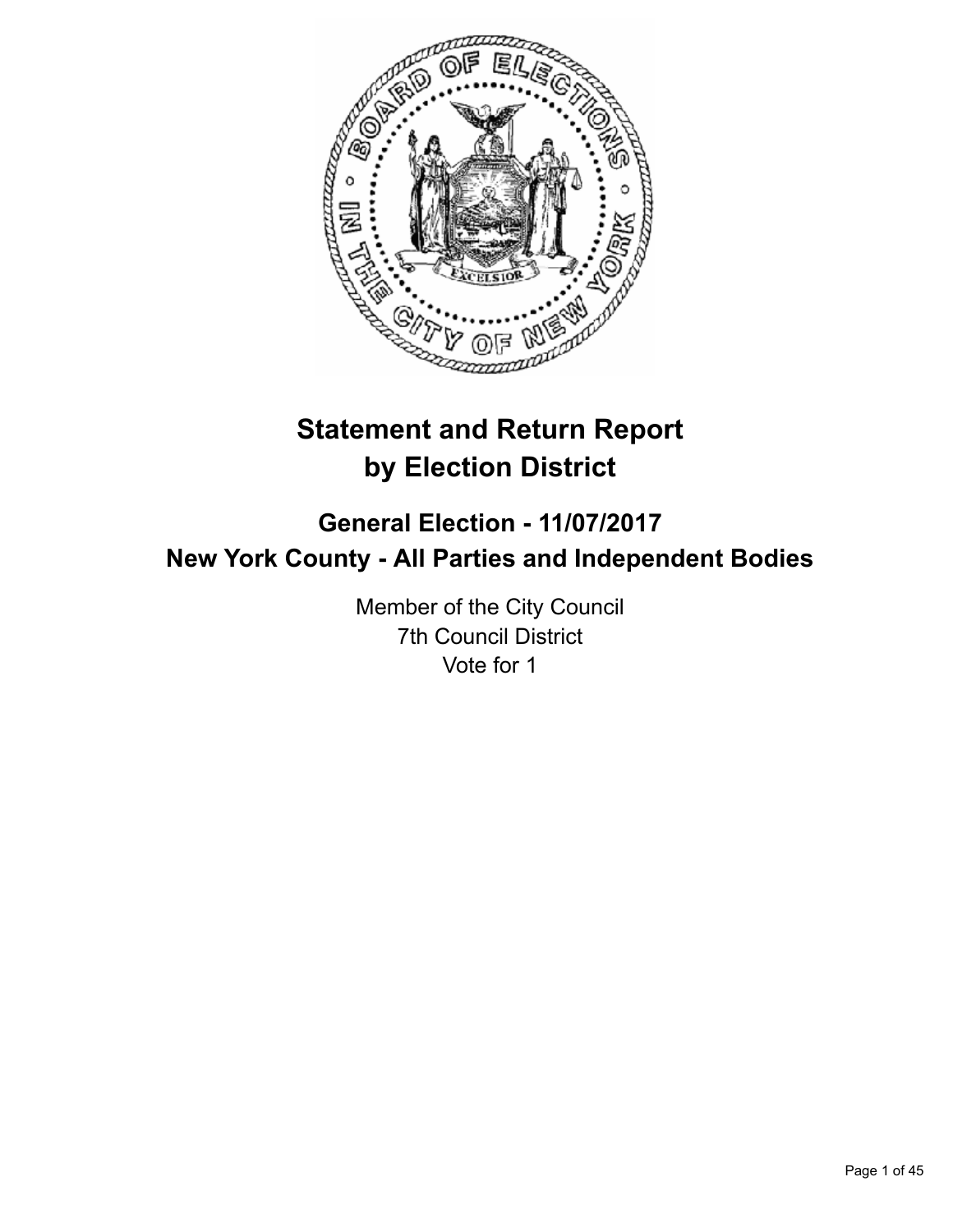# Statement and Return Report by Election District

## General Election - 11/07/2017
## New York County - All Parties and Independent Bodies

Member of the City Council
7th Council District
Vote for 1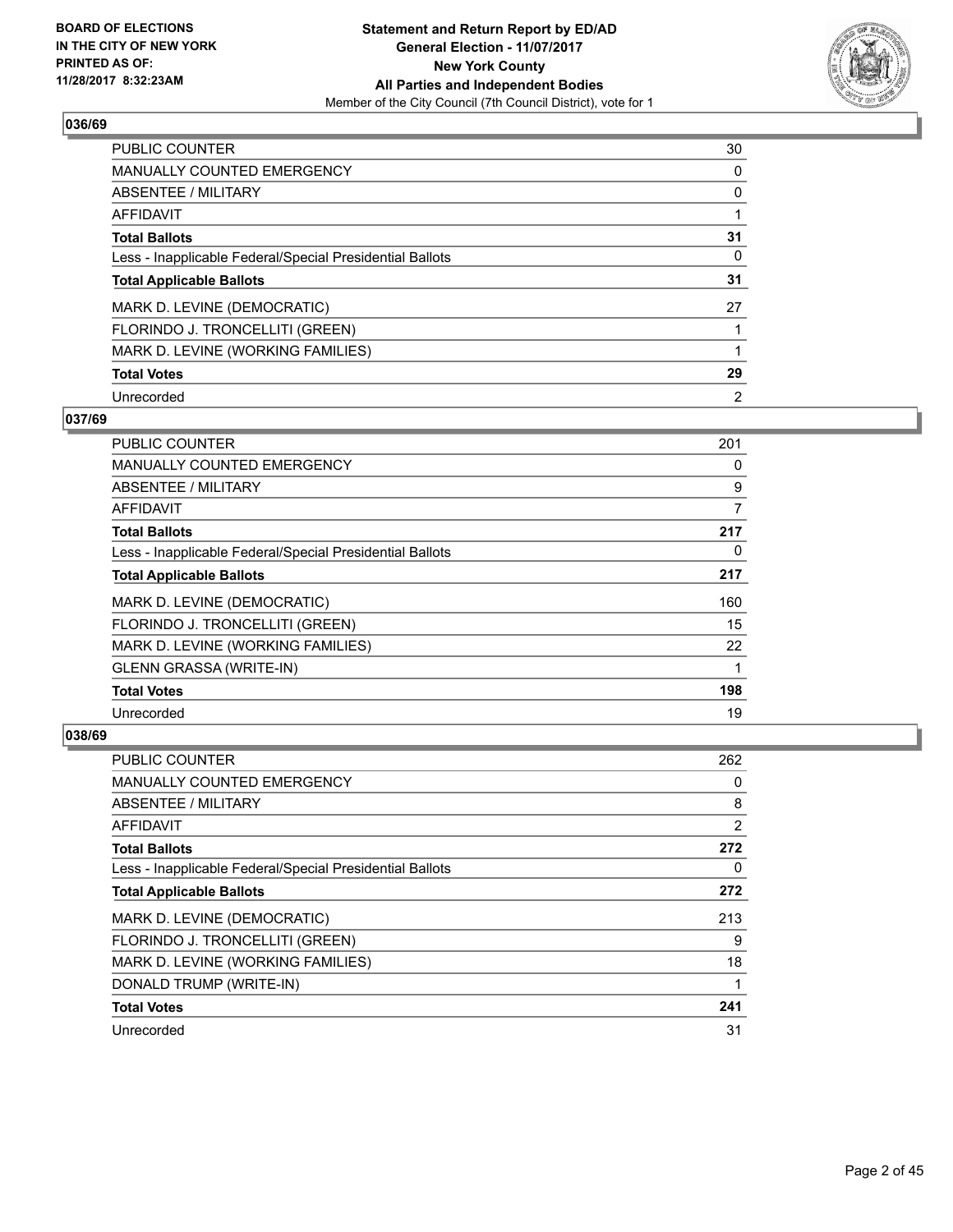## 036/69

| | |
|---|---|
| PUBLIC COUNTER | 30 |
| MANUALLY COUNTED EMERGENCY | 0 |
| ABSENTEE / MILITARY | 0 |
| AFFIDAVIT | 1 |
| **Total Ballots** | **31** |
| Less - Inapplicable Federal/Special Presidential Ballots | 0 |
| **Total Applicable Ballots** | **31** |
| MARK D. LEVINE (DEMOCRATIC) | 27 |
| FLORINDO J. TRONCELLITI (GREEN) | 1 |
| MARK D. LEVINE (WORKING FAMILIES) | 1 |
| **Total Votes** | **29** |
| Unrecorded | 2 |

## 037/69

| | |
|---|---|
| PUBLIC COUNTER | 201 |
| MANUALLY COUNTED EMERGENCY | 0 |
| ABSENTEE / MILITARY | 9 |
| AFFIDAVIT | 7 |
| **Total Ballots** | **217** |
| Less - Inapplicable Federal/Special Presidential Ballots | 0 |
| **Total Applicable Ballots** | **217** |
| MARK D. LEVINE (DEMOCRATIC) | 160 |
| FLORINDO J. TRONCELLITI (GREEN) | 15 |
| MARK D. LEVINE (WORKING FAMILIES) | 22 |
| GLENN GRASSA (WRITE-IN) | 1 |
| **Total Votes** | **198** |
| Unrecorded | 19 |

## 038/69

| | |
|---|---|
| PUBLIC COUNTER | 262 |
| MANUALLY COUNTED EMERGENCY | 0 |
| ABSENTEE / MILITARY | 8 |
| AFFIDAVIT | 2 |
| **Total Ballots** | **272** |
| Less - Inapplicable Federal/Special Presidential Ballots | 0 |
| **Total Applicable Ballots** | **272** |
| MARK D. LEVINE (DEMOCRATIC) | 213 |
| FLORINDO J. TRONCELLITI (GREEN) | 9 |
| MARK D. LEVINE (WORKING FAMILIES) | 18 |
| DONALD TRUMP (WRITE-IN) | 1 |
| **Total Votes** | **241** |
| Unrecorded | 31 |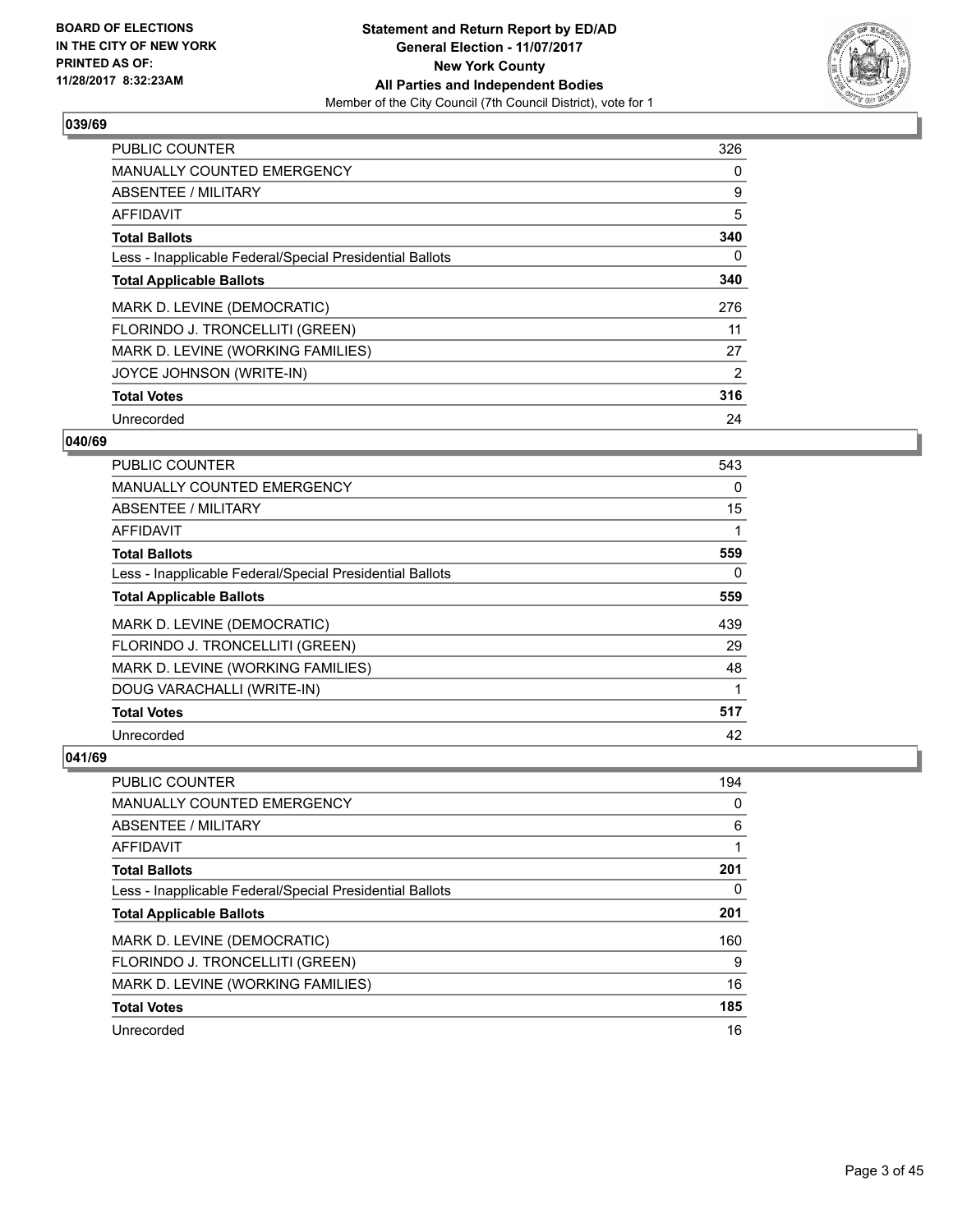**BOARD OF ELECTIONS IN THE CITY OF NEW YORK PRINTED AS OF: 11/28/2017 8:32:23AM**

**Statement and Return Report by ED/AD General Election - 11/07/2017 New York County All Parties and Independent Bodies**
Member of the City Council (7th Council District), vote for 1

### 039/69

| | |
|---|---|
| PUBLIC COUNTER | 326 |
| MANUALLY COUNTED EMERGENCY | 0 |
| ABSENTEE / MILITARY | 9 |
| AFFIDAVIT | 5 |
| **Total Ballots** | **340** |
| Less - Inapplicable Federal/Special Presidential Ballots | 0 |
| **Total Applicable Ballots** | **340** |
| MARK D. LEVINE (DEMOCRATIC) | 276 |
| FLORINDO J. TRONCELLITI (GREEN) | 11 |
| MARK D. LEVINE (WORKING FAMILIES) | 27 |
| JOYCE JOHNSON (WRITE-IN) | 2 |
| **Total Votes** | **316** |
| Unrecorded | 24 |

### 040/69

| | |
|---|---|
| PUBLIC COUNTER | 543 |
| MANUALLY COUNTED EMERGENCY | 0 |
| ABSENTEE / MILITARY | 15 |
| AFFIDAVIT | 1 |
| **Total Ballots** | **559** |
| Less - Inapplicable Federal/Special Presidential Ballots | 0 |
| **Total Applicable Ballots** | **559** |
| MARK D. LEVINE (DEMOCRATIC) | 439 |
| FLORINDO J. TRONCELLITI (GREEN) | 29 |
| MARK D. LEVINE (WORKING FAMILIES) | 48 |
| DOUG VARACHALLI (WRITE-IN) | 1 |
| **Total Votes** | **517** |
| Unrecorded | 42 |

### 041/69

| | |
|---|---|
| PUBLIC COUNTER | 194 |
| MANUALLY COUNTED EMERGENCY | 0 |
| ABSENTEE / MILITARY | 6 |
| AFFIDAVIT | 1 |
| **Total Ballots** | **201** |
| Less - Inapplicable Federal/Special Presidential Ballots | 0 |
| **Total Applicable Ballots** | **201** |
| MARK D. LEVINE (DEMOCRATIC) | 160 |
| FLORINDO J. TRONCELLITI (GREEN) | 9 |
| MARK D. LEVINE (WORKING FAMILIES) | 16 |
| **Total Votes** | **185** |
| Unrecorded | 16 |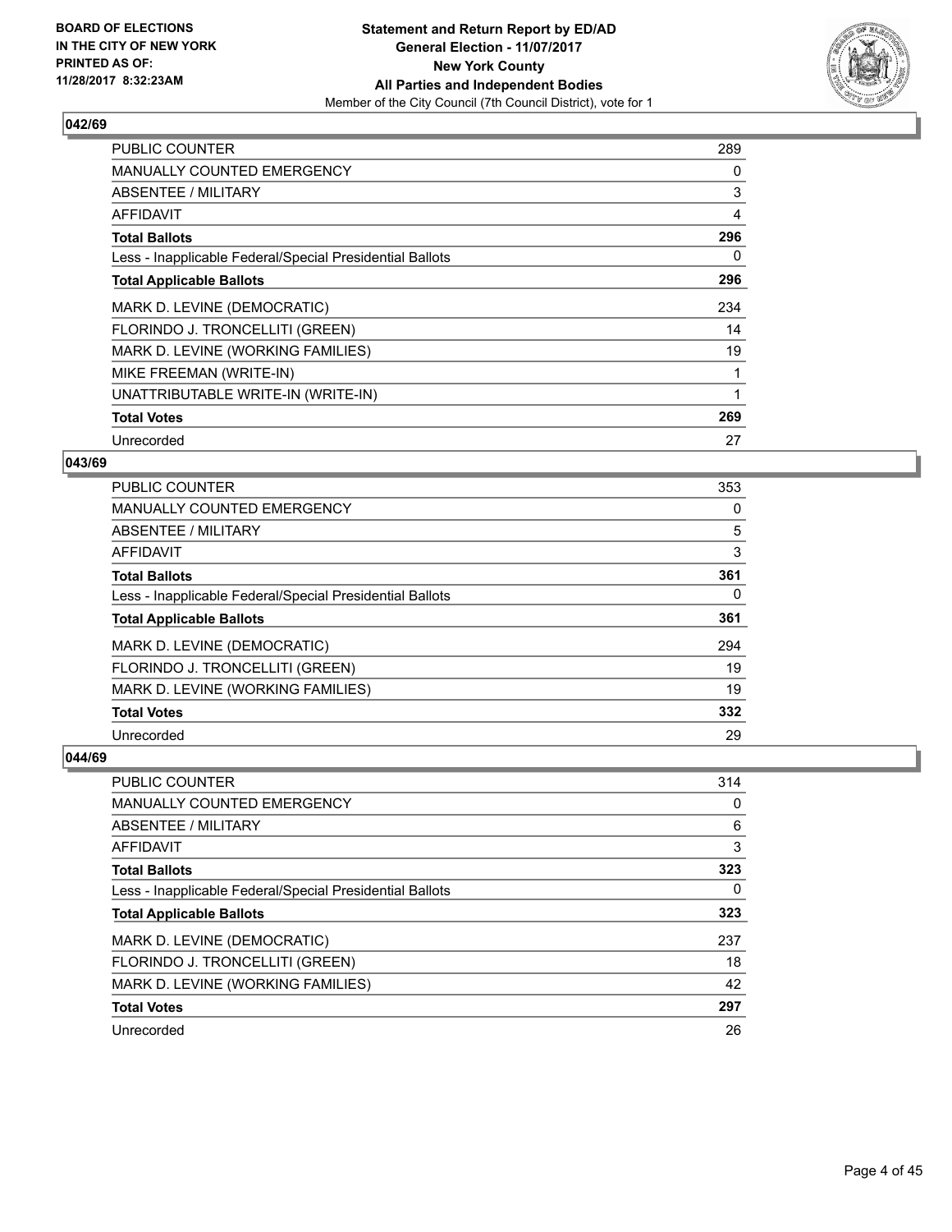## 042/69

| | |
|---|---|
| PUBLIC COUNTER | 289 |
| MANUALLY COUNTED EMERGENCY | 0 |
| ABSENTEE / MILITARY | 3 |
| AFFIDAVIT | 4 |
| **Total Ballots** | **296** |
| Less - Inapplicable Federal/Special Presidential Ballots | 0 |
| **Total Applicable Ballots** | **296** |
| MARK D. LEVINE (DEMOCRATIC) | 234 |
| FLORINDO J. TRONCELLITI (GREEN) | 14 |
| MARK D. LEVINE (WORKING FAMILIES) | 19 |
| MIKE FREEMAN (WRITE-IN) | 1 |
| UNATTRIBUTABLE WRITE-IN (WRITE-IN) | 1 |
| **Total Votes** | **269** |
| Unrecorded | 27 |

## 043/69

| | |
|---|---|
| PUBLIC COUNTER | 353 |
| MANUALLY COUNTED EMERGENCY | 0 |
| ABSENTEE / MILITARY | 5 |
| AFFIDAVIT | 3 |
| **Total Ballots** | **361** |
| Less - Inapplicable Federal/Special Presidential Ballots | 0 |
| **Total Applicable Ballots** | **361** |
| MARK D. LEVINE (DEMOCRATIC) | 294 |
| FLORINDO J. TRONCELLITI (GREEN) | 19 |
| MARK D. LEVINE (WORKING FAMILIES) | 19 |
| **Total Votes** | **332** |
| Unrecorded | 29 |

## 044/69

| | |
|---|---|
| PUBLIC COUNTER | 314 |
| MANUALLY COUNTED EMERGENCY | 0 |
| ABSENTEE / MILITARY | 6 |
| AFFIDAVIT | 3 |
| **Total Ballots** | **323** |
| Less - Inapplicable Federal/Special Presidential Ballots | 0 |
| **Total Applicable Ballots** | **323** |
| MARK D. LEVINE (DEMOCRATIC) | 237 |
| FLORINDO J. TRONCELLITI (GREEN) | 18 |
| MARK D. LEVINE (WORKING FAMILIES) | 42 |
| **Total Votes** | **297** |
| Unrecorded | 26 |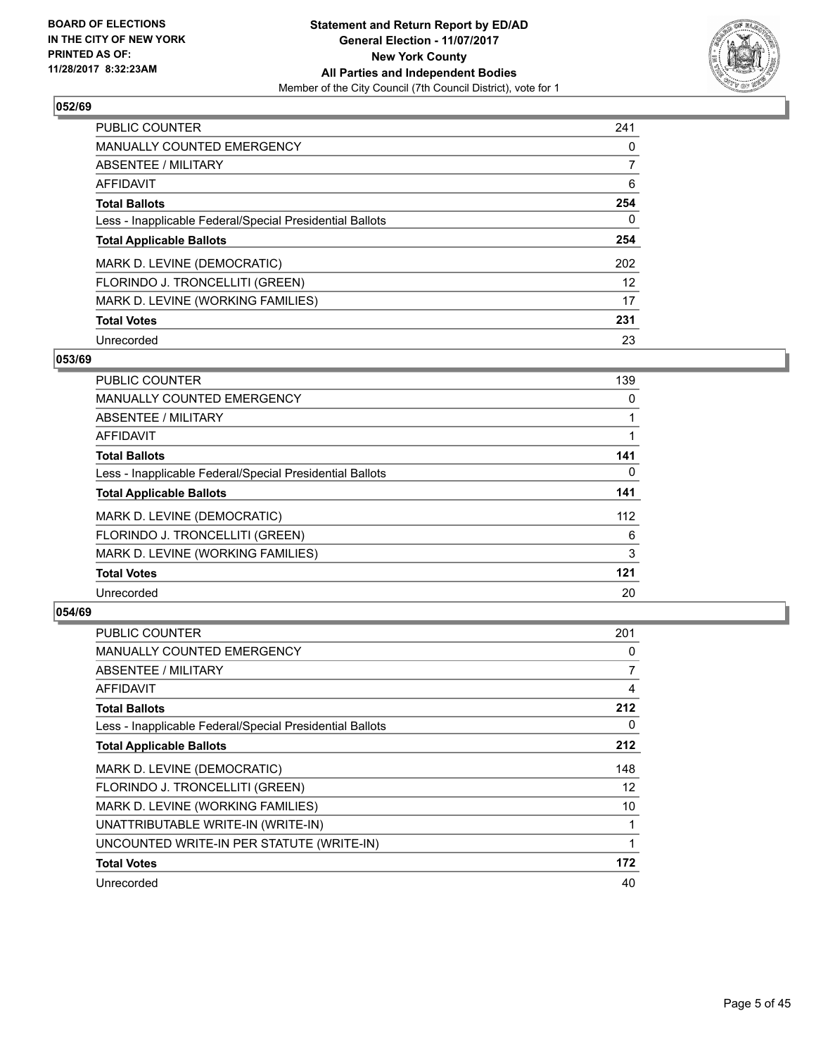**BOARD OF ELECTIONS IN THE CITY OF NEW YORK PRINTED AS OF: 11/28/2017 8:32:23AM**

**Statement and Return Report by ED/AD General Election - 11/07/2017 New York County All Parties and Independent Bodies**
Member of the City Council (7th Council District), vote for 1

### 052/69

| | |
|---|---|
| PUBLIC COUNTER | 241 |
| MANUALLY COUNTED EMERGENCY | 0 |
| ABSENTEE / MILITARY | 7 |
| AFFIDAVIT | 6 |
| **Total Ballots** | **254** |
| Less - Inapplicable Federal/Special Presidential Ballots | 0 |
| **Total Applicable Ballots** | **254** |
| MARK D. LEVINE (DEMOCRATIC) | 202 |
| FLORINDO J. TRONCELLITI (GREEN) | 12 |
| MARK D. LEVINE (WORKING FAMILIES) | 17 |
| **Total Votes** | **231** |
| Unrecorded | 23 |

### 053/69

| | |
|---|---|
| PUBLIC COUNTER | 139 |
| MANUALLY COUNTED EMERGENCY | 0 |
| ABSENTEE / MILITARY | 1 |
| AFFIDAVIT | 1 |
| **Total Ballots** | **141** |
| Less - Inapplicable Federal/Special Presidential Ballots | 0 |
| **Total Applicable Ballots** | **141** |
| MARK D. LEVINE (DEMOCRATIC) | 112 |
| FLORINDO J. TRONCELLITI (GREEN) | 6 |
| MARK D. LEVINE (WORKING FAMILIES) | 3 |
| **Total Votes** | **121** |
| Unrecorded | 20 |

### 054/69

| | |
|---|---|
| PUBLIC COUNTER | 201 |
| MANUALLY COUNTED EMERGENCY | 0 |
| ABSENTEE / MILITARY | 7 |
| AFFIDAVIT | 4 |
| **Total Ballots** | **212** |
| Less - Inapplicable Federal/Special Presidential Ballots | 0 |
| **Total Applicable Ballots** | **212** |
| MARK D. LEVINE (DEMOCRATIC) | 148 |
| FLORINDO J. TRONCELLITI (GREEN) | 12 |
| MARK D. LEVINE (WORKING FAMILIES) | 10 |
| UNATTRIBUTABLE WRITE-IN (WRITE-IN) | 1 |
| UNCOUNTED WRITE-IN PER STATUTE (WRITE-IN) | 1 |
| **Total Votes** | **172** |
| Unrecorded | 40 |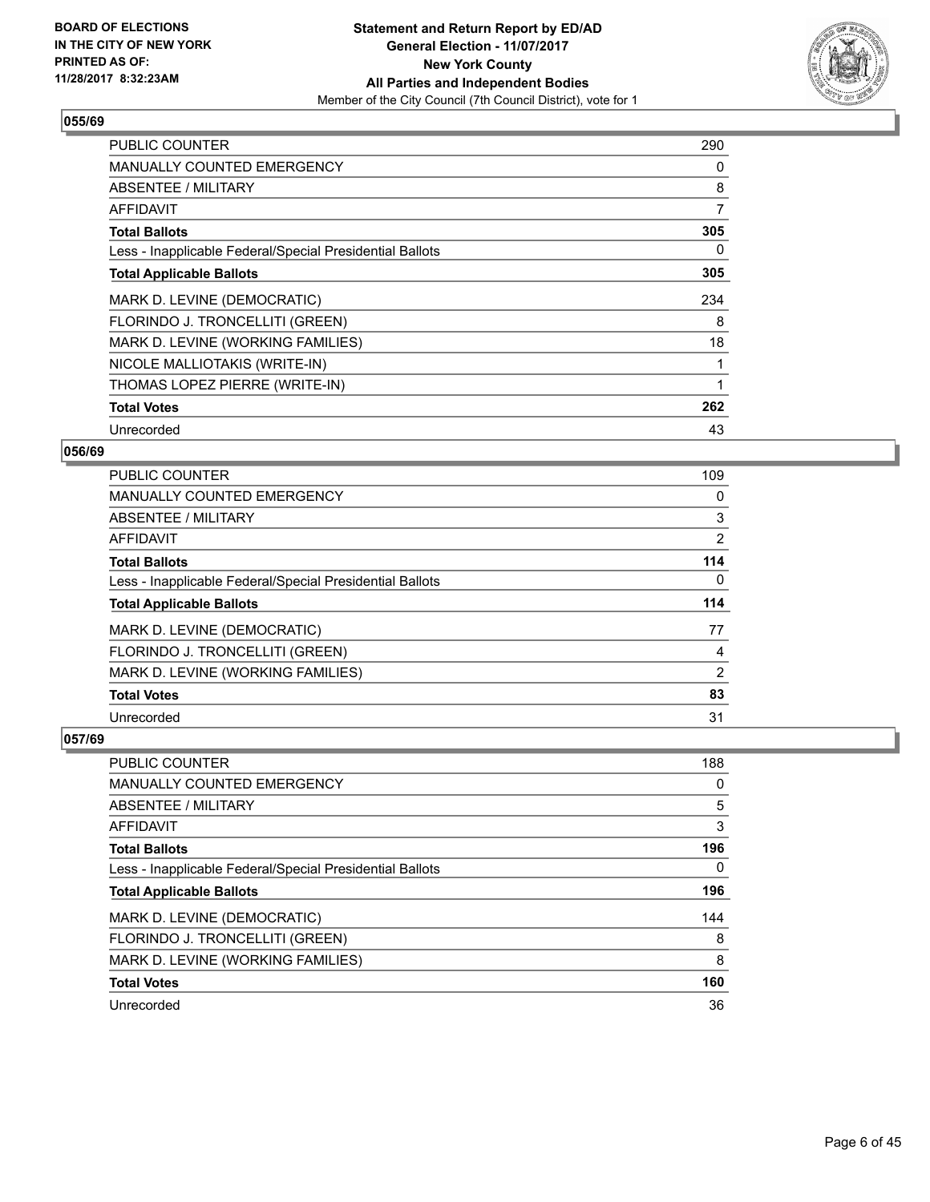**BOARD OF ELECTIONS IN THE CITY OF NEW YORK PRINTED AS OF: 11/28/2017 8:32:23AM**

**Statement and Return Report by ED/AD General Election - 11/07/2017 New York County All Parties and Independent Bodies**
Member of the City Council (7th Council District), vote for 1

### 055/69

| | |
|---|---|
| PUBLIC COUNTER | 290 |
| MANUALLY COUNTED EMERGENCY | 0 |
| ABSENTEE / MILITARY | 8 |
| AFFIDAVIT | 7 |
| **Total Ballots** | **305** |
| Less - Inapplicable Federal/Special Presidential Ballots | 0 |
| **Total Applicable Ballots** | **305** |
| MARK D. LEVINE (DEMOCRATIC) | 234 |
| FLORINDO J. TRONCELLITI (GREEN) | 8 |
| MARK D. LEVINE (WORKING FAMILIES) | 18 |
| NICOLE MALLIOTAKIS (WRITE-IN) | 1 |
| THOMAS LOPEZ PIERRE (WRITE-IN) | 1 |
| **Total Votes** | **262** |
| Unrecorded | 43 |

### 056/69

| | |
|---|---|
| PUBLIC COUNTER | 109 |
| MANUALLY COUNTED EMERGENCY | 0 |
| ABSENTEE / MILITARY | 3 |
| AFFIDAVIT | 2 |
| **Total Ballots** | **114** |
| Less - Inapplicable Federal/Special Presidential Ballots | 0 |
| **Total Applicable Ballots** | **114** |
| MARK D. LEVINE (DEMOCRATIC) | 77 |
| FLORINDO J. TRONCELLITI (GREEN) | 4 |
| MARK D. LEVINE (WORKING FAMILIES) | 2 |
| **Total Votes** | **83** |
| Unrecorded | 31 |

### 057/69

| | |
|---|---|
| PUBLIC COUNTER | 188 |
| MANUALLY COUNTED EMERGENCY | 0 |
| ABSENTEE / MILITARY | 5 |
| AFFIDAVIT | 3 |
| **Total Ballots** | **196** |
| Less - Inapplicable Federal/Special Presidential Ballots | 0 |
| **Total Applicable Ballots** | **196** |
| MARK D. LEVINE (DEMOCRATIC) | 144 |
| FLORINDO J. TRONCELLITI (GREEN) | 8 |
| MARK D. LEVINE (WORKING FAMILIES) | 8 |
| **Total Votes** | **160** |
| Unrecorded | 36 |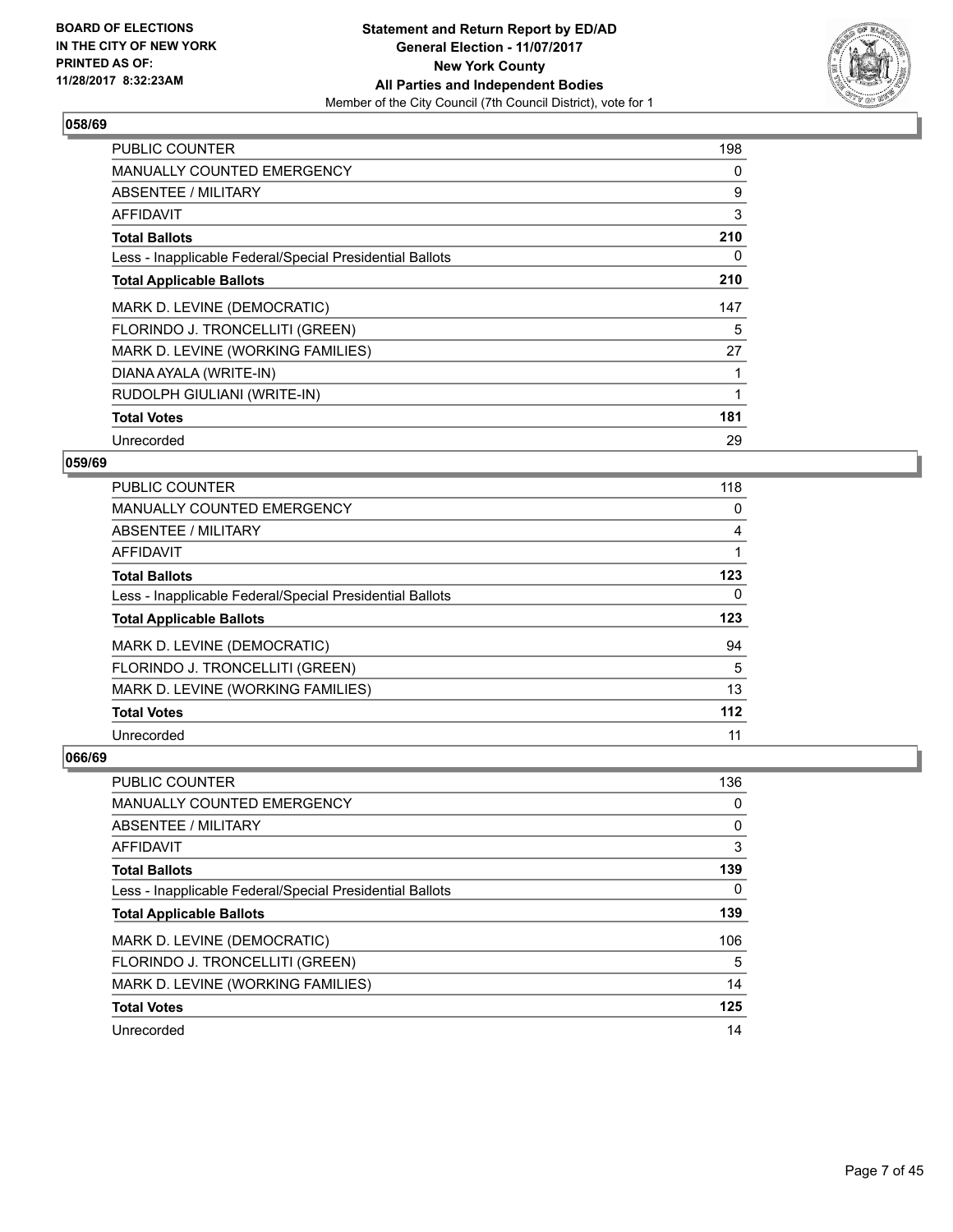**BOARD OF ELECTIONS IN THE CITY OF NEW YORK PRINTED AS OF: 11/28/2017 8:32:23AM**

**Statement and Return Report by ED/AD General Election - 11/07/2017 New York County All Parties and Independent Bodies**
Member of the City Council (7th Council District), vote for 1

### 058/69

| | |
|---|---|
| PUBLIC COUNTER | 198 |
| MANUALLY COUNTED EMERGENCY | 0 |
| ABSENTEE / MILITARY | 9 |
| AFFIDAVIT | 3 |
| **Total Ballots** | **210** |
| Less - Inapplicable Federal/Special Presidential Ballots | 0 |
| **Total Applicable Ballots** | **210** |
| MARK D. LEVINE (DEMOCRATIC) | 147 |
| FLORINDO J. TRONCELLITI (GREEN) | 5 |
| MARK D. LEVINE (WORKING FAMILIES) | 27 |
| DIANA AYALA (WRITE-IN) | 1 |
| RUDOLPH GIULIANI (WRITE-IN) | 1 |
| **Total Votes** | **181** |
| Unrecorded | 29 |

### 059/69

| | |
|---|---|
| PUBLIC COUNTER | 118 |
| MANUALLY COUNTED EMERGENCY | 0 |
| ABSENTEE / MILITARY | 4 |
| AFFIDAVIT | 1 |
| **Total Ballots** | **123** |
| Less - Inapplicable Federal/Special Presidential Ballots | 0 |
| **Total Applicable Ballots** | **123** |
| MARK D. LEVINE (DEMOCRATIC) | 94 |
| FLORINDO J. TRONCELLITI (GREEN) | 5 |
| MARK D. LEVINE (WORKING FAMILIES) | 13 |
| **Total Votes** | **112** |
| Unrecorded | 11 |

### 066/69

| | |
|---|---|
| PUBLIC COUNTER | 136 |
| MANUALLY COUNTED EMERGENCY | 0 |
| ABSENTEE / MILITARY | 0 |
| AFFIDAVIT | 3 |
| **Total Ballots** | **139** |
| Less - Inapplicable Federal/Special Presidential Ballots | 0 |
| **Total Applicable Ballots** | **139** |
| MARK D. LEVINE (DEMOCRATIC) | 106 |
| FLORINDO J. TRONCELLITI (GREEN) | 5 |
| MARK D. LEVINE (WORKING FAMILIES) | 14 |
| **Total Votes** | **125** |
| Unrecorded | 14 |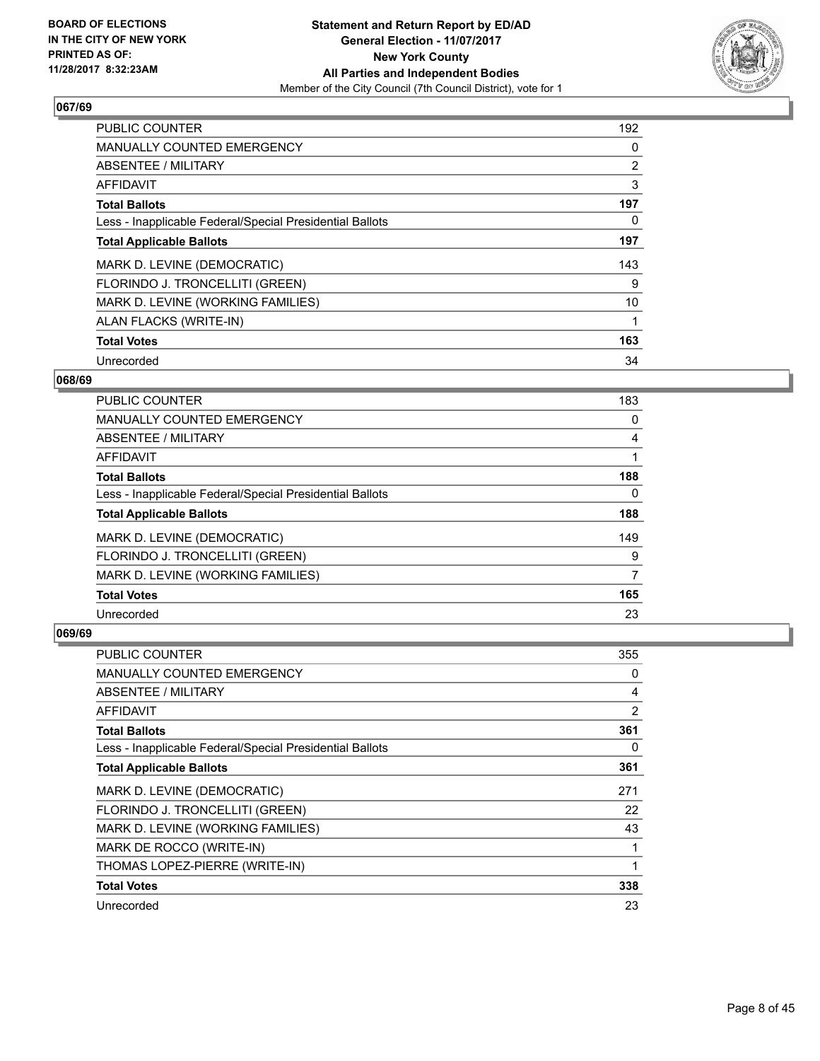**Statement and Return Report by ED/AD**
**General Election - 11/07/2017**
**New York County**
**All Parties and Independent Bodies**
Member of the City Council (7th Council District), vote for 1

BOARD OF ELECTIONS
IN THE CITY OF NEW YORK
PRINTED AS OF:
11/28/2017 8:32:23AM

### 067/69

| | |
|---|---|
| PUBLIC COUNTER | 192 |
| MANUALLY COUNTED EMERGENCY | 0 |
| ABSENTEE / MILITARY | 2 |
| AFFIDAVIT | 3 |
| **Total Ballots** | **197** |
| Less - Inapplicable Federal/Special Presidential Ballots | 0 |
| **Total Applicable Ballots** | **197** |
| MARK D. LEVINE (DEMOCRATIC) | 143 |
| FLORINDO J. TRONCELLITI (GREEN) | 9 |
| MARK D. LEVINE (WORKING FAMILIES) | 10 |
| ALAN FLACKS (WRITE-IN) | 1 |
| **Total Votes** | **163** |
| Unrecorded | 34 |

### 068/69

| | |
|---|---|
| PUBLIC COUNTER | 183 |
| MANUALLY COUNTED EMERGENCY | 0 |
| ABSENTEE / MILITARY | 4 |
| AFFIDAVIT | 1 |
| **Total Ballots** | **188** |
| Less - Inapplicable Federal/Special Presidential Ballots | 0 |
| **Total Applicable Ballots** | **188** |
| MARK D. LEVINE (DEMOCRATIC) | 149 |
| FLORINDO J. TRONCELLITI (GREEN) | 9 |
| MARK D. LEVINE (WORKING FAMILIES) | 7 |
| **Total Votes** | **165** |
| Unrecorded | 23 |

### 069/69

| | |
|---|---|
| PUBLIC COUNTER | 355 |
| MANUALLY COUNTED EMERGENCY | 0 |
| ABSENTEE / MILITARY | 4 |
| AFFIDAVIT | 2 |
| **Total Ballots** | **361** |
| Less - Inapplicable Federal/Special Presidential Ballots | 0 |
| **Total Applicable Ballots** | **361** |
| MARK D. LEVINE (DEMOCRATIC) | 271 |
| FLORINDO J. TRONCELLITI (GREEN) | 22 |
| MARK D. LEVINE (WORKING FAMILIES) | 43 |
| MARK DE ROCCO (WRITE-IN) | 1 |
| THOMAS LOPEZ-PIERRE (WRITE-IN) | 1 |
| **Total Votes** | **338** |
| Unrecorded | 23 |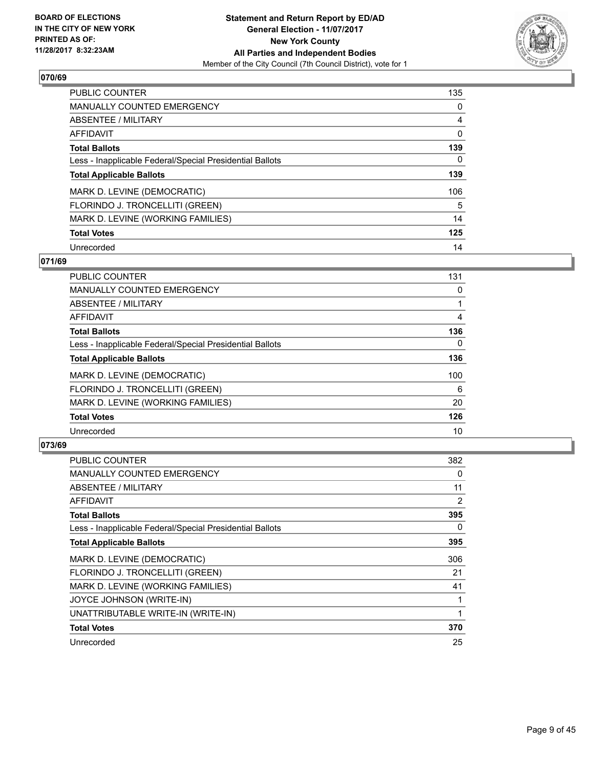## 070/69

| | |
|---|---|
| PUBLIC COUNTER | 135 |
| MANUALLY COUNTED EMERGENCY | 0 |
| ABSENTEE / MILITARY | 4 |
| AFFIDAVIT | 0 |
| **Total Ballots** | **139** |
| Less - Inapplicable Federal/Special Presidential Ballots | 0 |
| **Total Applicable Ballots** | **139** |
| MARK D. LEVINE (DEMOCRATIC) | 106 |
| FLORINDO J. TRONCELLITI (GREEN) | 5 |
| MARK D. LEVINE (WORKING FAMILIES) | 14 |
| **Total Votes** | **125** |
| Unrecorded | 14 |

## 071/69

| | |
|---|---|
| PUBLIC COUNTER | 131 |
| MANUALLY COUNTED EMERGENCY | 0 |
| ABSENTEE / MILITARY | 1 |
| AFFIDAVIT | 4 |
| **Total Ballots** | **136** |
| Less - Inapplicable Federal/Special Presidential Ballots | 0 |
| **Total Applicable Ballots** | **136** |
| MARK D. LEVINE (DEMOCRATIC) | 100 |
| FLORINDO J. TRONCELLITI (GREEN) | 6 |
| MARK D. LEVINE (WORKING FAMILIES) | 20 |
| **Total Votes** | **126** |
| Unrecorded | 10 |

## 073/69

| | |
|---|---|
| PUBLIC COUNTER | 382 |
| MANUALLY COUNTED EMERGENCY | 0 |
| ABSENTEE / MILITARY | 11 |
| AFFIDAVIT | 2 |
| **Total Ballots** | **395** |
| Less - Inapplicable Federal/Special Presidential Ballots | 0 |
| **Total Applicable Ballots** | **395** |
| MARK D. LEVINE (DEMOCRATIC) | 306 |
| FLORINDO J. TRONCELLITI (GREEN) | 21 |
| MARK D. LEVINE (WORKING FAMILIES) | 41 |
| JOYCE JOHNSON (WRITE-IN) | 1 |
| UNATTRIBUTABLE WRITE-IN (WRITE-IN) | 1 |
| **Total Votes** | **370** |
| Unrecorded | 25 |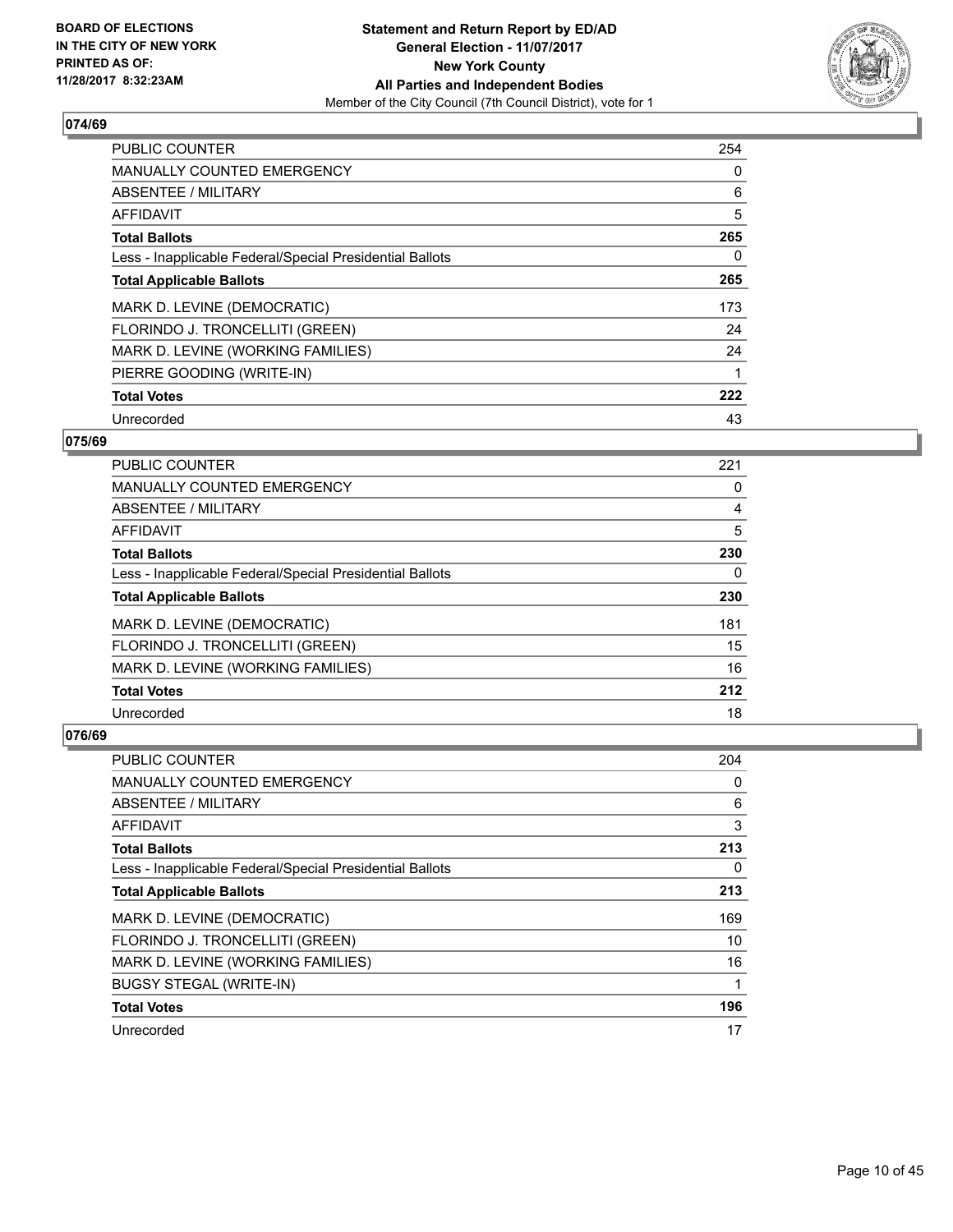BOARD OF ELECTIONS
IN THE CITY OF NEW YORK
PRINTED AS OF:
11/28/2017 8:32:23AM

**Statement and Return Report by ED/AD**
**General Election - 11/07/2017**
**New York County**
**All Parties and Independent Bodies**
Member of the City Council (7th Council District), vote for 1

## 074/69

| | |
|---|---|
| PUBLIC COUNTER | 254 |
| MANUALLY COUNTED EMERGENCY | 0 |
| ABSENTEE / MILITARY | 6 |
| AFFIDAVIT | 5 |
| **Total Ballots** | **265** |
| Less - Inapplicable Federal/Special Presidential Ballots | 0 |
| **Total Applicable Ballots** | **265** |
| MARK D. LEVINE (DEMOCRATIC) | 173 |
| FLORINDO J. TRONCELLITI (GREEN) | 24 |
| MARK D. LEVINE (WORKING FAMILIES) | 24 |
| PIERRE GOODING (WRITE-IN) | 1 |
| **Total Votes** | **222** |
| Unrecorded | 43 |

## 075/69

| | |
|---|---|
| PUBLIC COUNTER | 221 |
| MANUALLY COUNTED EMERGENCY | 0 |
| ABSENTEE / MILITARY | 4 |
| AFFIDAVIT | 5 |
| **Total Ballots** | **230** |
| Less - Inapplicable Federal/Special Presidential Ballots | 0 |
| **Total Applicable Ballots** | **230** |
| MARK D. LEVINE (DEMOCRATIC) | 181 |
| FLORINDO J. TRONCELLITI (GREEN) | 15 |
| MARK D. LEVINE (WORKING FAMILIES) | 16 |
| **Total Votes** | **212** |
| Unrecorded | 18 |

## 076/69

| | |
|---|---|
| PUBLIC COUNTER | 204 |
| MANUALLY COUNTED EMERGENCY | 0 |
| ABSENTEE / MILITARY | 6 |
| AFFIDAVIT | 3 |
| **Total Ballots** | **213** |
| Less - Inapplicable Federal/Special Presidential Ballots | 0 |
| **Total Applicable Ballots** | **213** |
| MARK D. LEVINE (DEMOCRATIC) | 169 |
| FLORINDO J. TRONCELLITI (GREEN) | 10 |
| MARK D. LEVINE (WORKING FAMILIES) | 16 |
| BUGSY STEGAL (WRITE-IN) | 1 |
| **Total Votes** | **196** |
| Unrecorded | 17 |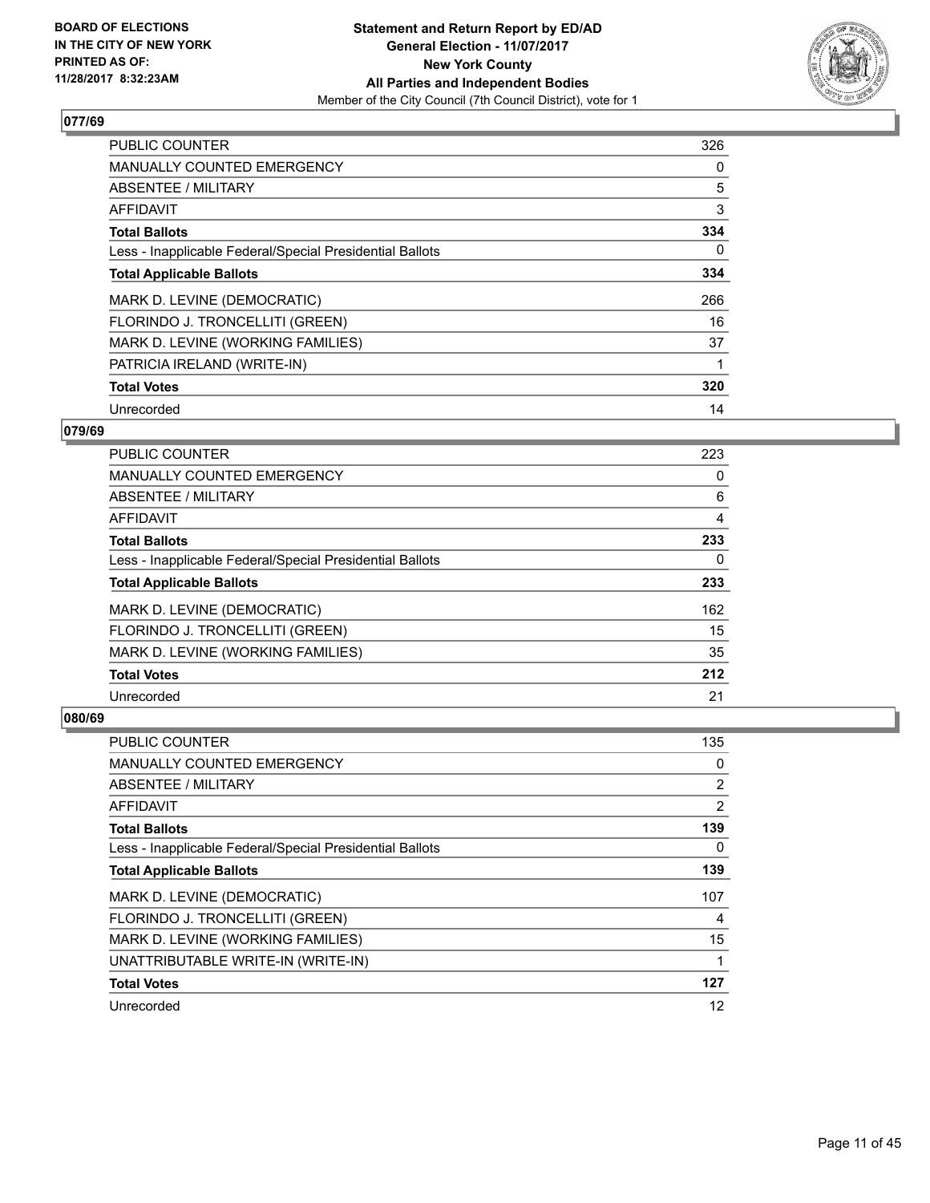## 077/69

| | |
|---|---|
| PUBLIC COUNTER | 326 |
| MANUALLY COUNTED EMERGENCY | 0 |
| ABSENTEE / MILITARY | 5 |
| AFFIDAVIT | 3 |
| **Total Ballots** | **334** |
| Less - Inapplicable Federal/Special Presidential Ballots | 0 |
| **Total Applicable Ballots** | **334** |
| MARK D. LEVINE (DEMOCRATIC) | 266 |
| FLORINDO J. TRONCELLITI (GREEN) | 16 |
| MARK D. LEVINE (WORKING FAMILIES) | 37 |
| PATRICIA IRELAND (WRITE-IN) | 1 |
| **Total Votes** | **320** |
| Unrecorded | 14 |

## 079/69

| | |
|---|---|
| PUBLIC COUNTER | 223 |
| MANUALLY COUNTED EMERGENCY | 0 |
| ABSENTEE / MILITARY | 6 |
| AFFIDAVIT | 4 |
| **Total Ballots** | **233** |
| Less - Inapplicable Federal/Special Presidential Ballots | 0 |
| **Total Applicable Ballots** | **233** |
| MARK D. LEVINE (DEMOCRATIC) | 162 |
| FLORINDO J. TRONCELLITI (GREEN) | 15 |
| MARK D. LEVINE (WORKING FAMILIES) | 35 |
| **Total Votes** | **212** |
| Unrecorded | 21 |

## 080/69

| | |
|---|---|
| PUBLIC COUNTER | 135 |
| MANUALLY COUNTED EMERGENCY | 0 |
| ABSENTEE / MILITARY | 2 |
| AFFIDAVIT | 2 |
| **Total Ballots** | **139** |
| Less - Inapplicable Federal/Special Presidential Ballots | 0 |
| **Total Applicable Ballots** | **139** |
| MARK D. LEVINE (DEMOCRATIC) | 107 |
| FLORINDO J. TRONCELLITI (GREEN) | 4 |
| MARK D. LEVINE (WORKING FAMILIES) | 15 |
| UNATTRIBUTABLE WRITE-IN (WRITE-IN) | 1 |
| **Total Votes** | **127** |
| Unrecorded | 12 |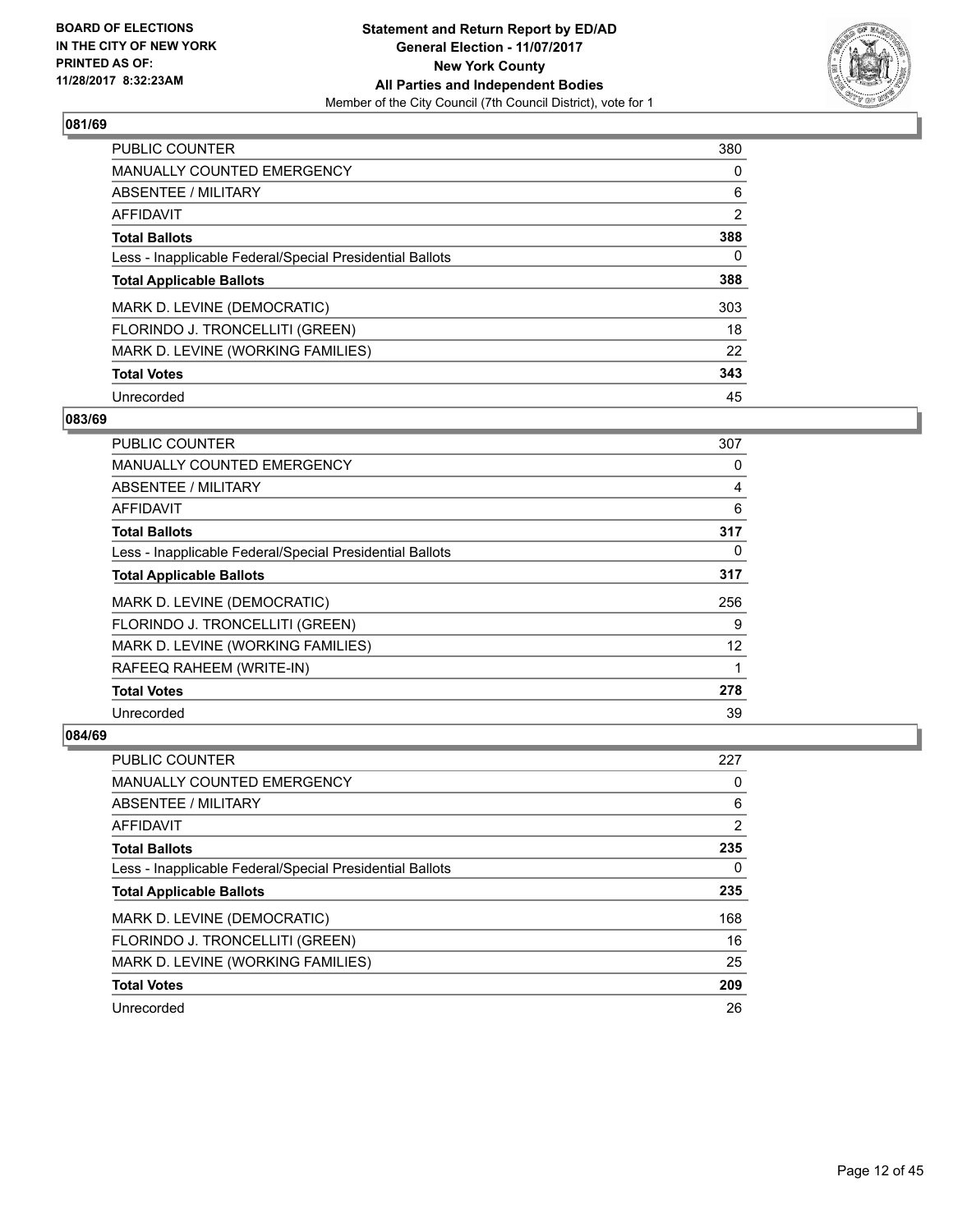## 081/69

| | |
|---|---|
| PUBLIC COUNTER | 380 |
| MANUALLY COUNTED EMERGENCY | 0 |
| ABSENTEE / MILITARY | 6 |
| AFFIDAVIT | 2 |
| **Total Ballots** | **388** |
| Less - Inapplicable Federal/Special Presidential Ballots | 0 |
| **Total Applicable Ballots** | **388** |
| MARK D. LEVINE (DEMOCRATIC) | 303 |
| FLORINDO J. TRONCELLITI (GREEN) | 18 |
| MARK D. LEVINE (WORKING FAMILIES) | 22 |
| **Total Votes** | **343** |
| Unrecorded | 45 |

## 083/69

| | |
|---|---|
| PUBLIC COUNTER | 307 |
| MANUALLY COUNTED EMERGENCY | 0 |
| ABSENTEE / MILITARY | 4 |
| AFFIDAVIT | 6 |
| **Total Ballots** | **317** |
| Less - Inapplicable Federal/Special Presidential Ballots | 0 |
| **Total Applicable Ballots** | **317** |
| MARK D. LEVINE (DEMOCRATIC) | 256 |
| FLORINDO J. TRONCELLITI (GREEN) | 9 |
| MARK D. LEVINE (WORKING FAMILIES) | 12 |
| RAFEEQ RAHEEM (WRITE-IN) | 1 |
| **Total Votes** | **278** |
| Unrecorded | 39 |

## 084/69

| | |
|---|---|
| PUBLIC COUNTER | 227 |
| MANUALLY COUNTED EMERGENCY | 0 |
| ABSENTEE / MILITARY | 6 |
| AFFIDAVIT | 2 |
| **Total Ballots** | **235** |
| Less - Inapplicable Federal/Special Presidential Ballots | 0 |
| **Total Applicable Ballots** | **235** |
| MARK D. LEVINE (DEMOCRATIC) | 168 |
| FLORINDO J. TRONCELLITI (GREEN) | 16 |
| MARK D. LEVINE (WORKING FAMILIES) | 25 |
| **Total Votes** | **209** |
| Unrecorded | 26 |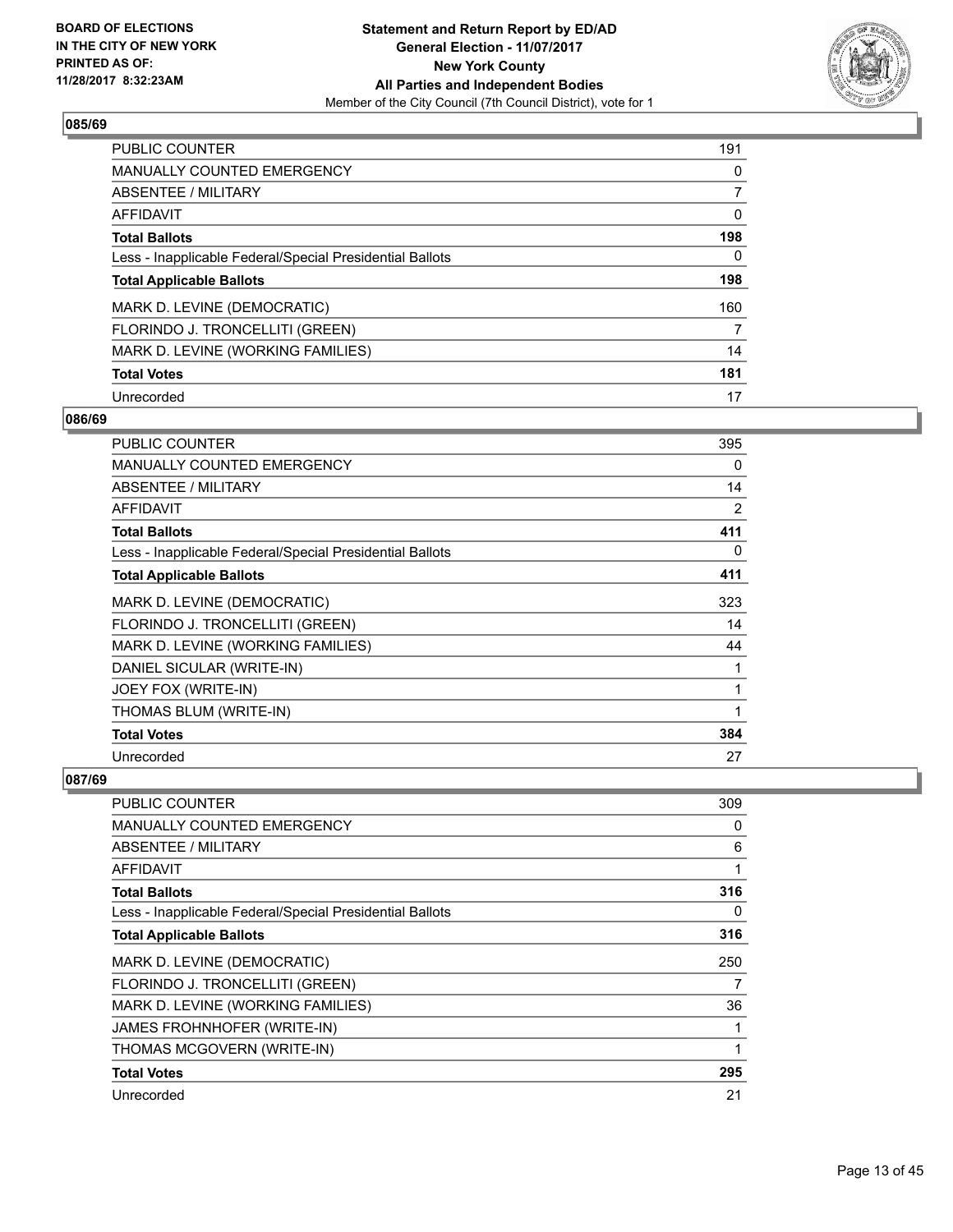**BOARD OF ELECTIONS IN THE CITY OF NEW YORK PRINTED AS OF: 11/28/2017 8:32:23AM**

**Statement and Return Report by ED/AD General Election - 11/07/2017 New York County All Parties and Independent Bodies**
Member of the City Council (7th Council District), vote for 1

## 085/69

| | |
|---|---|
| PUBLIC COUNTER | 191 |
| MANUALLY COUNTED EMERGENCY | 0 |
| ABSENTEE / MILITARY | 7 |
| AFFIDAVIT | 0 |
| **Total Ballots** | **198** |
| Less - Inapplicable Federal/Special Presidential Ballots | 0 |
| **Total Applicable Ballots** | **198** |
| MARK D. LEVINE (DEMOCRATIC) | 160 |
| FLORINDO J. TRONCELLITI (GREEN) | 7 |
| MARK D. LEVINE (WORKING FAMILIES) | 14 |
| **Total Votes** | **181** |
| Unrecorded | 17 |

## 086/69

| | |
|---|---|
| PUBLIC COUNTER | 395 |
| MANUALLY COUNTED EMERGENCY | 0 |
| ABSENTEE / MILITARY | 14 |
| AFFIDAVIT | 2 |
| **Total Ballots** | **411** |
| Less - Inapplicable Federal/Special Presidential Ballots | 0 |
| **Total Applicable Ballots** | **411** |
| MARK D. LEVINE (DEMOCRATIC) | 323 |
| FLORINDO J. TRONCELLITI (GREEN) | 14 |
| MARK D. LEVINE (WORKING FAMILIES) | 44 |
| DANIEL SICULAR (WRITE-IN) | 1 |
| JOEY FOX (WRITE-IN) | 1 |
| THOMAS BLUM (WRITE-IN) | 1 |
| **Total Votes** | **384** |
| Unrecorded | 27 |

## 087/69

| | |
|---|---|
| PUBLIC COUNTER | 309 |
| MANUALLY COUNTED EMERGENCY | 0 |
| ABSENTEE / MILITARY | 6 |
| AFFIDAVIT | 1 |
| **Total Ballots** | **316** |
| Less - Inapplicable Federal/Special Presidential Ballots | 0 |
| **Total Applicable Ballots** | **316** |
| MARK D. LEVINE (DEMOCRATIC) | 250 |
| FLORINDO J. TRONCELLITI (GREEN) | 7 |
| MARK D. LEVINE (WORKING FAMILIES) | 36 |
| JAMES FROHNHOFER (WRITE-IN) | 1 |
| THOMAS MCGOVERN (WRITE-IN) | 1 |
| **Total Votes** | **295** |
| Unrecorded | 21 |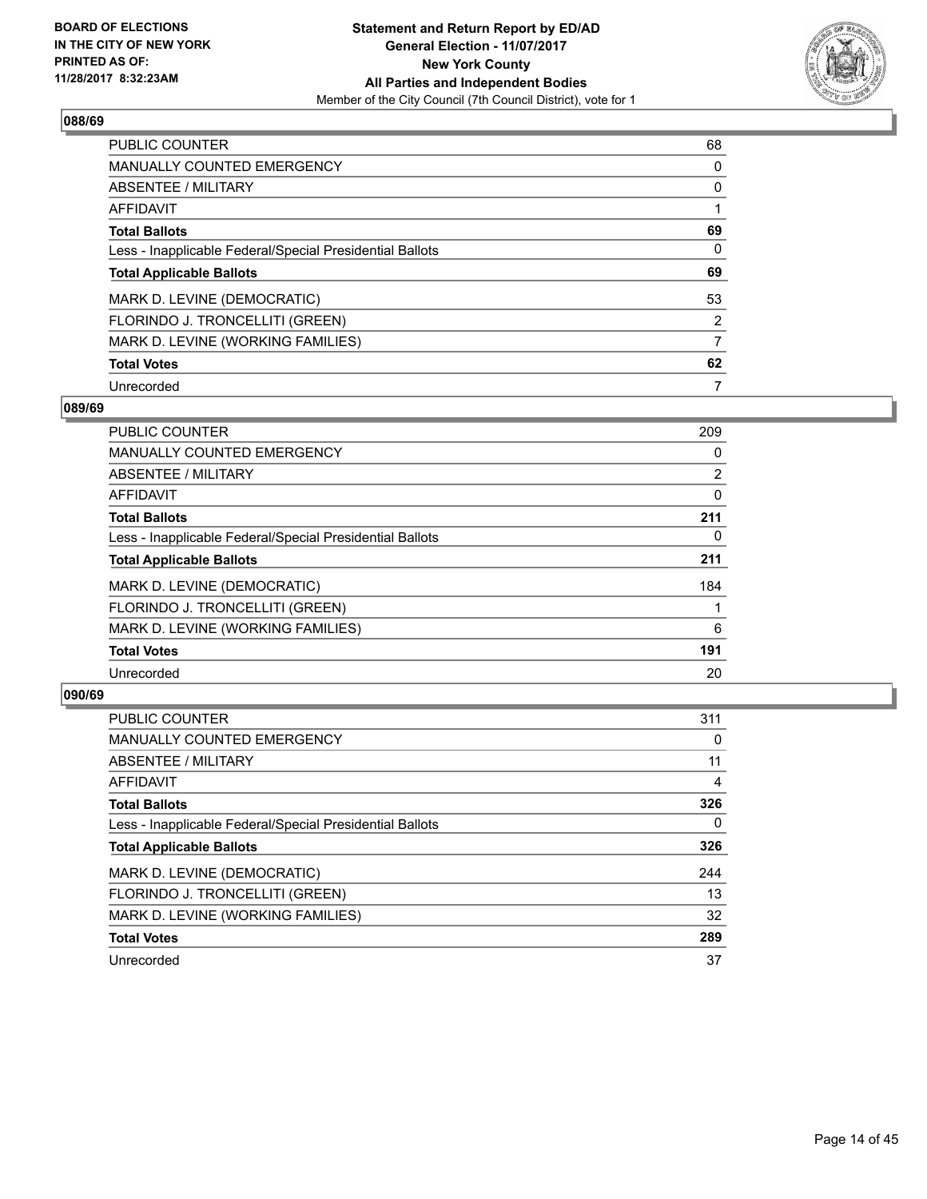**BOARD OF ELECTIONS IN THE CITY OF NEW YORK PRINTED AS OF: 11/28/2017 8:32:23AM**

**Statement and Return Report by ED/AD**
**General Election - 11/07/2017**
**New York County**
**All Parties and Independent Bodies**
Member of the City Council (7th Council District), vote for 1

### 088/69

| | |
|---|---|
| PUBLIC COUNTER | 68 |
| MANUALLY COUNTED EMERGENCY | 0 |
| ABSENTEE / MILITARY | 0 |
| AFFIDAVIT | 1 |
| **Total Ballots** | **69** |
| Less - Inapplicable Federal/Special Presidential Ballots | 0 |
| **Total Applicable Ballots** | **69** |
| MARK D. LEVINE (DEMOCRATIC) | 53 |
| FLORINDO J. TRONCELLITI (GREEN) | 2 |
| MARK D. LEVINE (WORKING FAMILIES) | 7 |
| **Total Votes** | **62** |
| Unrecorded | 7 |

### 089/69

| | |
|---|---|
| PUBLIC COUNTER | 209 |
| MANUALLY COUNTED EMERGENCY | 0 |
| ABSENTEE / MILITARY | 2 |
| AFFIDAVIT | 0 |
| **Total Ballots** | **211** |
| Less - Inapplicable Federal/Special Presidential Ballots | 0 |
| **Total Applicable Ballots** | **211** |
| MARK D. LEVINE (DEMOCRATIC) | 184 |
| FLORINDO J. TRONCELLITI (GREEN) | 1 |
| MARK D. LEVINE (WORKING FAMILIES) | 6 |
| **Total Votes** | **191** |
| Unrecorded | 20 |

### 090/69

| | |
|---|---|
| PUBLIC COUNTER | 311 |
| MANUALLY COUNTED EMERGENCY | 0 |
| ABSENTEE / MILITARY | 11 |
| AFFIDAVIT | 4 |
| **Total Ballots** | **326** |
| Less - Inapplicable Federal/Special Presidential Ballots | 0 |
| **Total Applicable Ballots** | **326** |
| MARK D. LEVINE (DEMOCRATIC) | 244 |
| FLORINDO J. TRONCELLITI (GREEN) | 13 |
| MARK D. LEVINE (WORKING FAMILIES) | 32 |
| **Total Votes** | **289** |
| Unrecorded | 37 |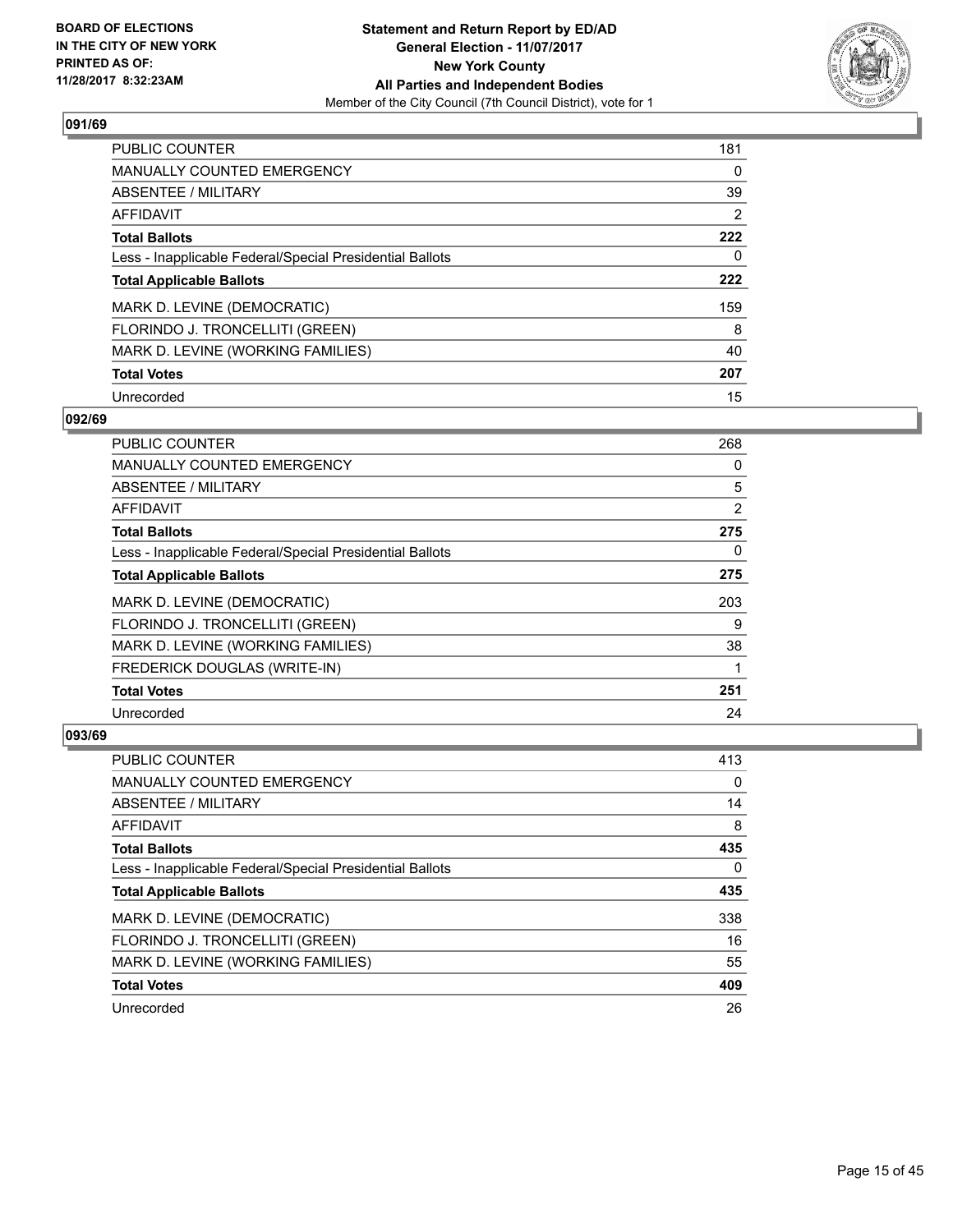**BOARD OF ELECTIONS IN THE CITY OF NEW YORK PRINTED AS OF: 11/28/2017 8:32:23AM**

**Statement and Return Report by ED/AD General Election - 11/07/2017 New York County All Parties and Independent Bodies**

Member of the City Council (7th Council District), vote for 1

## 091/69

| | |
|---|---|
| PUBLIC COUNTER | 181 |
| MANUALLY COUNTED EMERGENCY | 0 |
| ABSENTEE / MILITARY | 39 |
| AFFIDAVIT | 2 |
| **Total Ballots** | **222** |
| Less - Inapplicable Federal/Special Presidential Ballots | 0 |
| **Total Applicable Ballots** | **222** |
| MARK D. LEVINE (DEMOCRATIC) | 159 |
| FLORINDO J. TRONCELLITI (GREEN) | 8 |
| MARK D. LEVINE (WORKING FAMILIES) | 40 |
| **Total Votes** | **207** |
| Unrecorded | 15 |

## 092/69

| | |
|---|---|
| PUBLIC COUNTER | 268 |
| MANUALLY COUNTED EMERGENCY | 0 |
| ABSENTEE / MILITARY | 5 |
| AFFIDAVIT | 2 |
| **Total Ballots** | **275** |
| Less - Inapplicable Federal/Special Presidential Ballots | 0 |
| **Total Applicable Ballots** | **275** |
| MARK D. LEVINE (DEMOCRATIC) | 203 |
| FLORINDO J. TRONCELLITI (GREEN) | 9 |
| MARK D. LEVINE (WORKING FAMILIES) | 38 |
| FREDERICK DOUGLAS (WRITE-IN) | 1 |
| **Total Votes** | **251** |
| Unrecorded | 24 |

## 093/69

| | |
|---|---|
| PUBLIC COUNTER | 413 |
| MANUALLY COUNTED EMERGENCY | 0 |
| ABSENTEE / MILITARY | 14 |
| AFFIDAVIT | 8 |
| **Total Ballots** | **435** |
| Less - Inapplicable Federal/Special Presidential Ballots | 0 |
| **Total Applicable Ballots** | **435** |
| MARK D. LEVINE (DEMOCRATIC) | 338 |
| FLORINDO J. TRONCELLITI (GREEN) | 16 |
| MARK D. LEVINE (WORKING FAMILIES) | 55 |
| **Total Votes** | **409** |
| Unrecorded | 26 |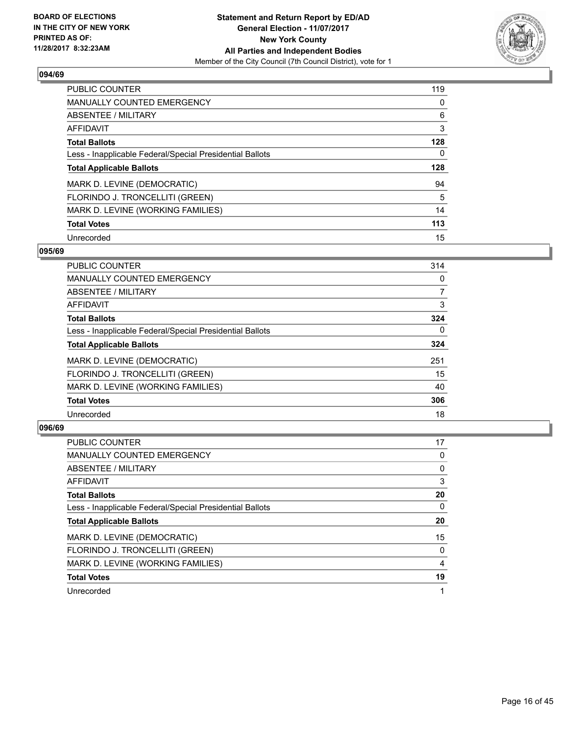## 094/69

| | |
|---|---|
| PUBLIC COUNTER | 119 |
| MANUALLY COUNTED EMERGENCY | 0 |
| ABSENTEE / MILITARY | 6 |
| AFFIDAVIT | 3 |
| **Total Ballots** | **128** |
| Less - Inapplicable Federal/Special Presidential Ballots | 0 |
| **Total Applicable Ballots** | **128** |
| MARK D. LEVINE (DEMOCRATIC) | 94 |
| FLORINDO J. TRONCELLITI (GREEN) | 5 |
| MARK D. LEVINE (WORKING FAMILIES) | 14 |
| **Total Votes** | **113** |
| Unrecorded | 15 |

## 095/69

| | |
|---|---|
| PUBLIC COUNTER | 314 |
| MANUALLY COUNTED EMERGENCY | 0 |
| ABSENTEE / MILITARY | 7 |
| AFFIDAVIT | 3 |
| **Total Ballots** | **324** |
| Less - Inapplicable Federal/Special Presidential Ballots | 0 |
| **Total Applicable Ballots** | **324** |
| MARK D. LEVINE (DEMOCRATIC) | 251 |
| FLORINDO J. TRONCELLITI (GREEN) | 15 |
| MARK D. LEVINE (WORKING FAMILIES) | 40 |
| **Total Votes** | **306** |
| Unrecorded | 18 |

## 096/69

| | |
|---|---|
| PUBLIC COUNTER | 17 |
| MANUALLY COUNTED EMERGENCY | 0 |
| ABSENTEE / MILITARY | 0 |
| AFFIDAVIT | 3 |
| **Total Ballots** | **20** |
| Less - Inapplicable Federal/Special Presidential Ballots | 0 |
| **Total Applicable Ballots** | **20** |
| MARK D. LEVINE (DEMOCRATIC) | 15 |
| FLORINDO J. TRONCELLITI (GREEN) | 0 |
| MARK D. LEVINE (WORKING FAMILIES) | 4 |
| **Total Votes** | **19** |
| Unrecorded | 1 |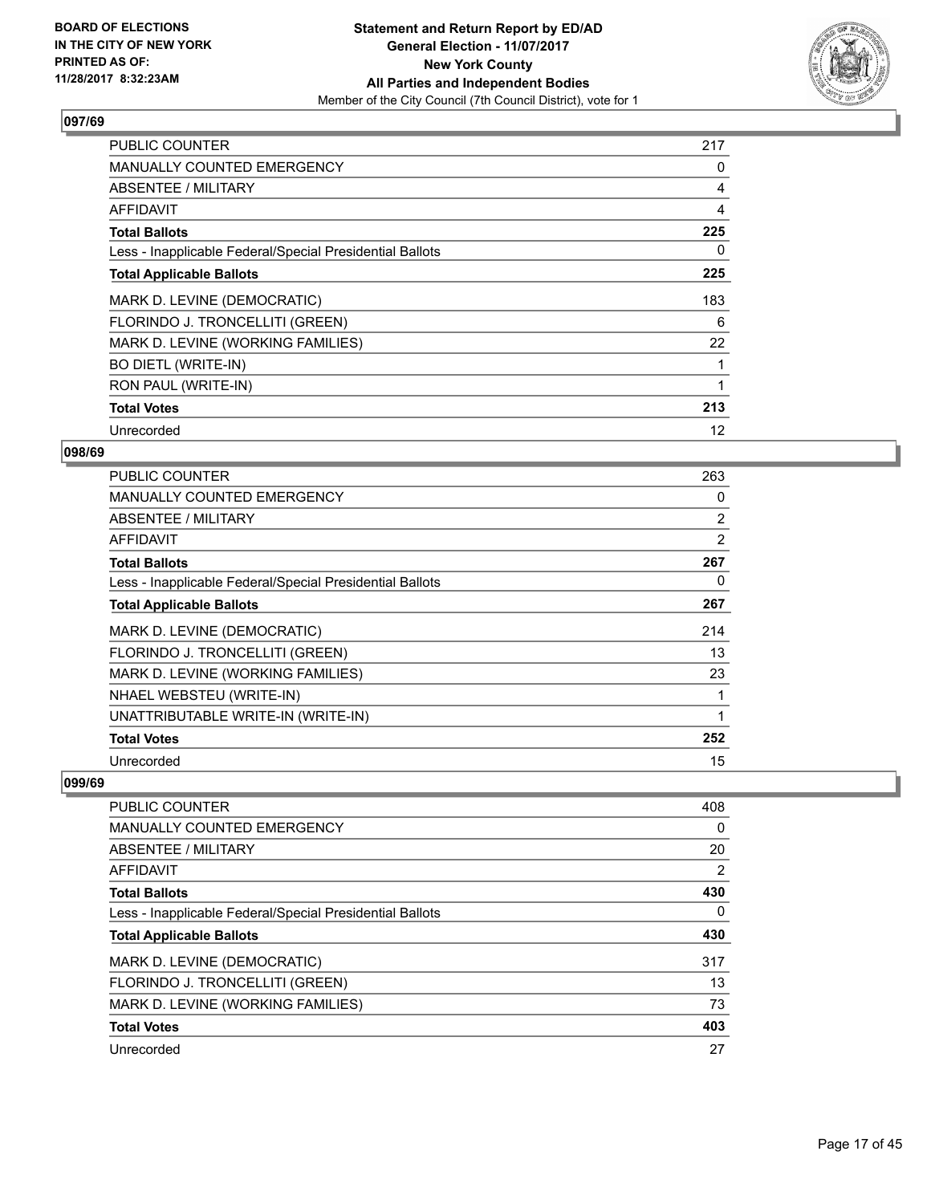## 097/69

| | |
|---|---|
| PUBLIC COUNTER | 217 |
| MANUALLY COUNTED EMERGENCY | 0 |
| ABSENTEE / MILITARY | 4 |
| AFFIDAVIT | 4 |
| **Total Ballots** | **225** |
| Less - Inapplicable Federal/Special Presidential Ballots | 0 |
| **Total Applicable Ballots** | **225** |
| MARK D. LEVINE (DEMOCRATIC) | 183 |
| FLORINDO J. TRONCELLITI (GREEN) | 6 |
| MARK D. LEVINE (WORKING FAMILIES) | 22 |
| BO DIETL (WRITE-IN) | 1 |
| RON PAUL (WRITE-IN) | 1 |
| **Total Votes** | **213** |
| Unrecorded | 12 |

## 098/69

| | |
|---|---|
| PUBLIC COUNTER | 263 |
| MANUALLY COUNTED EMERGENCY | 0 |
| ABSENTEE / MILITARY | 2 |
| AFFIDAVIT | 2 |
| **Total Ballots** | **267** |
| Less - Inapplicable Federal/Special Presidential Ballots | 0 |
| **Total Applicable Ballots** | **267** |
| MARK D. LEVINE (DEMOCRATIC) | 214 |
| FLORINDO J. TRONCELLITI (GREEN) | 13 |
| MARK D. LEVINE (WORKING FAMILIES) | 23 |
| NHAEL WEBSTEU (WRITE-IN) | 1 |
| UNATTRIBUTABLE WRITE-IN (WRITE-IN) | 1 |
| **Total Votes** | **252** |
| Unrecorded | 15 |

## 099/69

| | |
|---|---|
| PUBLIC COUNTER | 408 |
| MANUALLY COUNTED EMERGENCY | 0 |
| ABSENTEE / MILITARY | 20 |
| AFFIDAVIT | 2 |
| **Total Ballots** | **430** |
| Less - Inapplicable Federal/Special Presidential Ballots | 0 |
| **Total Applicable Ballots** | **430** |
| MARK D. LEVINE (DEMOCRATIC) | 317 |
| FLORINDO J. TRONCELLITI (GREEN) | 13 |
| MARK D. LEVINE (WORKING FAMILIES) | 73 |
| **Total Votes** | **403** |
| Unrecorded | 27 |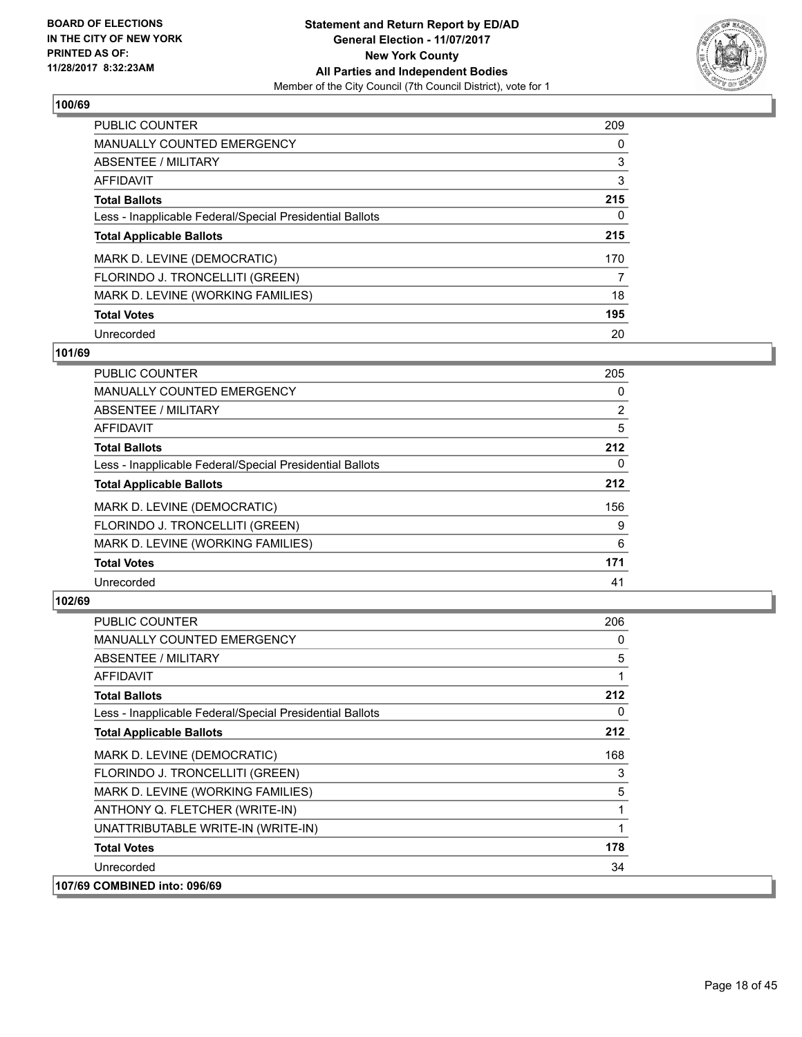## 100/69

| | |
|---|---|
| PUBLIC COUNTER | 209 |
| MANUALLY COUNTED EMERGENCY | 0 |
| ABSENTEE / MILITARY | 3 |
| AFFIDAVIT | 3 |
| **Total Ballots** | **215** |
| Less - Inapplicable Federal/Special Presidential Ballots | 0 |
| **Total Applicable Ballots** | **215** |
| MARK D. LEVINE (DEMOCRATIC) | 170 |
| FLORINDO J. TRONCELLITI (GREEN) | 7 |
| MARK D. LEVINE (WORKING FAMILIES) | 18 |
| **Total Votes** | **195** |
| Unrecorded | 20 |

## 101/69

| | |
|---|---|
| PUBLIC COUNTER | 205 |
| MANUALLY COUNTED EMERGENCY | 0 |
| ABSENTEE / MILITARY | 2 |
| AFFIDAVIT | 5 |
| **Total Ballots** | **212** |
| Less - Inapplicable Federal/Special Presidential Ballots | 0 |
| **Total Applicable Ballots** | **212** |
| MARK D. LEVINE (DEMOCRATIC) | 156 |
| FLORINDO J. TRONCELLITI (GREEN) | 9 |
| MARK D. LEVINE (WORKING FAMILIES) | 6 |
| **Total Votes** | **171** |
| Unrecorded | 41 |

## 102/69

| | |
|---|---|
| PUBLIC COUNTER | 206 |
| MANUALLY COUNTED EMERGENCY | 0 |
| ABSENTEE / MILITARY | 5 |
| AFFIDAVIT | 1 |
| **Total Ballots** | **212** |
| Less - Inapplicable Federal/Special Presidential Ballots | 0 |
| **Total Applicable Ballots** | **212** |
| MARK D. LEVINE (DEMOCRATIC) | 168 |
| FLORINDO J. TRONCELLITI (GREEN) | 3 |
| MARK D. LEVINE (WORKING FAMILIES) | 5 |
| ANTHONY Q. FLETCHER (WRITE-IN) | 1 |
| UNATTRIBUTABLE WRITE-IN (WRITE-IN) | 1 |
| **Total Votes** | **178** |
| Unrecorded | 34 |

## 107/69 COMBINED into: 096/69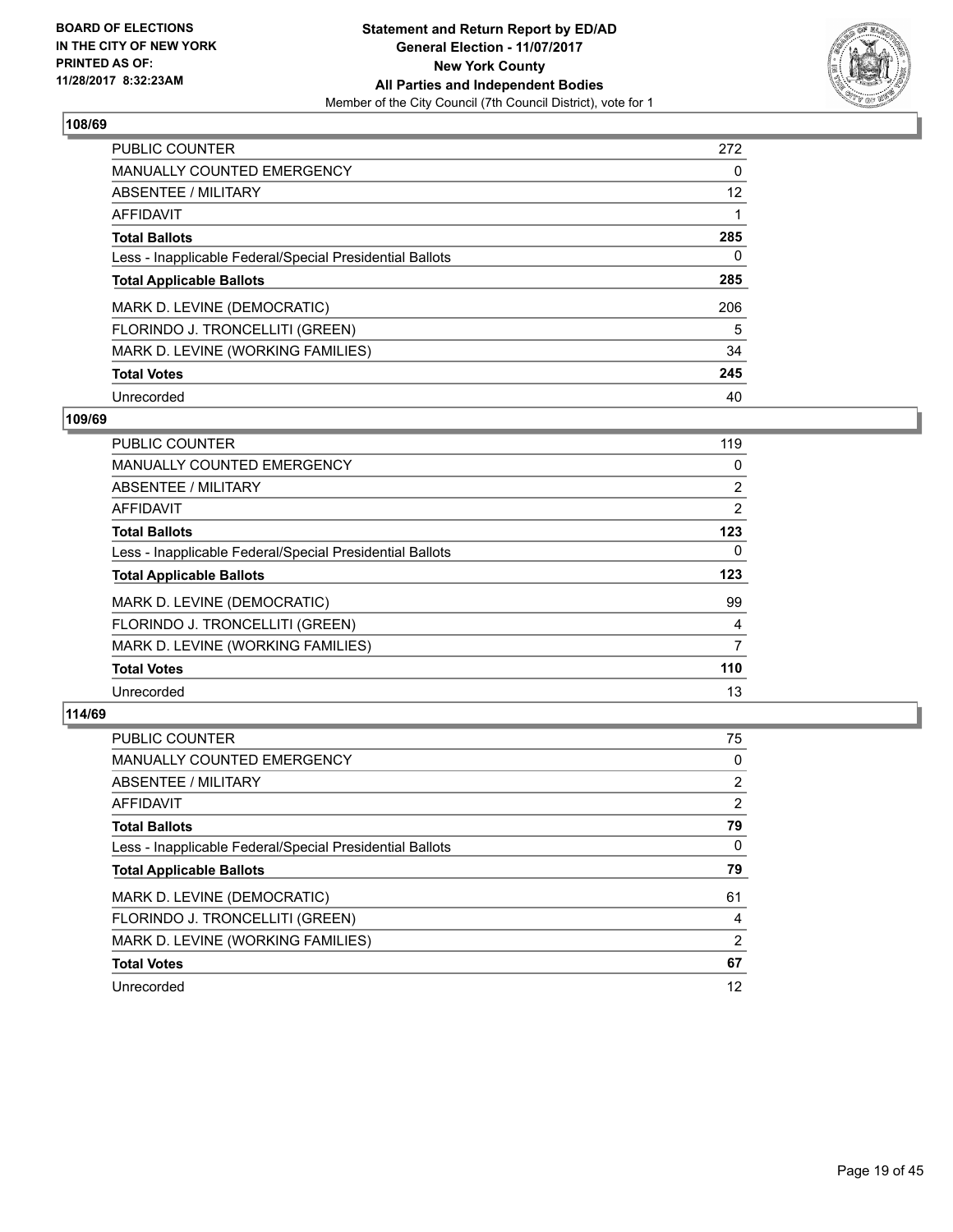## 108/69

| | |
|---|---|
| PUBLIC COUNTER | 272 |
| MANUALLY COUNTED EMERGENCY | 0 |
| ABSENTEE / MILITARY | 12 |
| AFFIDAVIT | 1 |
| **Total Ballots** | **285** |
| Less - Inapplicable Federal/Special Presidential Ballots | 0 |
| **Total Applicable Ballots** | **285** |
| MARK D. LEVINE (DEMOCRATIC) | 206 |
| FLORINDO J. TRONCELLITI (GREEN) | 5 |
| MARK D. LEVINE (WORKING FAMILIES) | 34 |
| **Total Votes** | **245** |
| Unrecorded | 40 |

## 109/69

| | |
|---|---|
| PUBLIC COUNTER | 119 |
| MANUALLY COUNTED EMERGENCY | 0 |
| ABSENTEE / MILITARY | 2 |
| AFFIDAVIT | 2 |
| **Total Ballots** | **123** |
| Less - Inapplicable Federal/Special Presidential Ballots | 0 |
| **Total Applicable Ballots** | **123** |
| MARK D. LEVINE (DEMOCRATIC) | 99 |
| FLORINDO J. TRONCELLITI (GREEN) | 4 |
| MARK D. LEVINE (WORKING FAMILIES) | 7 |
| **Total Votes** | **110** |
| Unrecorded | 13 |

## 114/69

| | |
|---|---|
| PUBLIC COUNTER | 75 |
| MANUALLY COUNTED EMERGENCY | 0 |
| ABSENTEE / MILITARY | 2 |
| AFFIDAVIT | 2 |
| **Total Ballots** | **79** |
| Less - Inapplicable Federal/Special Presidential Ballots | 0 |
| **Total Applicable Ballots** | **79** |
| MARK D. LEVINE (DEMOCRATIC) | 61 |
| FLORINDO J. TRONCELLITI (GREEN) | 4 |
| MARK D. LEVINE (WORKING FAMILIES) | 2 |
| **Total Votes** | **67** |
| Unrecorded | 12 |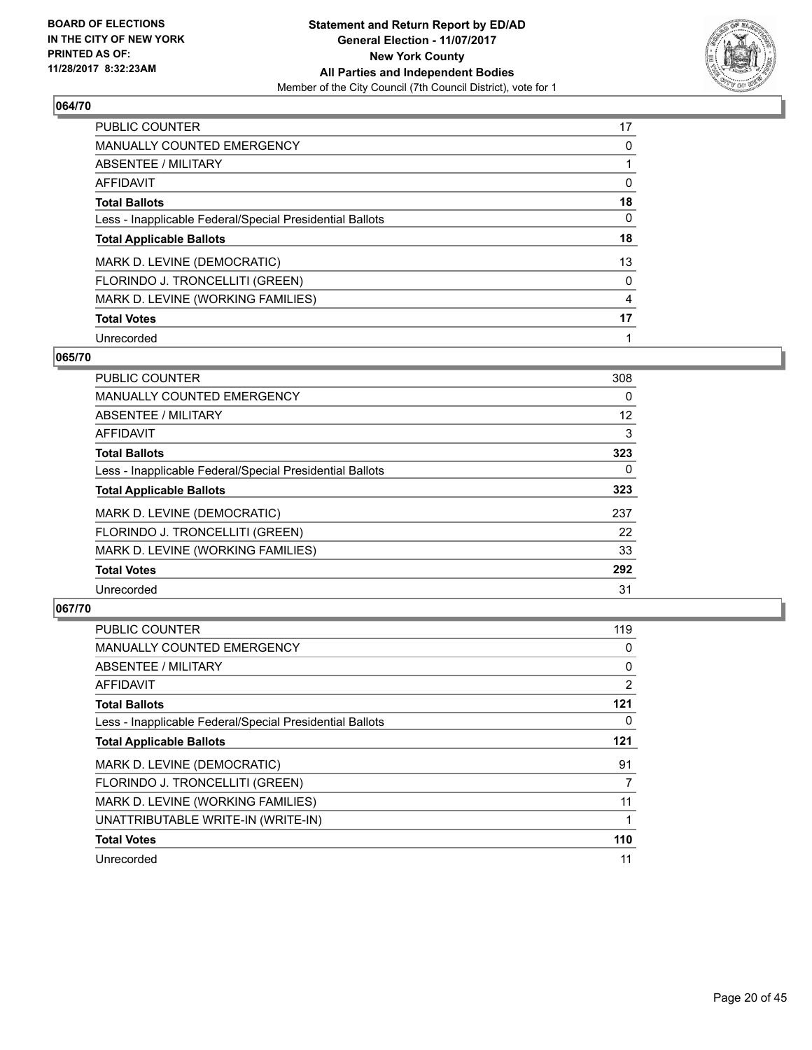**BOARD OF ELECTIONS IN THE CITY OF NEW YORK PRINTED AS OF: 11/28/2017 8:32:23AM**

**Statement and Return Report by ED/AD**
**General Election - 11/07/2017**
**New York County**
**All Parties and Independent Bodies**
Member of the City Council (7th Council District), vote for 1

### 064/70

| | |
|---|---|
| PUBLIC COUNTER | 17 |
| MANUALLY COUNTED EMERGENCY | 0 |
| ABSENTEE / MILITARY | 1 |
| AFFIDAVIT | 0 |
| **Total Ballots** | **18** |
| Less - Inapplicable Federal/Special Presidential Ballots | 0 |
| **Total Applicable Ballots** | **18** |
| MARK D. LEVINE (DEMOCRATIC) | 13 |
| FLORINDO J. TRONCELLITI (GREEN) | 0 |
| MARK D. LEVINE (WORKING FAMILIES) | 4 |
| **Total Votes** | **17** |
| Unrecorded | 1 |

### 065/70

| | |
|---|---|
| PUBLIC COUNTER | 308 |
| MANUALLY COUNTED EMERGENCY | 0 |
| ABSENTEE / MILITARY | 12 |
| AFFIDAVIT | 3 |
| **Total Ballots** | **323** |
| Less - Inapplicable Federal/Special Presidential Ballots | 0 |
| **Total Applicable Ballots** | **323** |
| MARK D. LEVINE (DEMOCRATIC) | 237 |
| FLORINDO J. TRONCELLITI (GREEN) | 22 |
| MARK D. LEVINE (WORKING FAMILIES) | 33 |
| **Total Votes** | **292** |
| Unrecorded | 31 |

### 067/70

| | |
|---|---|
| PUBLIC COUNTER | 119 |
| MANUALLY COUNTED EMERGENCY | 0 |
| ABSENTEE / MILITARY | 0 |
| AFFIDAVIT | 2 |
| **Total Ballots** | **121** |
| Less - Inapplicable Federal/Special Presidential Ballots | 0 |
| **Total Applicable Ballots** | **121** |
| MARK D. LEVINE (DEMOCRATIC) | 91 |
| FLORINDO J. TRONCELLITI (GREEN) | 7 |
| MARK D. LEVINE (WORKING FAMILIES) | 11 |
| UNATTRIBUTABLE WRITE-IN (WRITE-IN) | 1 |
| **Total Votes** | **110** |
| Unrecorded | 11 |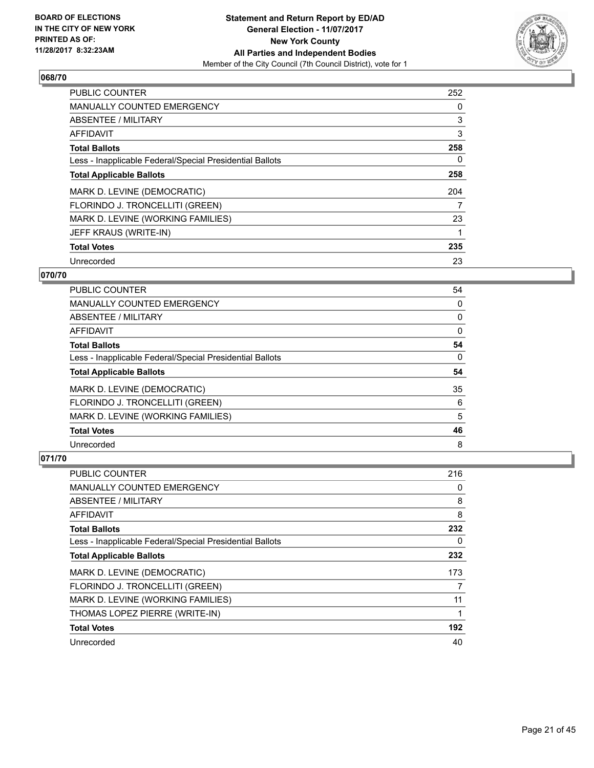BOARD OF ELECTIONS
IN THE CITY OF NEW YORK
PRINTED AS OF:
11/28/2017 8:32:23AM

**Statement and Return Report by ED/AD**
**General Election - 11/07/2017**
**New York County**
**All Parties and Independent Bodies**
Member of the City Council (7th Council District), vote for 1

### 068/70

| | |
|---|---|
| PUBLIC COUNTER | 252 |
| MANUALLY COUNTED EMERGENCY | 0 |
| ABSENTEE / MILITARY | 3 |
| AFFIDAVIT | 3 |
| **Total Ballots** | **258** |
| Less - Inapplicable Federal/Special Presidential Ballots | 0 |
| **Total Applicable Ballots** | **258** |
| MARK D. LEVINE (DEMOCRATIC) | 204 |
| FLORINDO J. TRONCELLITI (GREEN) | 7 |
| MARK D. LEVINE (WORKING FAMILIES) | 23 |
| JEFF KRAUS (WRITE-IN) | 1 |
| **Total Votes** | **235** |
| Unrecorded | 23 |

### 070/70

| | |
|---|---|
| PUBLIC COUNTER | 54 |
| MANUALLY COUNTED EMERGENCY | 0 |
| ABSENTEE / MILITARY | 0 |
| AFFIDAVIT | 0 |
| **Total Ballots** | **54** |
| Less - Inapplicable Federal/Special Presidential Ballots | 0 |
| **Total Applicable Ballots** | **54** |
| MARK D. LEVINE (DEMOCRATIC) | 35 |
| FLORINDO J. TRONCELLITI (GREEN) | 6 |
| MARK D. LEVINE (WORKING FAMILIES) | 5 |
| **Total Votes** | **46** |
| Unrecorded | 8 |

### 071/70

| | |
|---|---|
| PUBLIC COUNTER | 216 |
| MANUALLY COUNTED EMERGENCY | 0 |
| ABSENTEE / MILITARY | 8 |
| AFFIDAVIT | 8 |
| **Total Ballots** | **232** |
| Less - Inapplicable Federal/Special Presidential Ballots | 0 |
| **Total Applicable Ballots** | **232** |
| MARK D. LEVINE (DEMOCRATIC) | 173 |
| FLORINDO J. TRONCELLITI (GREEN) | 7 |
| MARK D. LEVINE (WORKING FAMILIES) | 11 |
| THOMAS LOPEZ PIERRE (WRITE-IN) | 1 |
| **Total Votes** | **192** |
| Unrecorded | 40 |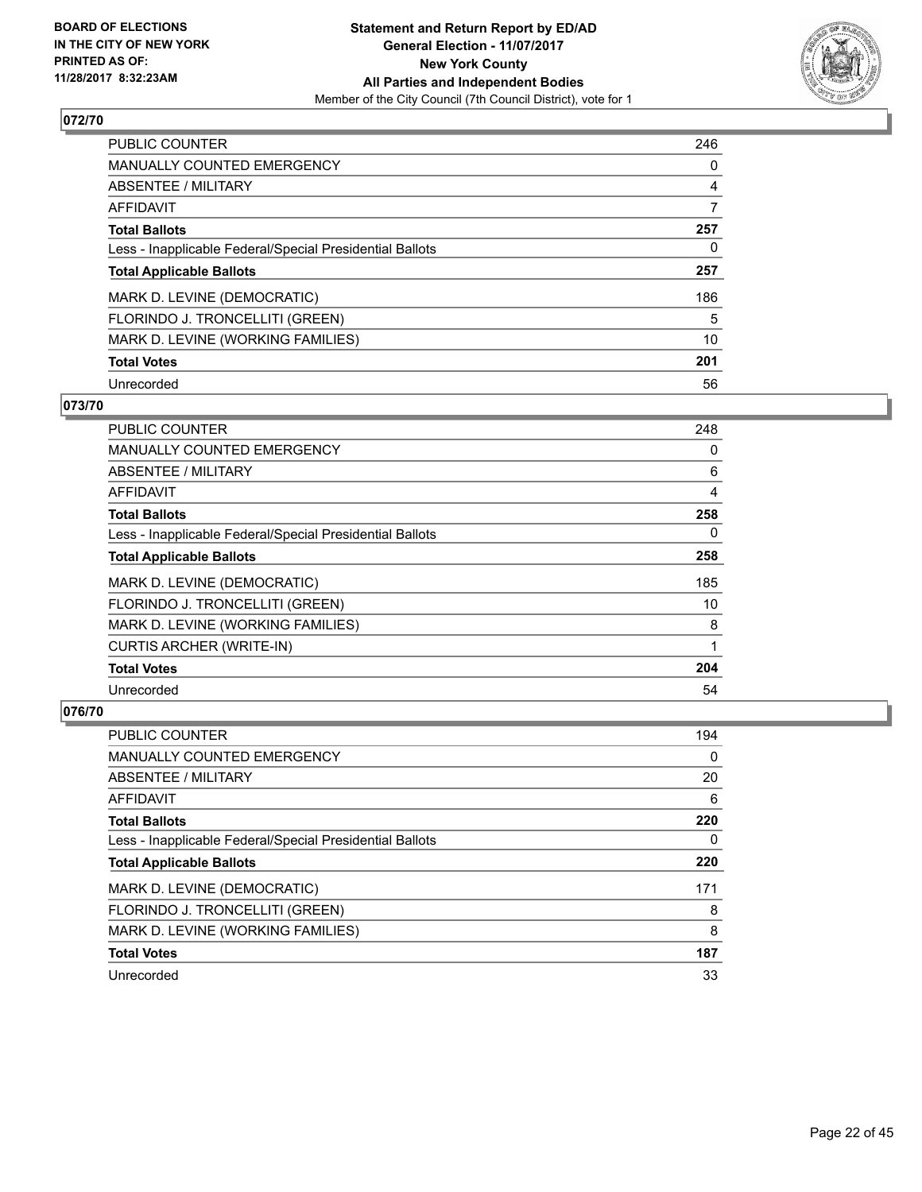## 072/70

| | |
|---|---|
| PUBLIC COUNTER | 246 |
| MANUALLY COUNTED EMERGENCY | 0 |
| ABSENTEE / MILITARY | 4 |
| AFFIDAVIT | 7 |
| **Total Ballots** | **257** |
| Less - Inapplicable Federal/Special Presidential Ballots | 0 |
| **Total Applicable Ballots** | **257** |
| MARK D. LEVINE (DEMOCRATIC) | 186 |
| FLORINDO J. TRONCELLITI (GREEN) | 5 |
| MARK D. LEVINE (WORKING FAMILIES) | 10 |
| **Total Votes** | **201** |
| Unrecorded | 56 |

## 073/70

| | |
|---|---|
| PUBLIC COUNTER | 248 |
| MANUALLY COUNTED EMERGENCY | 0 |
| ABSENTEE / MILITARY | 6 |
| AFFIDAVIT | 4 |
| **Total Ballots** | **258** |
| Less - Inapplicable Federal/Special Presidential Ballots | 0 |
| **Total Applicable Ballots** | **258** |
| MARK D. LEVINE (DEMOCRATIC) | 185 |
| FLORINDO J. TRONCELLITI (GREEN) | 10 |
| MARK D. LEVINE (WORKING FAMILIES) | 8 |
| CURTIS ARCHER (WRITE-IN) | 1 |
| **Total Votes** | **204** |
| Unrecorded | 54 |

## 076/70

| | |
|---|---|
| PUBLIC COUNTER | 194 |
| MANUALLY COUNTED EMERGENCY | 0 |
| ABSENTEE / MILITARY | 20 |
| AFFIDAVIT | 6 |
| **Total Ballots** | **220** |
| Less - Inapplicable Federal/Special Presidential Ballots | 0 |
| **Total Applicable Ballots** | **220** |
| MARK D. LEVINE (DEMOCRATIC) | 171 |
| FLORINDO J. TRONCELLITI (GREEN) | 8 |
| MARK D. LEVINE (WORKING FAMILIES) | 8 |
| **Total Votes** | **187** |
| Unrecorded | 33 |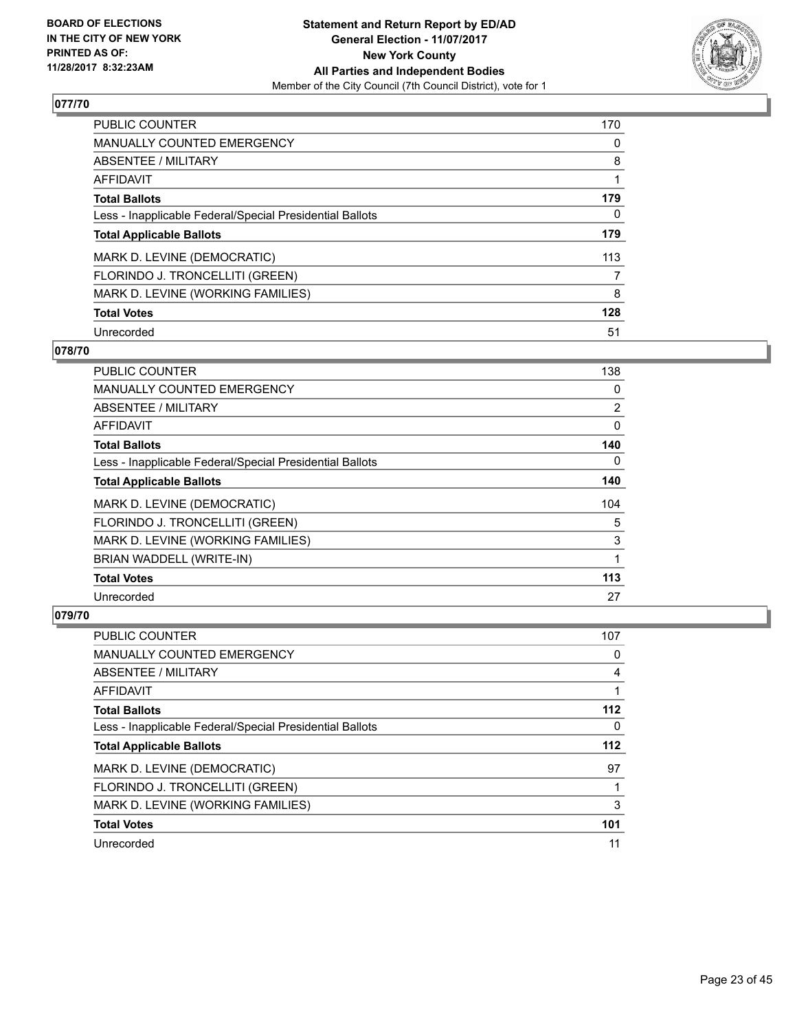## 077/70

| | |
|---|---|
| PUBLIC COUNTER | 170 |
| MANUALLY COUNTED EMERGENCY | 0 |
| ABSENTEE / MILITARY | 8 |
| AFFIDAVIT | 1 |
| **Total Ballots** | **179** |
| Less - Inapplicable Federal/Special Presidential Ballots | 0 |
| **Total Applicable Ballots** | **179** |
| MARK D. LEVINE (DEMOCRATIC) | 113 |
| FLORINDO J. TRONCELLITI (GREEN) | 7 |
| MARK D. LEVINE (WORKING FAMILIES) | 8 |
| **Total Votes** | **128** |
| Unrecorded | 51 |

## 078/70

| | |
|---|---|
| PUBLIC COUNTER | 138 |
| MANUALLY COUNTED EMERGENCY | 0 |
| ABSENTEE / MILITARY | 2 |
| AFFIDAVIT | 0 |
| **Total Ballots** | **140** |
| Less - Inapplicable Federal/Special Presidential Ballots | 0 |
| **Total Applicable Ballots** | **140** |
| MARK D. LEVINE (DEMOCRATIC) | 104 |
| FLORINDO J. TRONCELLITI (GREEN) | 5 |
| MARK D. LEVINE (WORKING FAMILIES) | 3 |
| BRIAN WADDELL (WRITE-IN) | 1 |
| **Total Votes** | **113** |
| Unrecorded | 27 |

## 079/70

| | |
|---|---|
| PUBLIC COUNTER | 107 |
| MANUALLY COUNTED EMERGENCY | 0 |
| ABSENTEE / MILITARY | 4 |
| AFFIDAVIT | 1 |
| **Total Ballots** | **112** |
| Less - Inapplicable Federal/Special Presidential Ballots | 0 |
| **Total Applicable Ballots** | **112** |
| MARK D. LEVINE (DEMOCRATIC) | 97 |
| FLORINDO J. TRONCELLITI (GREEN) | 1 |
| MARK D. LEVINE (WORKING FAMILIES) | 3 |
| **Total Votes** | **101** |
| Unrecorded | 11 |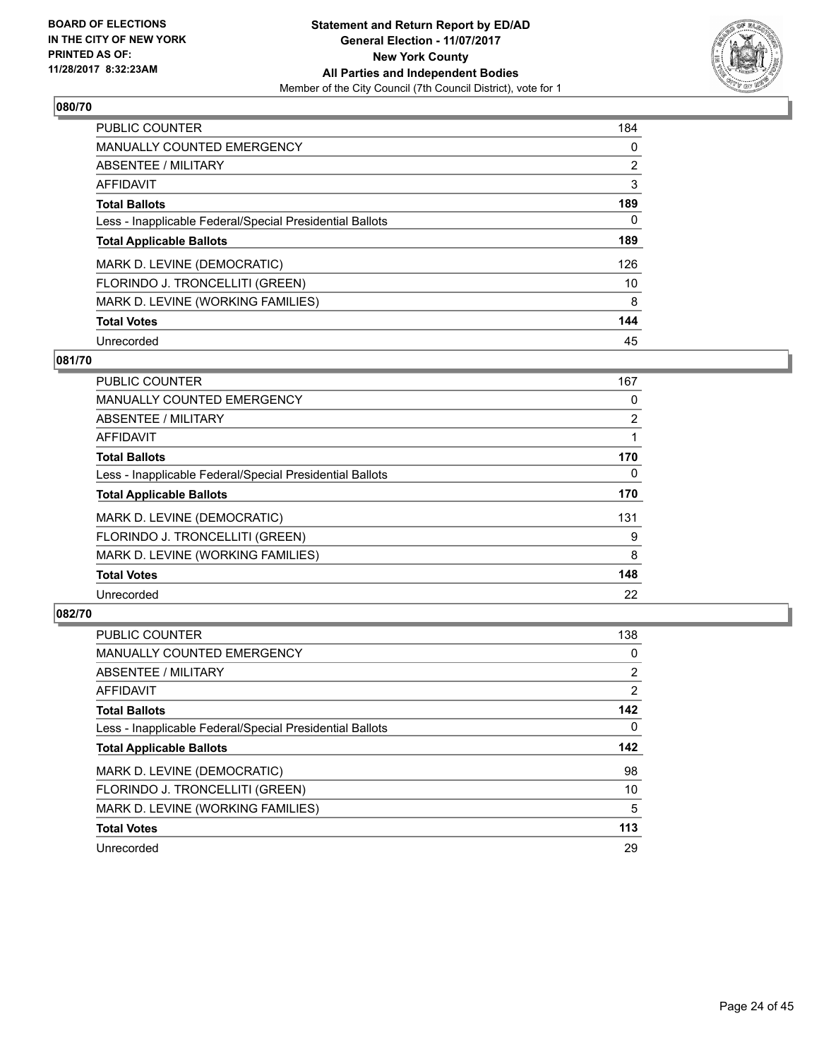**BOARD OF ELECTIONS IN THE CITY OF NEW YORK PRINTED AS OF: 11/28/2017 8:32:23AM**

**Statement and Return Report by ED/AD General Election - 11/07/2017 New York County All Parties and Independent Bodies**
Member of the City Council (7th Council District), vote for 1

## 080/70

| | |
|---|---|
| PUBLIC COUNTER | 184 |
| MANUALLY COUNTED EMERGENCY | 0 |
| ABSENTEE / MILITARY | 2 |
| AFFIDAVIT | 3 |
| **Total Ballots** | **189** |
| Less - Inapplicable Federal/Special Presidential Ballots | 0 |
| **Total Applicable Ballots** | **189** |
| MARK D. LEVINE (DEMOCRATIC) | 126 |
| FLORINDO J. TRONCELLITI (GREEN) | 10 |
| MARK D. LEVINE (WORKING FAMILIES) | 8 |
| **Total Votes** | **144** |
| Unrecorded | 45 |

## 081/70

| | |
|---|---|
| PUBLIC COUNTER | 167 |
| MANUALLY COUNTED EMERGENCY | 0 |
| ABSENTEE / MILITARY | 2 |
| AFFIDAVIT | 1 |
| **Total Ballots** | **170** |
| Less - Inapplicable Federal/Special Presidential Ballots | 0 |
| **Total Applicable Ballots** | **170** |
| MARK D. LEVINE (DEMOCRATIC) | 131 |
| FLORINDO J. TRONCELLITI (GREEN) | 9 |
| MARK D. LEVINE (WORKING FAMILIES) | 8 |
| **Total Votes** | **148** |
| Unrecorded | 22 |

## 082/70

| | |
|---|---|
| PUBLIC COUNTER | 138 |
| MANUALLY COUNTED EMERGENCY | 0 |
| ABSENTEE / MILITARY | 2 |
| AFFIDAVIT | 2 |
| **Total Ballots** | **142** |
| Less - Inapplicable Federal/Special Presidential Ballots | 0 |
| **Total Applicable Ballots** | **142** |
| MARK D. LEVINE (DEMOCRATIC) | 98 |
| FLORINDO J. TRONCELLITI (GREEN) | 10 |
| MARK D. LEVINE (WORKING FAMILIES) | 5 |
| **Total Votes** | **113** |
| Unrecorded | 29 |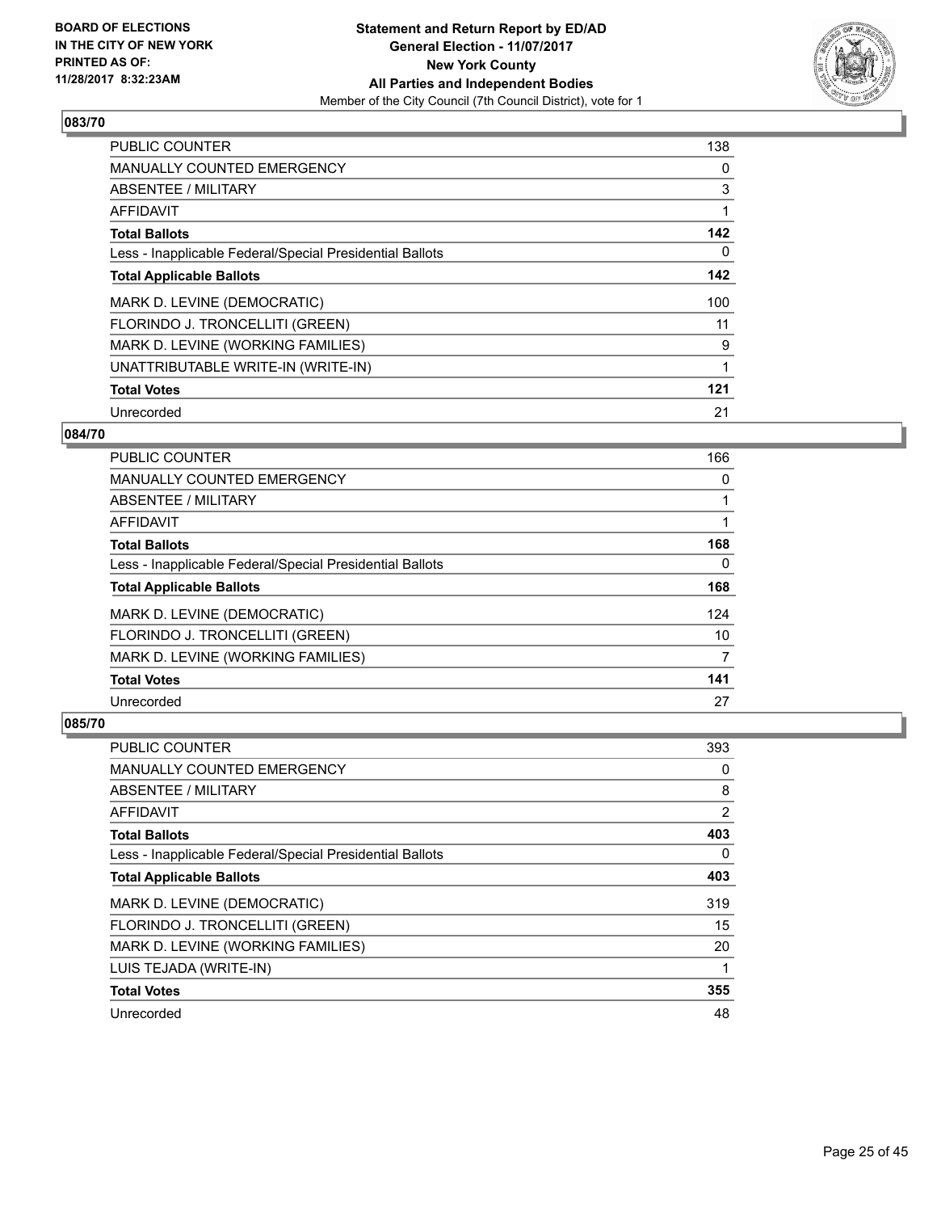**BOARD OF ELECTIONS IN THE CITY OF NEW YORK PRINTED AS OF: 11/28/2017 8:32:23AM**

**Statement and Return Report by ED/AD General Election - 11/07/2017 New York County All Parties and Independent Bodies**

Member of the City Council (7th Council District), vote for 1

### 083/70

| | |
|---|---|
| PUBLIC COUNTER | 138 |
| MANUALLY COUNTED EMERGENCY | 0 |
| ABSENTEE / MILITARY | 3 |
| AFFIDAVIT | 1 |
| **Total Ballots** | **142** |
| Less - Inapplicable Federal/Special Presidential Ballots | 0 |
| **Total Applicable Ballots** | **142** |
| MARK D. LEVINE (DEMOCRATIC) | 100 |
| FLORINDO J. TRONCELLITI (GREEN) | 11 |
| MARK D. LEVINE (WORKING FAMILIES) | 9 |
| UNATTRIBUTABLE WRITE-IN (WRITE-IN) | 1 |
| **Total Votes** | **121** |
| Unrecorded | 21 |

### 084/70

| | |
|---|---|
| PUBLIC COUNTER | 166 |
| MANUALLY COUNTED EMERGENCY | 0 |
| ABSENTEE / MILITARY | 1 |
| AFFIDAVIT | 1 |
| **Total Ballots** | **168** |
| Less - Inapplicable Federal/Special Presidential Ballots | 0 |
| **Total Applicable Ballots** | **168** |
| MARK D. LEVINE (DEMOCRATIC) | 124 |
| FLORINDO J. TRONCELLITI (GREEN) | 10 |
| MARK D. LEVINE (WORKING FAMILIES) | 7 |
| **Total Votes** | **141** |
| Unrecorded | 27 |

### 085/70

| | |
|---|---|
| PUBLIC COUNTER | 393 |
| MANUALLY COUNTED EMERGENCY | 0 |
| ABSENTEE / MILITARY | 8 |
| AFFIDAVIT | 2 |
| **Total Ballots** | **403** |
| Less - Inapplicable Federal/Special Presidential Ballots | 0 |
| **Total Applicable Ballots** | **403** |
| MARK D. LEVINE (DEMOCRATIC) | 319 |
| FLORINDO J. TRONCELLITI (GREEN) | 15 |
| MARK D. LEVINE (WORKING FAMILIES) | 20 |
| LUIS TEJADA (WRITE-IN) | 1 |
| **Total Votes** | **355** |
| Unrecorded | 48 |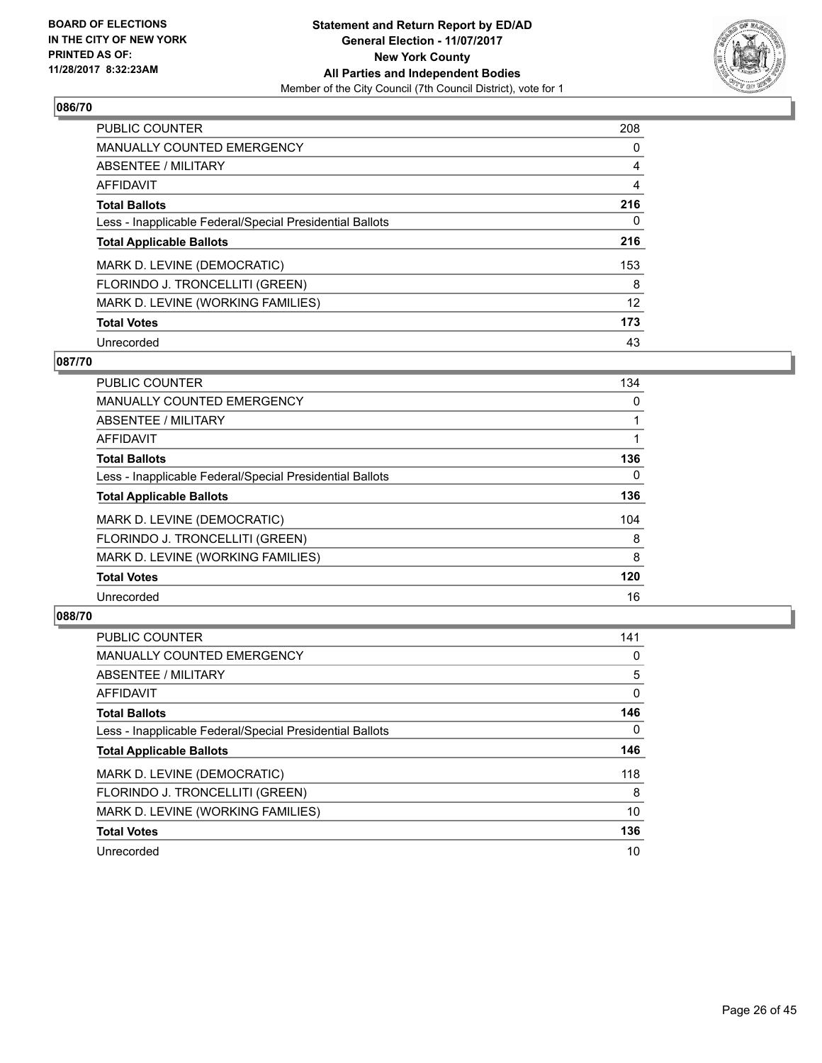**BOARD OF ELECTIONS IN THE CITY OF NEW YORK PRINTED AS OF: 11/28/2017 8:32:23AM**

**Statement and Return Report by ED/AD**
**General Election - 11/07/2017**
**New York County**
**All Parties and Independent Bodies**
Member of the City Council (7th Council District), vote for 1

## 086/70

| | |
|---|---|
| PUBLIC COUNTER | 208 |
| MANUALLY COUNTED EMERGENCY | 0 |
| ABSENTEE / MILITARY | 4 |
| AFFIDAVIT | 4 |
| **Total Ballots** | **216** |
| Less - Inapplicable Federal/Special Presidential Ballots | 0 |
| **Total Applicable Ballots** | **216** |
| MARK D. LEVINE (DEMOCRATIC) | 153 |
| FLORINDO J. TRONCELLITI (GREEN) | 8 |
| MARK D. LEVINE (WORKING FAMILIES) | 12 |
| **Total Votes** | **173** |
| Unrecorded | 43 |

## 087/70

| | |
|---|---|
| PUBLIC COUNTER | 134 |
| MANUALLY COUNTED EMERGENCY | 0 |
| ABSENTEE / MILITARY | 1 |
| AFFIDAVIT | 1 |
| **Total Ballots** | **136** |
| Less - Inapplicable Federal/Special Presidential Ballots | 0 |
| **Total Applicable Ballots** | **136** |
| MARK D. LEVINE (DEMOCRATIC) | 104 |
| FLORINDO J. TRONCELLITI (GREEN) | 8 |
| MARK D. LEVINE (WORKING FAMILIES) | 8 |
| **Total Votes** | **120** |
| Unrecorded | 16 |

## 088/70

| | |
|---|---|
| PUBLIC COUNTER | 141 |
| MANUALLY COUNTED EMERGENCY | 0 |
| ABSENTEE / MILITARY | 5 |
| AFFIDAVIT | 0 |
| **Total Ballots** | **146** |
| Less - Inapplicable Federal/Special Presidential Ballots | 0 |
| **Total Applicable Ballots** | **146** |
| MARK D. LEVINE (DEMOCRATIC) | 118 |
| FLORINDO J. TRONCELLITI (GREEN) | 8 |
| MARK D. LEVINE (WORKING FAMILIES) | 10 |
| **Total Votes** | **136** |
| Unrecorded | 10 |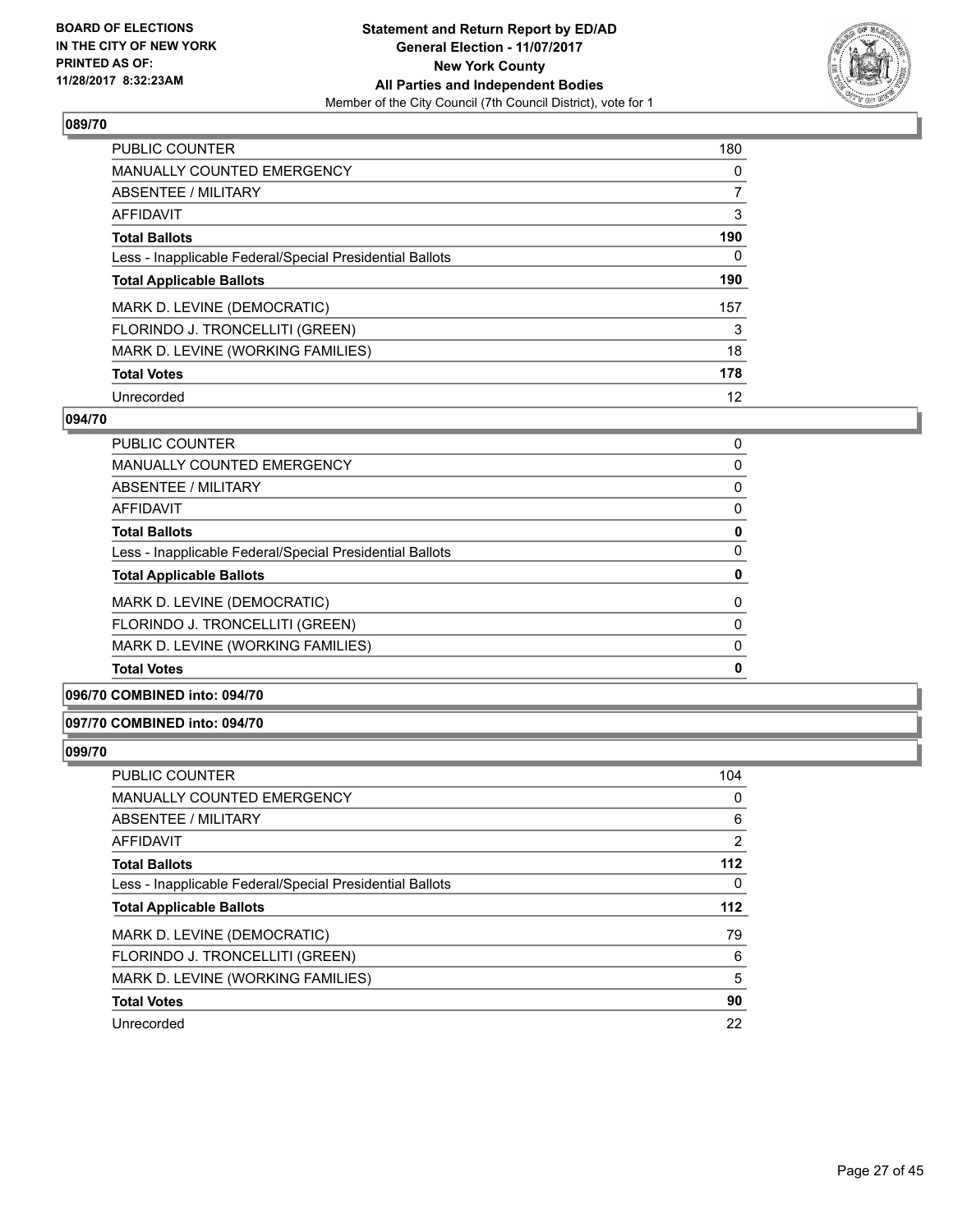### 089/70

| | |
|---|---|
| PUBLIC COUNTER | 180 |
| MANUALLY COUNTED EMERGENCY | 0 |
| ABSENTEE / MILITARY | 7 |
| AFFIDAVIT | 3 |
| **Total Ballots** | **190** |
| Less - Inapplicable Federal/Special Presidential Ballots | 0 |
| **Total Applicable Ballots** | **190** |
| MARK D. LEVINE (DEMOCRATIC) | 157 |
| FLORINDO J. TRONCELLITI (GREEN) | 3 |
| MARK D. LEVINE (WORKING FAMILIES) | 18 |
| **Total Votes** | **178** |
| Unrecorded | 12 |

### 094/70

| | |
|---|---|
| PUBLIC COUNTER | 0 |
| MANUALLY COUNTED EMERGENCY | 0 |
| ABSENTEE / MILITARY | 0 |
| AFFIDAVIT | 0 |
| **Total Ballots** | **0** |
| Less - Inapplicable Federal/Special Presidential Ballots | 0 |
| **Total Applicable Ballots** | **0** |
| MARK D. LEVINE (DEMOCRATIC) | 0 |
| FLORINDO J. TRONCELLITI (GREEN) | 0 |
| MARK D. LEVINE (WORKING FAMILIES) | 0 |
| **Total Votes** | **0** |

### 096/70 COMBINED into: 094/70

### 097/70 COMBINED into: 094/70

### 099/70

| | |
|---|---|
| PUBLIC COUNTER | 104 |
| MANUALLY COUNTED EMERGENCY | 0 |
| ABSENTEE / MILITARY | 6 |
| AFFIDAVIT | 2 |
| **Total Ballots** | **112** |
| Less - Inapplicable Federal/Special Presidential Ballots | 0 |
| **Total Applicable Ballots** | **112** |
| MARK D. LEVINE (DEMOCRATIC) | 79 |
| FLORINDO J. TRONCELLITI (GREEN) | 6 |
| MARK D. LEVINE (WORKING FAMILIES) | 5 |
| **Total Votes** | **90** |
| Unrecorded | 22 |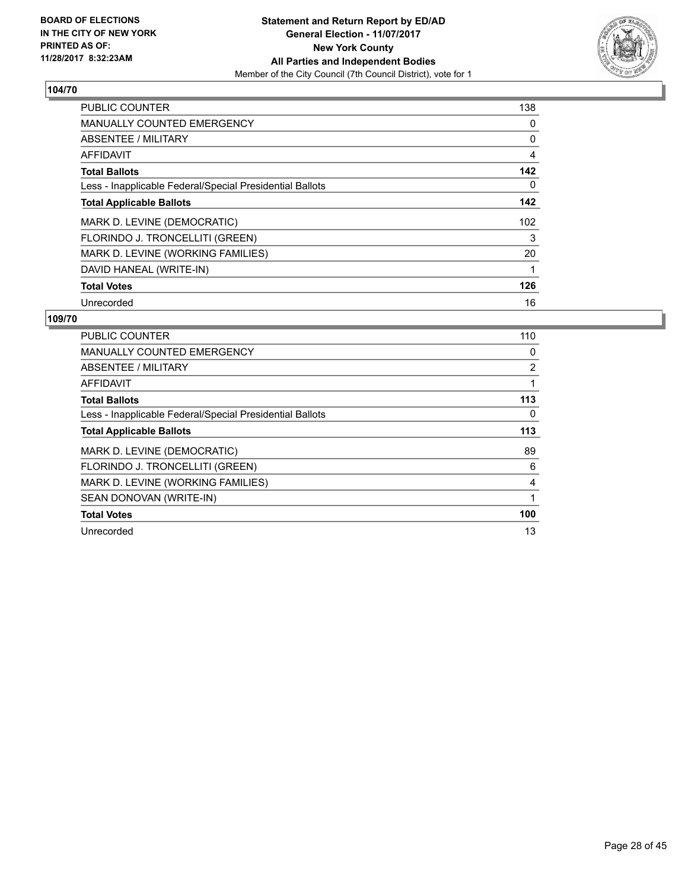**BOARD OF ELECTIONS IN THE CITY OF NEW YORK PRINTED AS OF: 11/28/2017 8:32:23AM**

**Statement and Return Report by ED/AD General Election - 11/07/2017 New York County All Parties and Independent Bodies**
Member of the City Council (7th Council District), vote for 1

## 104/70

| | |
|---|---|
| PUBLIC COUNTER | 138 |
| MANUALLY COUNTED EMERGENCY | 0 |
| ABSENTEE / MILITARY | 0 |
| AFFIDAVIT | 4 |
| **Total Ballots** | **142** |
| Less - Inapplicable Federal/Special Presidential Ballots | 0 |
| **Total Applicable Ballots** | **142** |
| MARK D. LEVINE (DEMOCRATIC) | 102 |
| FLORINDO J. TRONCELLITI (GREEN) | 3 |
| MARK D. LEVINE (WORKING FAMILIES) | 20 |
| DAVID HANEAL (WRITE-IN) | 1 |
| **Total Votes** | **126** |
| Unrecorded | 16 |

## 109/70

| | |
|---|---|
| PUBLIC COUNTER | 110 |
| MANUALLY COUNTED EMERGENCY | 0 |
| ABSENTEE / MILITARY | 2 |
| AFFIDAVIT | 1 |
| **Total Ballots** | **113** |
| Less - Inapplicable Federal/Special Presidential Ballots | 0 |
| **Total Applicable Ballots** | **113** |
| MARK D. LEVINE (DEMOCRATIC) | 89 |
| FLORINDO J. TRONCELLITI (GREEN) | 6 |
| MARK D. LEVINE (WORKING FAMILIES) | 4 |
| SEAN DONOVAN (WRITE-IN) | 1 |
| **Total Votes** | **100** |
| Unrecorded | 13 |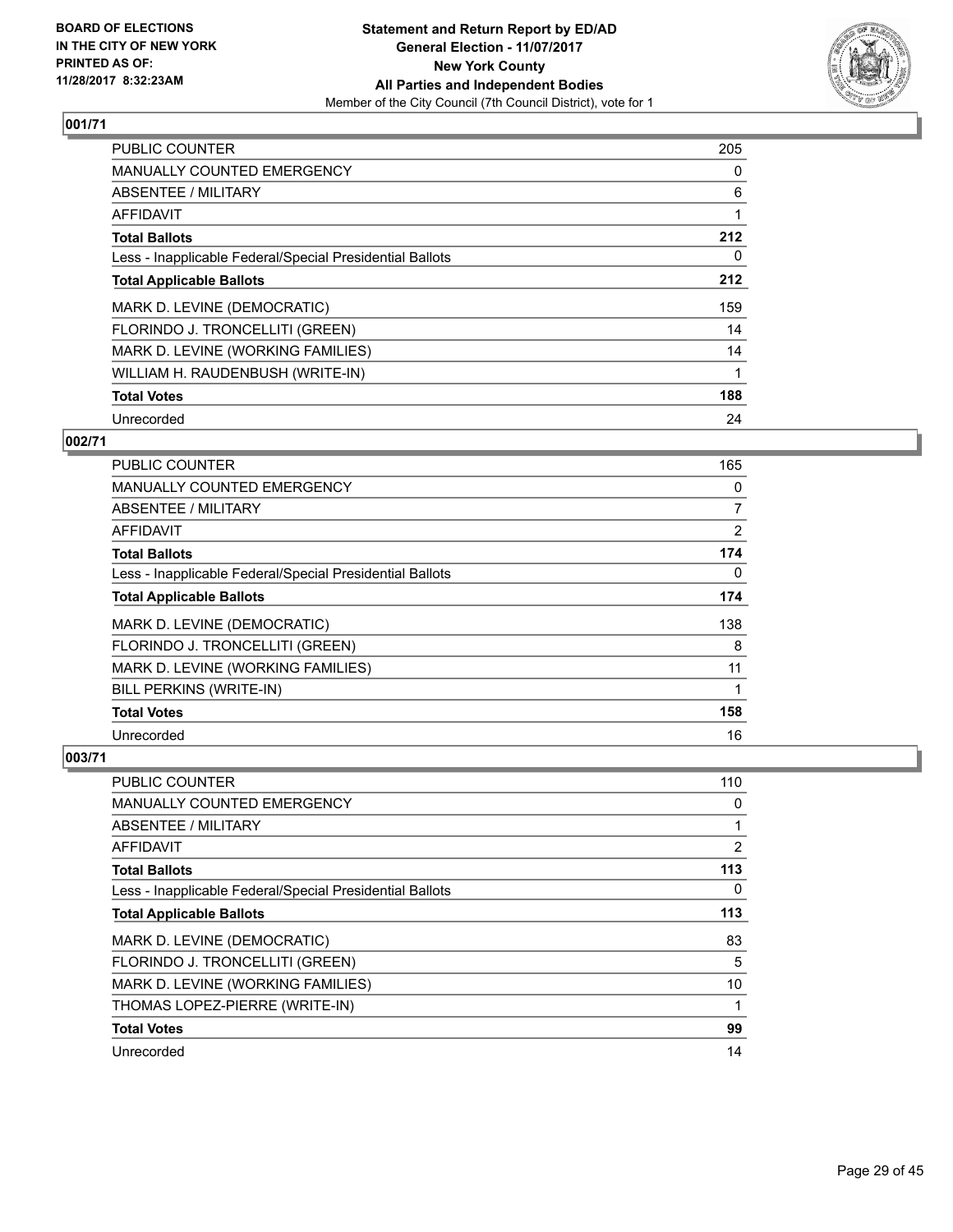**BOARD OF ELECTIONS IN THE CITY OF NEW YORK PRINTED AS OF: 11/28/2017 8:32:23AM**

**Statement and Return Report by ED/AD General Election - 11/07/2017 New York County All Parties and Independent Bodies**

Member of the City Council (7th Council District), vote for 1

### 001/71

| | |
|---|---|
| PUBLIC COUNTER | 205 |
| MANUALLY COUNTED EMERGENCY | 0 |
| ABSENTEE / MILITARY | 6 |
| AFFIDAVIT | 1 |
| **Total Ballots** | **212** |
| Less - Inapplicable Federal/Special Presidential Ballots | 0 |
| **Total Applicable Ballots** | **212** |
| MARK D. LEVINE (DEMOCRATIC) | 159 |
| FLORINDO J. TRONCELLITI (GREEN) | 14 |
| MARK D. LEVINE (WORKING FAMILIES) | 14 |
| WILLIAM H. RAUDENBUSH (WRITE-IN) | 1 |
| **Total Votes** | **188** |
| Unrecorded | 24 |

### 002/71

| | |
|---|---|
| PUBLIC COUNTER | 165 |
| MANUALLY COUNTED EMERGENCY | 0 |
| ABSENTEE / MILITARY | 7 |
| AFFIDAVIT | 2 |
| **Total Ballots** | **174** |
| Less - Inapplicable Federal/Special Presidential Ballots | 0 |
| **Total Applicable Ballots** | **174** |
| MARK D. LEVINE (DEMOCRATIC) | 138 |
| FLORINDO J. TRONCELLITI (GREEN) | 8 |
| MARK D. LEVINE (WORKING FAMILIES) | 11 |
| BILL PERKINS (WRITE-IN) | 1 |
| **Total Votes** | **158** |
| Unrecorded | 16 |

### 003/71

| | |
|---|---|
| PUBLIC COUNTER | 110 |
| MANUALLY COUNTED EMERGENCY | 0 |
| ABSENTEE / MILITARY | 1 |
| AFFIDAVIT | 2 |
| **Total Ballots** | **113** |
| Less - Inapplicable Federal/Special Presidential Ballots | 0 |
| **Total Applicable Ballots** | **113** |
| MARK D. LEVINE (DEMOCRATIC) | 83 |
| FLORINDO J. TRONCELLITI (GREEN) | 5 |
| MARK D. LEVINE (WORKING FAMILIES) | 10 |
| THOMAS LOPEZ-PIERRE (WRITE-IN) | 1 |
| **Total Votes** | **99** |
| Unrecorded | 14 |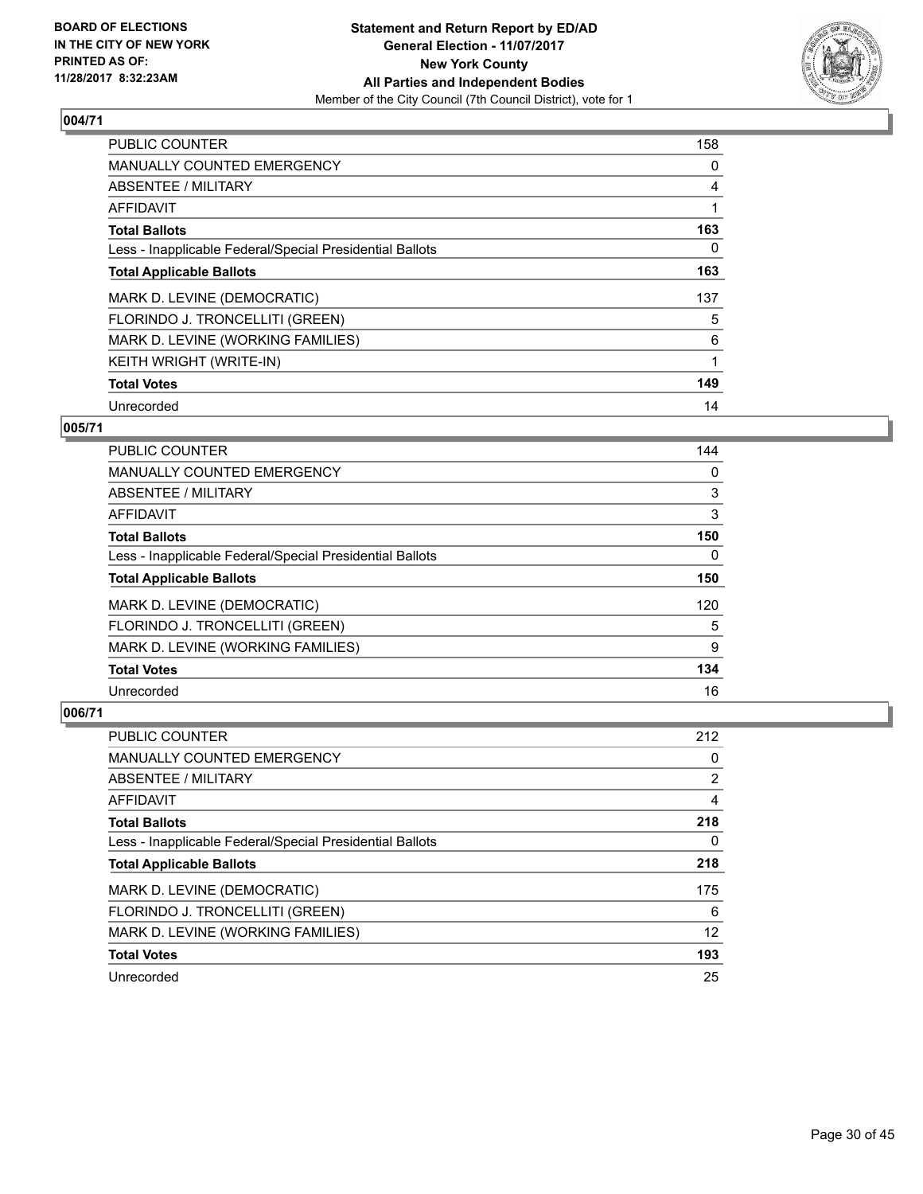**BOARD OF ELECTIONS IN THE CITY OF NEW YORK PRINTED AS OF: 11/28/2017 8:32:23AM**

**Statement and Return Report by ED/AD**
**General Election - 11/07/2017**
**New York County**
**All Parties and Independent Bodies**
Member of the City Council (7th Council District), vote for 1

### 004/71

| | |
|---|---|
| PUBLIC COUNTER | 158 |
| MANUALLY COUNTED EMERGENCY | 0 |
| ABSENTEE / MILITARY | 4 |
| AFFIDAVIT | 1 |
| **Total Ballots** | **163** |
| Less - Inapplicable Federal/Special Presidential Ballots | 0 |
| **Total Applicable Ballots** | **163** |
| MARK D. LEVINE (DEMOCRATIC) | 137 |
| FLORINDO J. TRONCELLITI (GREEN) | 5 |
| MARK D. LEVINE (WORKING FAMILIES) | 6 |
| KEITH WRIGHT (WRITE-IN) | 1 |
| **Total Votes** | **149** |
| Unrecorded | 14 |

### 005/71

| | |
|---|---|
| PUBLIC COUNTER | 144 |
| MANUALLY COUNTED EMERGENCY | 0 |
| ABSENTEE / MILITARY | 3 |
| AFFIDAVIT | 3 |
| **Total Ballots** | **150** |
| Less - Inapplicable Federal/Special Presidential Ballots | 0 |
| **Total Applicable Ballots** | **150** |
| MARK D. LEVINE (DEMOCRATIC) | 120 |
| FLORINDO J. TRONCELLITI (GREEN) | 5 |
| MARK D. LEVINE (WORKING FAMILIES) | 9 |
| **Total Votes** | **134** |
| Unrecorded | 16 |

### 006/71

| | |
|---|---|
| PUBLIC COUNTER | 212 |
| MANUALLY COUNTED EMERGENCY | 0 |
| ABSENTEE / MILITARY | 2 |
| AFFIDAVIT | 4 |
| **Total Ballots** | **218** |
| Less - Inapplicable Federal/Special Presidential Ballots | 0 |
| **Total Applicable Ballots** | **218** |
| MARK D. LEVINE (DEMOCRATIC) | 175 |
| FLORINDO J. TRONCELLITI (GREEN) | 6 |
| MARK D. LEVINE (WORKING FAMILIES) | 12 |
| **Total Votes** | **193** |
| Unrecorded | 25 |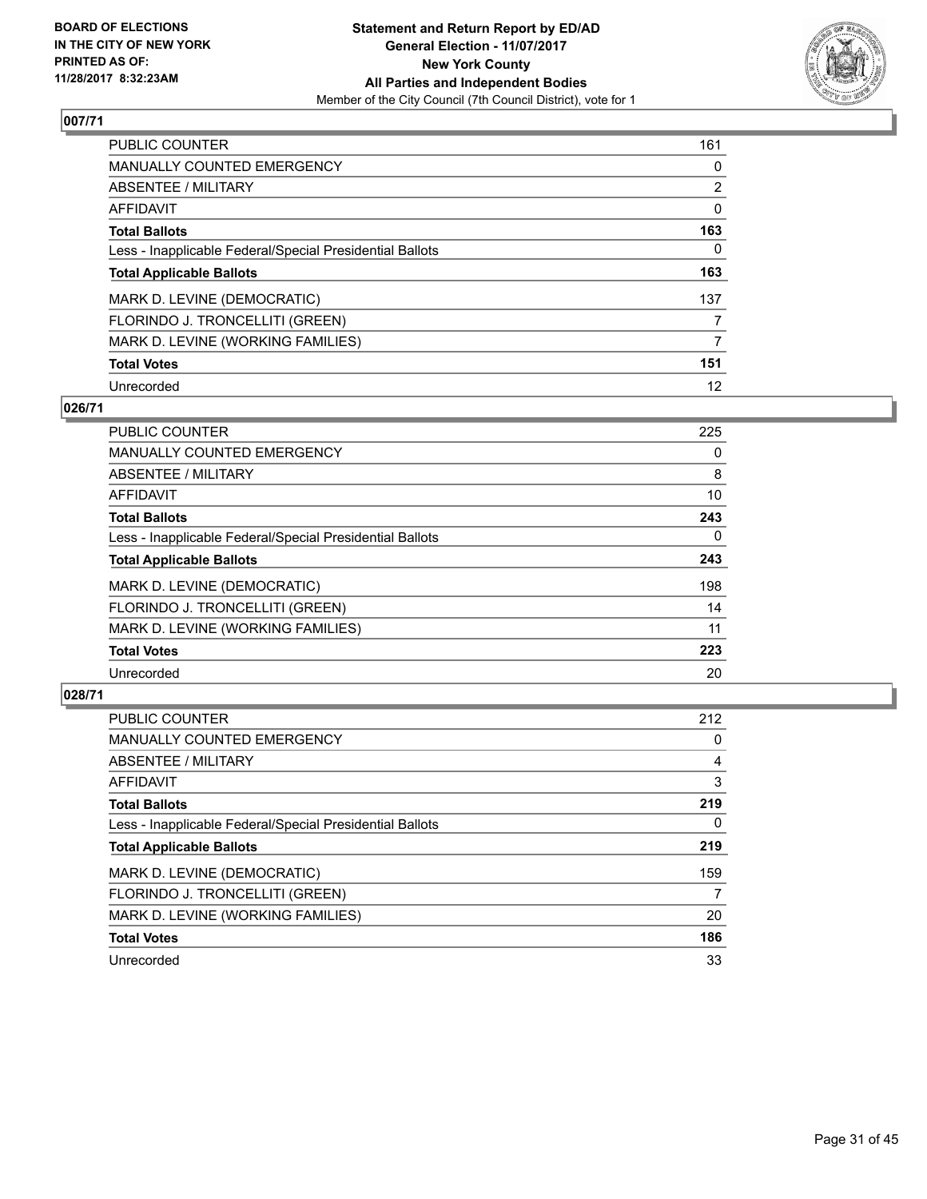**BOARD OF ELECTIONS IN THE CITY OF NEW YORK PRINTED AS OF: 11/28/2017 8:32:23AM**

**Statement and Return Report by ED/AD**
**General Election - 11/07/2017**
**New York County**
**All Parties and Independent Bodies**
Member of the City Council (7th Council District), vote for 1

## 007/71

| | |
|---|---|
| PUBLIC COUNTER | 161 |
| MANUALLY COUNTED EMERGENCY | 0 |
| ABSENTEE / MILITARY | 2 |
| AFFIDAVIT | 0 |
| **Total Ballots** | **163** |
| Less - Inapplicable Federal/Special Presidential Ballots | 0 |
| **Total Applicable Ballots** | **163** |
| MARK D. LEVINE (DEMOCRATIC) | 137 |
| FLORINDO J. TRONCELLITI (GREEN) | 7 |
| MARK D. LEVINE (WORKING FAMILIES) | 7 |
| **Total Votes** | **151** |
| Unrecorded | 12 |

## 026/71

| | |
|---|---|
| PUBLIC COUNTER | 225 |
| MANUALLY COUNTED EMERGENCY | 0 |
| ABSENTEE / MILITARY | 8 |
| AFFIDAVIT | 10 |
| **Total Ballots** | **243** |
| Less - Inapplicable Federal/Special Presidential Ballots | 0 |
| **Total Applicable Ballots** | **243** |
| MARK D. LEVINE (DEMOCRATIC) | 198 |
| FLORINDO J. TRONCELLITI (GREEN) | 14 |
| MARK D. LEVINE (WORKING FAMILIES) | 11 |
| **Total Votes** | **223** |
| Unrecorded | 20 |

## 028/71

| | |
|---|---|
| PUBLIC COUNTER | 212 |
| MANUALLY COUNTED EMERGENCY | 0 |
| ABSENTEE / MILITARY | 4 |
| AFFIDAVIT | 3 |
| **Total Ballots** | **219** |
| Less - Inapplicable Federal/Special Presidential Ballots | 0 |
| **Total Applicable Ballots** | **219** |
| MARK D. LEVINE (DEMOCRATIC) | 159 |
| FLORINDO J. TRONCELLITI (GREEN) | 7 |
| MARK D. LEVINE (WORKING FAMILIES) | 20 |
| **Total Votes** | **186** |
| Unrecorded | 33 |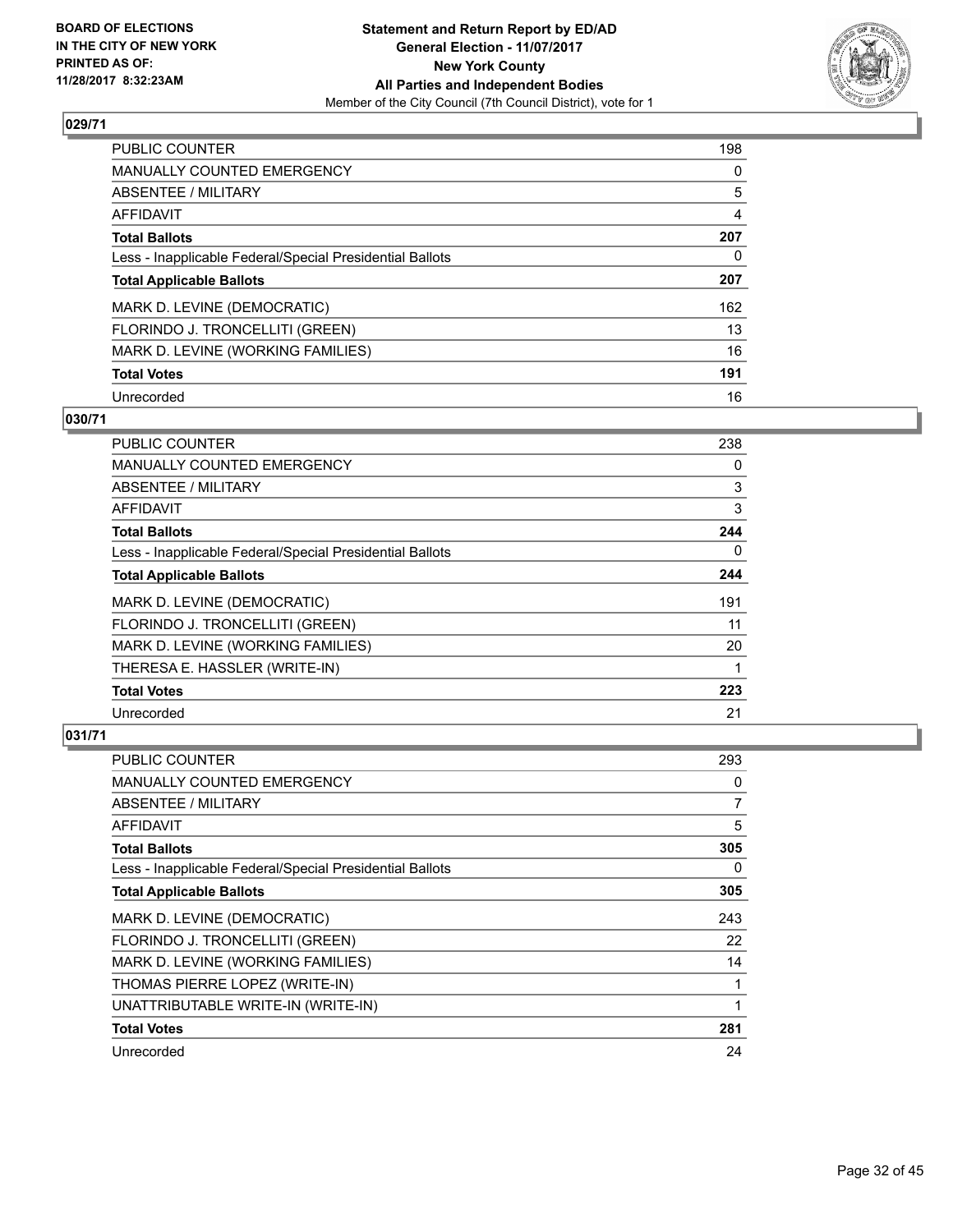## 029/71

| | |
|---|---|
| PUBLIC COUNTER | 198 |
| MANUALLY COUNTED EMERGENCY | 0 |
| ABSENTEE / MILITARY | 5 |
| AFFIDAVIT | 4 |
| **Total Ballots** | **207** |
| Less - Inapplicable Federal/Special Presidential Ballots | 0 |
| **Total Applicable Ballots** | **207** |
| MARK D. LEVINE (DEMOCRATIC) | 162 |
| FLORINDO J. TRONCELLITI (GREEN) | 13 |
| MARK D. LEVINE (WORKING FAMILIES) | 16 |
| **Total Votes** | **191** |
| Unrecorded | 16 |

## 030/71

| | |
|---|---|
| PUBLIC COUNTER | 238 |
| MANUALLY COUNTED EMERGENCY | 0 |
| ABSENTEE / MILITARY | 3 |
| AFFIDAVIT | 3 |
| **Total Ballots** | **244** |
| Less - Inapplicable Federal/Special Presidential Ballots | 0 |
| **Total Applicable Ballots** | **244** |
| MARK D. LEVINE (DEMOCRATIC) | 191 |
| FLORINDO J. TRONCELLITI (GREEN) | 11 |
| MARK D. LEVINE (WORKING FAMILIES) | 20 |
| THERESA E. HASSLER (WRITE-IN) | 1 |
| **Total Votes** | **223** |
| Unrecorded | 21 |

## 031/71

| | |
|---|---|
| PUBLIC COUNTER | 293 |
| MANUALLY COUNTED EMERGENCY | 0 |
| ABSENTEE / MILITARY | 7 |
| AFFIDAVIT | 5 |
| **Total Ballots** | **305** |
| Less - Inapplicable Federal/Special Presidential Ballots | 0 |
| **Total Applicable Ballots** | **305** |
| MARK D. LEVINE (DEMOCRATIC) | 243 |
| FLORINDO J. TRONCELLITI (GREEN) | 22 |
| MARK D. LEVINE (WORKING FAMILIES) | 14 |
| THOMAS PIERRE LOPEZ (WRITE-IN) | 1 |
| UNATTRIBUTABLE WRITE-IN (WRITE-IN) | 1 |
| **Total Votes** | **281** |
| Unrecorded | 24 |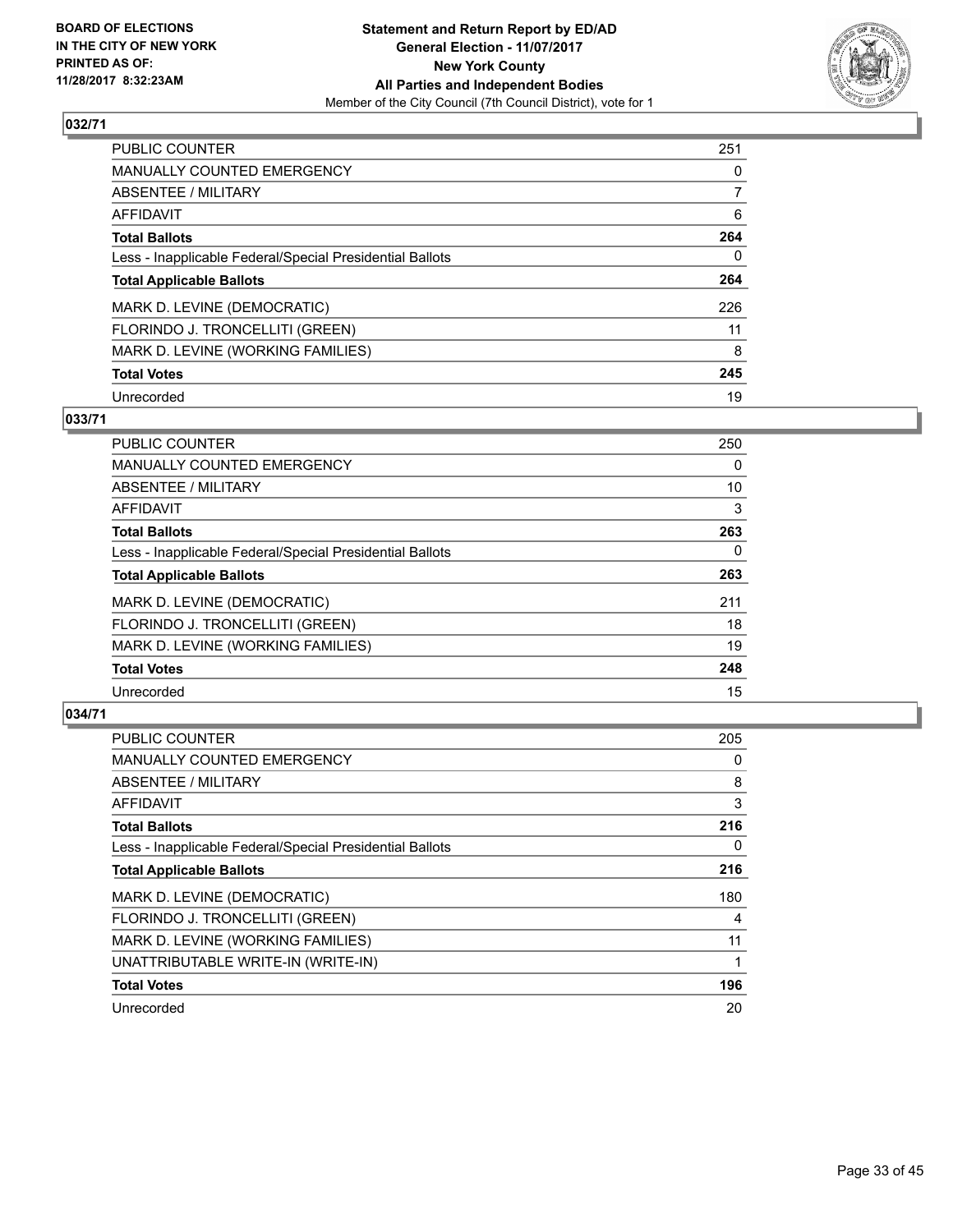**BOARD OF ELECTIONS IN THE CITY OF NEW YORK PRINTED AS OF: 11/28/2017 8:32:23AM**

**Statement and Return Report by ED/AD**
**General Election - 11/07/2017**
**New York County**
**All Parties and Independent Bodies**
Member of the City Council (7th Council District), vote for 1

### 032/71

| | |
|---|---|
| PUBLIC COUNTER | 251 |
| MANUALLY COUNTED EMERGENCY | 0 |
| ABSENTEE / MILITARY | 7 |
| AFFIDAVIT | 6 |
| **Total Ballots** | **264** |
| Less - Inapplicable Federal/Special Presidential Ballots | 0 |
| **Total Applicable Ballots** | **264** |
| MARK D. LEVINE (DEMOCRATIC) | 226 |
| FLORINDO J. TRONCELLITI (GREEN) | 11 |
| MARK D. LEVINE (WORKING FAMILIES) | 8 |
| **Total Votes** | **245** |
| Unrecorded | 19 |

### 033/71

| | |
|---|---|
| PUBLIC COUNTER | 250 |
| MANUALLY COUNTED EMERGENCY | 0 |
| ABSENTEE / MILITARY | 10 |
| AFFIDAVIT | 3 |
| **Total Ballots** | **263** |
| Less - Inapplicable Federal/Special Presidential Ballots | 0 |
| **Total Applicable Ballots** | **263** |
| MARK D. LEVINE (DEMOCRATIC) | 211 |
| FLORINDO J. TRONCELLITI (GREEN) | 18 |
| MARK D. LEVINE (WORKING FAMILIES) | 19 |
| **Total Votes** | **248** |
| Unrecorded | 15 |

### 034/71

| | |
|---|---|
| PUBLIC COUNTER | 205 |
| MANUALLY COUNTED EMERGENCY | 0 |
| ABSENTEE / MILITARY | 8 |
| AFFIDAVIT | 3 |
| **Total Ballots** | **216** |
| Less - Inapplicable Federal/Special Presidential Ballots | 0 |
| **Total Applicable Ballots** | **216** |
| MARK D. LEVINE (DEMOCRATIC) | 180 |
| FLORINDO J. TRONCELLITI (GREEN) | 4 |
| MARK D. LEVINE (WORKING FAMILIES) | 11 |
| UNATTRIBUTABLE WRITE-IN (WRITE-IN) | 1 |
| **Total Votes** | **196** |
| Unrecorded | 20 |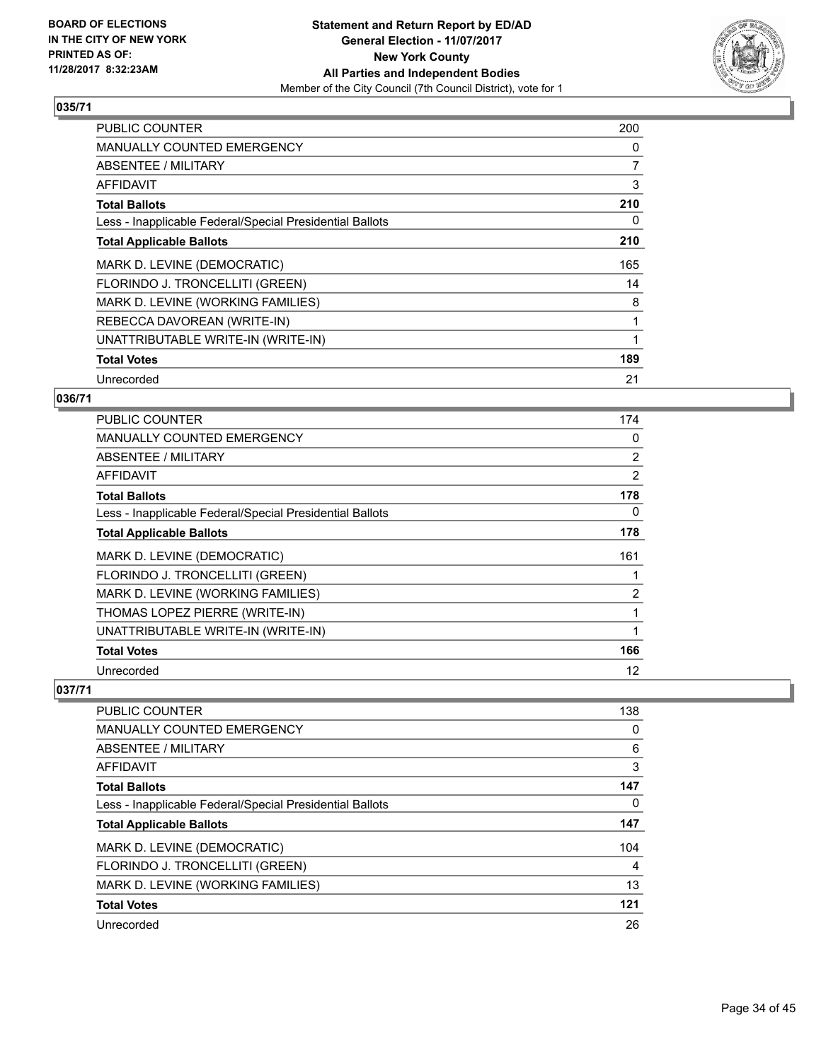BOARD OF ELECTIONS
IN THE CITY OF NEW YORK
PRINTED AS OF:
11/28/2017 8:32:23AM

**Statement and Return Report by ED/AD**
**General Election - 11/07/2017**
**New York County**
**All Parties and Independent Bodies**
Member of the City Council (7th Council District), vote for 1

### 035/71

| | |
|---|---|
| PUBLIC COUNTER | 200 |
| MANUALLY COUNTED EMERGENCY | 0 |
| ABSENTEE / MILITARY | 7 |
| AFFIDAVIT | 3 |
| **Total Ballots** | **210** |
| Less - Inapplicable Federal/Special Presidential Ballots | 0 |
| **Total Applicable Ballots** | **210** |
| MARK D. LEVINE (DEMOCRATIC) | 165 |
| FLORINDO J. TRONCELLITI (GREEN) | 14 |
| MARK D. LEVINE (WORKING FAMILIES) | 8 |
| REBECCA DAVOREAN (WRITE-IN) | 1 |
| UNATTRIBUTABLE WRITE-IN (WRITE-IN) | 1 |
| **Total Votes** | **189** |
| Unrecorded | 21 |

### 036/71

| | |
|---|---|
| PUBLIC COUNTER | 174 |
| MANUALLY COUNTED EMERGENCY | 0 |
| ABSENTEE / MILITARY | 2 |
| AFFIDAVIT | 2 |
| **Total Ballots** | **178** |
| Less - Inapplicable Federal/Special Presidential Ballots | 0 |
| **Total Applicable Ballots** | **178** |
| MARK D. LEVINE (DEMOCRATIC) | 161 |
| FLORINDO J. TRONCELLITI (GREEN) | 1 |
| MARK D. LEVINE (WORKING FAMILIES) | 2 |
| THOMAS LOPEZ PIERRE (WRITE-IN) | 1 |
| UNATTRIBUTABLE WRITE-IN (WRITE-IN) | 1 |
| **Total Votes** | **166** |
| Unrecorded | 12 |

### 037/71

| | |
|---|---|
| PUBLIC COUNTER | 138 |
| MANUALLY COUNTED EMERGENCY | 0 |
| ABSENTEE / MILITARY | 6 |
| AFFIDAVIT | 3 |
| **Total Ballots** | **147** |
| Less - Inapplicable Federal/Special Presidential Ballots | 0 |
| **Total Applicable Ballots** | **147** |
| MARK D. LEVINE (DEMOCRATIC) | 104 |
| FLORINDO J. TRONCELLITI (GREEN) | 4 |
| MARK D. LEVINE (WORKING FAMILIES) | 13 |
| **Total Votes** | **121** |
| Unrecorded | 26 |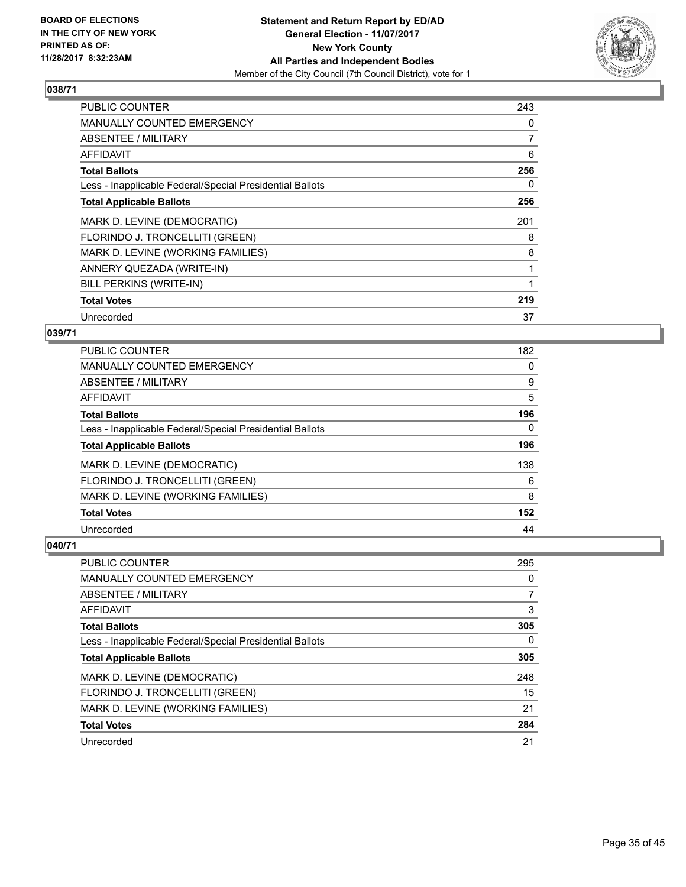**Statement and Return Report by ED/AD**
**General Election - 11/07/2017**
**New York County**
**All Parties and Independent Bodies**
Member of the City Council (7th Council District), vote for 1

BOARD OF ELECTIONS IN THE CITY OF NEW YORK PRINTED AS OF: 11/28/2017 8:32:23AM

## 038/71

| | |
|---|---|
| PUBLIC COUNTER | 243 |
| MANUALLY COUNTED EMERGENCY | 0 |
| ABSENTEE / MILITARY | 7 |
| AFFIDAVIT | 6 |
| **Total Ballots** | **256** |
| Less - Inapplicable Federal/Special Presidential Ballots | 0 |
| **Total Applicable Ballots** | **256** |
| MARK D. LEVINE (DEMOCRATIC) | 201 |
| FLORINDO J. TRONCELLITI (GREEN) | 8 |
| MARK D. LEVINE (WORKING FAMILIES) | 8 |
| ANNERY QUEZADA (WRITE-IN) | 1 |
| BILL PERKINS (WRITE-IN) | 1 |
| **Total Votes** | **219** |
| Unrecorded | 37 |

## 039/71

| | |
|---|---|
| PUBLIC COUNTER | 182 |
| MANUALLY COUNTED EMERGENCY | 0 |
| ABSENTEE / MILITARY | 9 |
| AFFIDAVIT | 5 |
| **Total Ballots** | **196** |
| Less - Inapplicable Federal/Special Presidential Ballots | 0 |
| **Total Applicable Ballots** | **196** |
| MARK D. LEVINE (DEMOCRATIC) | 138 |
| FLORINDO J. TRONCELLITI (GREEN) | 6 |
| MARK D. LEVINE (WORKING FAMILIES) | 8 |
| **Total Votes** | **152** |
| Unrecorded | 44 |

## 040/71

| | |
|---|---|
| PUBLIC COUNTER | 295 |
| MANUALLY COUNTED EMERGENCY | 0 |
| ABSENTEE / MILITARY | 7 |
| AFFIDAVIT | 3 |
| **Total Ballots** | **305** |
| Less - Inapplicable Federal/Special Presidential Ballots | 0 |
| **Total Applicable Ballots** | **305** |
| MARK D. LEVINE (DEMOCRATIC) | 248 |
| FLORINDO J. TRONCELLITI (GREEN) | 15 |
| MARK D. LEVINE (WORKING FAMILIES) | 21 |
| **Total Votes** | **284** |
| Unrecorded | 21 |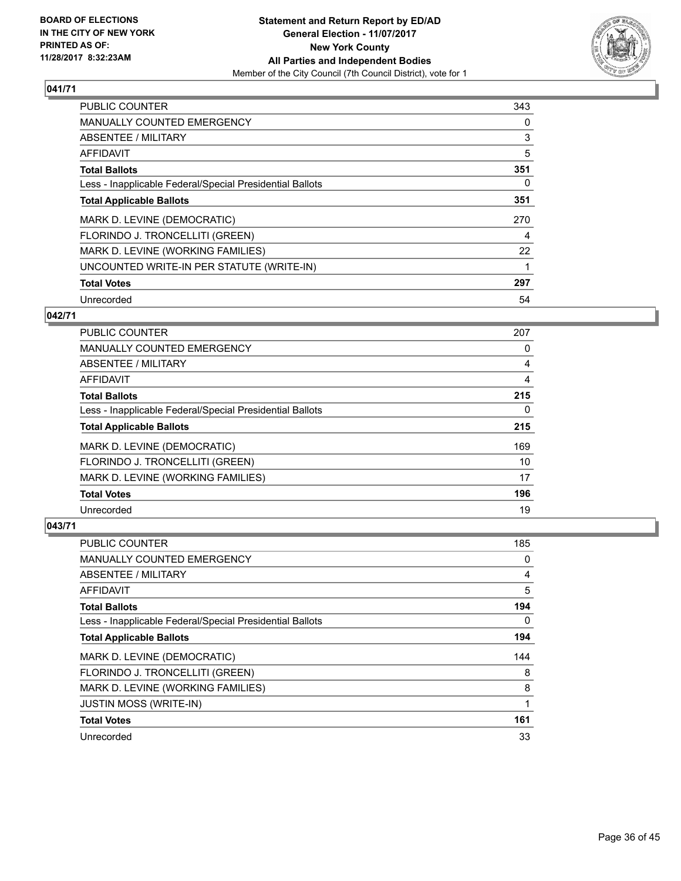## 041/71

| | |
|---|---|
| PUBLIC COUNTER | 343 |
| MANUALLY COUNTED EMERGENCY | 0 |
| ABSENTEE / MILITARY | 3 |
| AFFIDAVIT | 5 |
| **Total Ballots** | **351** |
| Less - Inapplicable Federal/Special Presidential Ballots | 0 |
| **Total Applicable Ballots** | **351** |
| MARK D. LEVINE (DEMOCRATIC) | 270 |
| FLORINDO J. TRONCELLITI (GREEN) | 4 |
| MARK D. LEVINE (WORKING FAMILIES) | 22 |
| UNCOUNTED WRITE-IN PER STATUTE (WRITE-IN) | 1 |
| **Total Votes** | **297** |
| Unrecorded | 54 |

## 042/71

| | |
|---|---|
| PUBLIC COUNTER | 207 |
| MANUALLY COUNTED EMERGENCY | 0 |
| ABSENTEE / MILITARY | 4 |
| AFFIDAVIT | 4 |
| **Total Ballots** | **215** |
| Less - Inapplicable Federal/Special Presidential Ballots | 0 |
| **Total Applicable Ballots** | **215** |
| MARK D. LEVINE (DEMOCRATIC) | 169 |
| FLORINDO J. TRONCELLITI (GREEN) | 10 |
| MARK D. LEVINE (WORKING FAMILIES) | 17 |
| **Total Votes** | **196** |
| Unrecorded | 19 |

## 043/71

| | |
|---|---|
| PUBLIC COUNTER | 185 |
| MANUALLY COUNTED EMERGENCY | 0 |
| ABSENTEE / MILITARY | 4 |
| AFFIDAVIT | 5 |
| **Total Ballots** | **194** |
| Less - Inapplicable Federal/Special Presidential Ballots | 0 |
| **Total Applicable Ballots** | **194** |
| MARK D. LEVINE (DEMOCRATIC) | 144 |
| FLORINDO J. TRONCELLITI (GREEN) | 8 |
| MARK D. LEVINE (WORKING FAMILIES) | 8 |
| JUSTIN MOSS (WRITE-IN) | 1 |
| **Total Votes** | **161** |
| Unrecorded | 33 |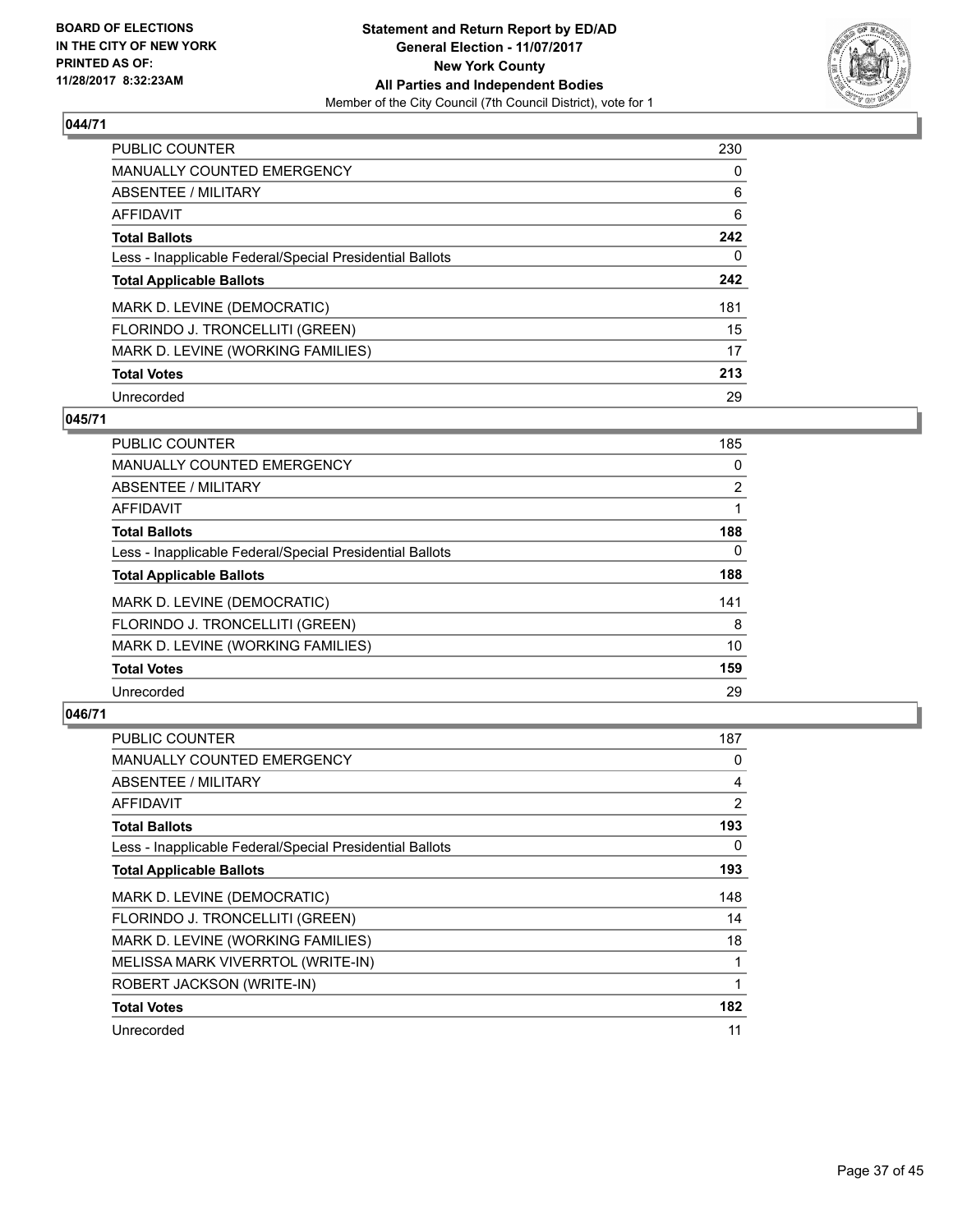BOARD OF ELECTIONS
IN THE CITY OF NEW YORK
PRINTED AS OF:
11/28/2017 8:32:23AM

**Statement and Return Report by ED/AD**
**General Election - 11/07/2017**
**New York County**
**All Parties and Independent Bodies**
Member of the City Council (7th Council District), vote for 1

### 044/71

| | |
|---|---|
| PUBLIC COUNTER | 230 |
| MANUALLY COUNTED EMERGENCY | 0 |
| ABSENTEE / MILITARY | 6 |
| AFFIDAVIT | 6 |
| **Total Ballots** | **242** |
| Less - Inapplicable Federal/Special Presidential Ballots | 0 |
| **Total Applicable Ballots** | **242** |
| MARK D. LEVINE (DEMOCRATIC) | 181 |
| FLORINDO J. TRONCELLITI (GREEN) | 15 |
| MARK D. LEVINE (WORKING FAMILIES) | 17 |
| **Total Votes** | **213** |
| Unrecorded | 29 |

### 045/71

| | |
|---|---|
| PUBLIC COUNTER | 185 |
| MANUALLY COUNTED EMERGENCY | 0 |
| ABSENTEE / MILITARY | 2 |
| AFFIDAVIT | 1 |
| **Total Ballots** | **188** |
| Less - Inapplicable Federal/Special Presidential Ballots | 0 |
| **Total Applicable Ballots** | **188** |
| MARK D. LEVINE (DEMOCRATIC) | 141 |
| FLORINDO J. TRONCELLITI (GREEN) | 8 |
| MARK D. LEVINE (WORKING FAMILIES) | 10 |
| **Total Votes** | **159** |
| Unrecorded | 29 |

### 046/71

| | |
|---|---|
| PUBLIC COUNTER | 187 |
| MANUALLY COUNTED EMERGENCY | 0 |
| ABSENTEE / MILITARY | 4 |
| AFFIDAVIT | 2 |
| **Total Ballots** | **193** |
| Less - Inapplicable Federal/Special Presidential Ballots | 0 |
| **Total Applicable Ballots** | **193** |
| MARK D. LEVINE (DEMOCRATIC) | 148 |
| FLORINDO J. TRONCELLITI (GREEN) | 14 |
| MARK D. LEVINE (WORKING FAMILIES) | 18 |
| MELISSA MARK VIVERRTOL (WRITE-IN) | 1 |
| ROBERT JACKSON (WRITE-IN) | 1 |
| **Total Votes** | **182** |
| Unrecorded | 11 |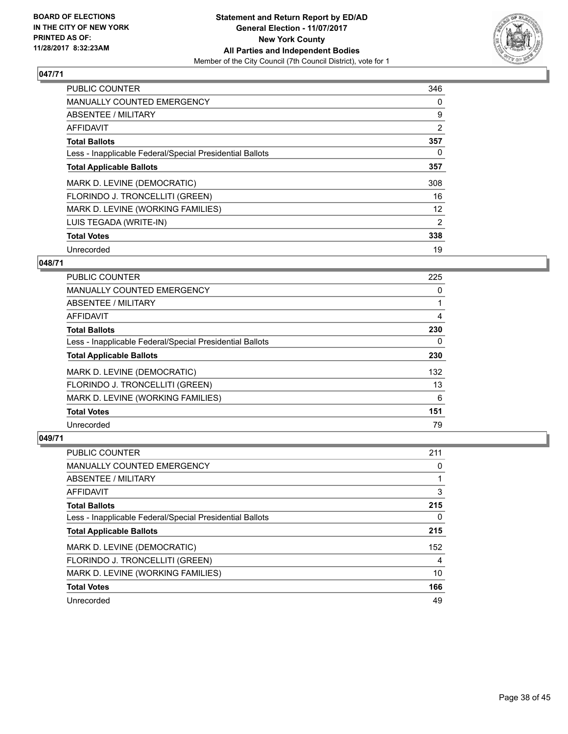**BOARD OF ELECTIONS IN THE CITY OF NEW YORK PRINTED AS OF: 11/28/2017 8:32:23AM**

**Statement and Return Report by ED/AD**
**General Election - 11/07/2017**
**New York County**
**All Parties and Independent Bodies**
Member of the City Council (7th Council District), vote for 1

## 047/71

| | |
|---|---|
| PUBLIC COUNTER | 346 |
| MANUALLY COUNTED EMERGENCY | 0 |
| ABSENTEE / MILITARY | 9 |
| AFFIDAVIT | 2 |
| **Total Ballots** | **357** |
| Less - Inapplicable Federal/Special Presidential Ballots | 0 |
| **Total Applicable Ballots** | **357** |
| MARK D. LEVINE (DEMOCRATIC) | 308 |
| FLORINDO J. TRONCELLITI (GREEN) | 16 |
| MARK D. LEVINE (WORKING FAMILIES) | 12 |
| LUIS TEGADA (WRITE-IN) | 2 |
| **Total Votes** | **338** |
| Unrecorded | 19 |

## 048/71

| | |
|---|---|
| PUBLIC COUNTER | 225 |
| MANUALLY COUNTED EMERGENCY | 0 |
| ABSENTEE / MILITARY | 1 |
| AFFIDAVIT | 4 |
| **Total Ballots** | **230** |
| Less - Inapplicable Federal/Special Presidential Ballots | 0 |
| **Total Applicable Ballots** | **230** |
| MARK D. LEVINE (DEMOCRATIC) | 132 |
| FLORINDO J. TRONCELLITI (GREEN) | 13 |
| MARK D. LEVINE (WORKING FAMILIES) | 6 |
| **Total Votes** | **151** |
| Unrecorded | 79 |

## 049/71

| | |
|---|---|
| PUBLIC COUNTER | 211 |
| MANUALLY COUNTED EMERGENCY | 0 |
| ABSENTEE / MILITARY | 1 |
| AFFIDAVIT | 3 |
| **Total Ballots** | **215** |
| Less - Inapplicable Federal/Special Presidential Ballots | 0 |
| **Total Applicable Ballots** | **215** |
| MARK D. LEVINE (DEMOCRATIC) | 152 |
| FLORINDO J. TRONCELLITI (GREEN) | 4 |
| MARK D. LEVINE (WORKING FAMILIES) | 10 |
| **Total Votes** | **166** |
| Unrecorded | 49 |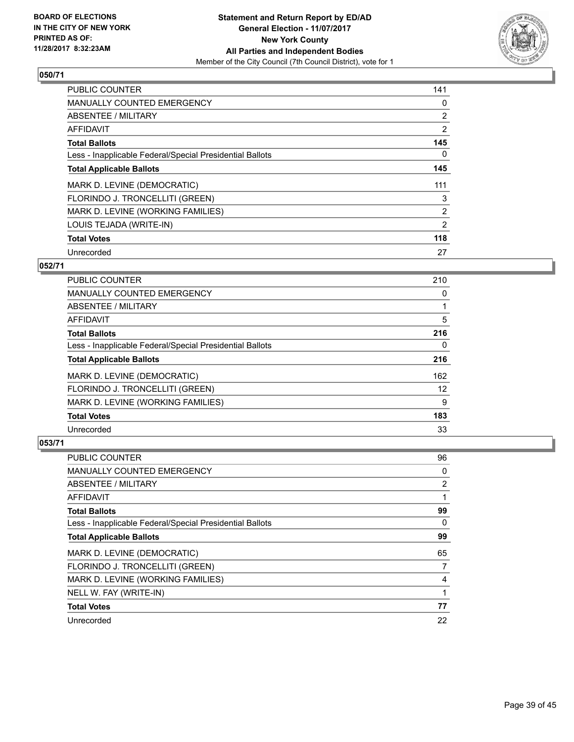**BOARD OF ELECTIONS IN THE CITY OF NEW YORK PRINTED AS OF: 11/28/2017 8:32:23AM**

**Statement and Return Report by ED/AD General Election - 11/07/2017 New York County All Parties and Independent Bodies**

Member of the City Council (7th Council District), vote for 1

### 050/71

| | |
|---|---|
| PUBLIC COUNTER | 141 |
| MANUALLY COUNTED EMERGENCY | 0 |
| ABSENTEE / MILITARY | 2 |
| AFFIDAVIT | 2 |
| **Total Ballots** | **145** |
| Less - Inapplicable Federal/Special Presidential Ballots | 0 |
| **Total Applicable Ballots** | **145** |
| MARK D. LEVINE (DEMOCRATIC) | 111 |
| FLORINDO J. TRONCELLITI (GREEN) | 3 |
| MARK D. LEVINE (WORKING FAMILIES) | 2 |
| LOUIS TEJADA (WRITE-IN) | 2 |
| **Total Votes** | **118** |
| Unrecorded | 27 |

### 052/71

| | |
|---|---|
| PUBLIC COUNTER | 210 |
| MANUALLY COUNTED EMERGENCY | 0 |
| ABSENTEE / MILITARY | 1 |
| AFFIDAVIT | 5 |
| **Total Ballots** | **216** |
| Less - Inapplicable Federal/Special Presidential Ballots | 0 |
| **Total Applicable Ballots** | **216** |
| MARK D. LEVINE (DEMOCRATIC) | 162 |
| FLORINDO J. TRONCELLITI (GREEN) | 12 |
| MARK D. LEVINE (WORKING FAMILIES) | 9 |
| **Total Votes** | **183** |
| Unrecorded | 33 |

### 053/71

| | |
|---|---|
| PUBLIC COUNTER | 96 |
| MANUALLY COUNTED EMERGENCY | 0 |
| ABSENTEE / MILITARY | 2 |
| AFFIDAVIT | 1 |
| **Total Ballots** | **99** |
| Less - Inapplicable Federal/Special Presidential Ballots | 0 |
| **Total Applicable Ballots** | **99** |
| MARK D. LEVINE (DEMOCRATIC) | 65 |
| FLORINDO J. TRONCELLITI (GREEN) | 7 |
| MARK D. LEVINE (WORKING FAMILIES) | 4 |
| NELL W. FAY (WRITE-IN) | 1 |
| **Total Votes** | **77** |
| Unrecorded | 22 |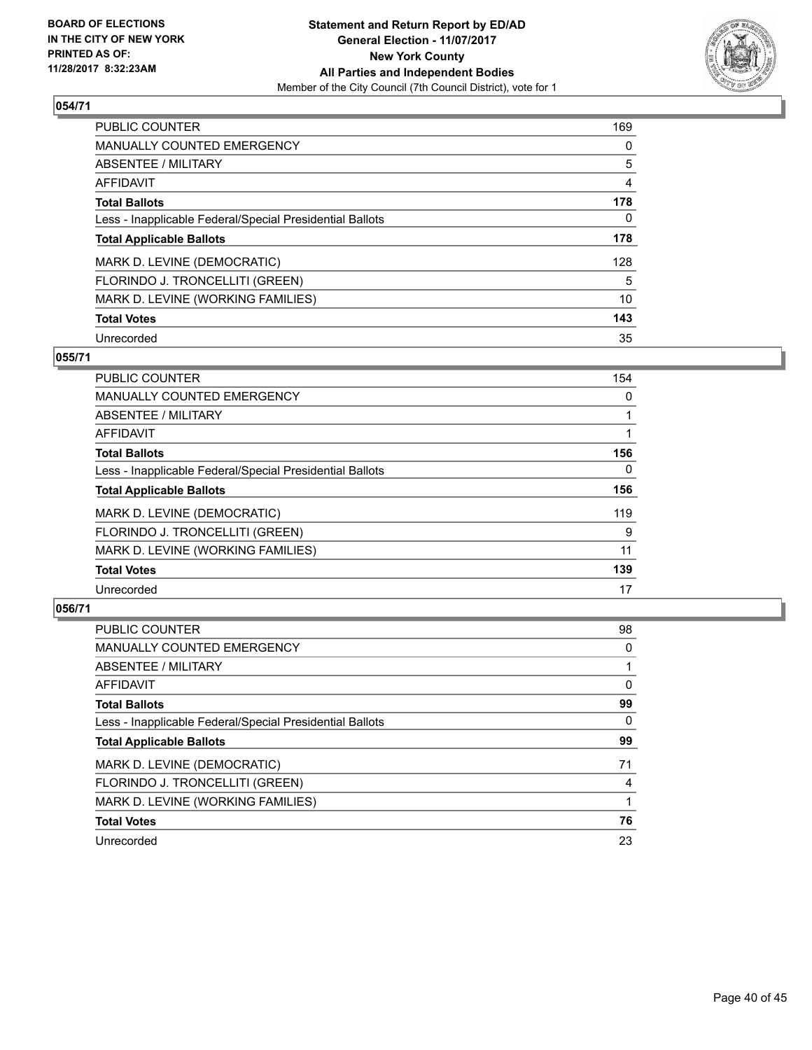**BOARD OF ELECTIONS IN THE CITY OF NEW YORK PRINTED AS OF: 11/28/2017 8:32:23AM**

**Statement and Return Report by ED/AD General Election - 11/07/2017 New York County All Parties and Independent Bodies**

Member of the City Council (7th Council District), vote for 1

### 054/71

| | |
|---|---|
| PUBLIC COUNTER | 169 |
| MANUALLY COUNTED EMERGENCY | 0 |
| ABSENTEE / MILITARY | 5 |
| AFFIDAVIT | 4 |
| **Total Ballots** | **178** |
| Less - Inapplicable Federal/Special Presidential Ballots | 0 |
| **Total Applicable Ballots** | **178** |
| MARK D. LEVINE (DEMOCRATIC) | 128 |
| FLORINDO J. TRONCELLITI (GREEN) | 5 |
| MARK D. LEVINE (WORKING FAMILIES) | 10 |
| **Total Votes** | **143** |
| Unrecorded | 35 |

### 055/71

| | |
|---|---|
| PUBLIC COUNTER | 154 |
| MANUALLY COUNTED EMERGENCY | 0 |
| ABSENTEE / MILITARY | 1 |
| AFFIDAVIT | 1 |
| **Total Ballots** | **156** |
| Less - Inapplicable Federal/Special Presidential Ballots | 0 |
| **Total Applicable Ballots** | **156** |
| MARK D. LEVINE (DEMOCRATIC) | 119 |
| FLORINDO J. TRONCELLITI (GREEN) | 9 |
| MARK D. LEVINE (WORKING FAMILIES) | 11 |
| **Total Votes** | **139** |
| Unrecorded | 17 |

### 056/71

| | |
|---|---|
| PUBLIC COUNTER | 98 |
| MANUALLY COUNTED EMERGENCY | 0 |
| ABSENTEE / MILITARY | 1 |
| AFFIDAVIT | 0 |
| **Total Ballots** | **99** |
| Less - Inapplicable Federal/Special Presidential Ballots | 0 |
| **Total Applicable Ballots** | **99** |
| MARK D. LEVINE (DEMOCRATIC) | 71 |
| FLORINDO J. TRONCELLITI (GREEN) | 4 |
| MARK D. LEVINE (WORKING FAMILIES) | 1 |
| **Total Votes** | **76** |
| Unrecorded | 23 |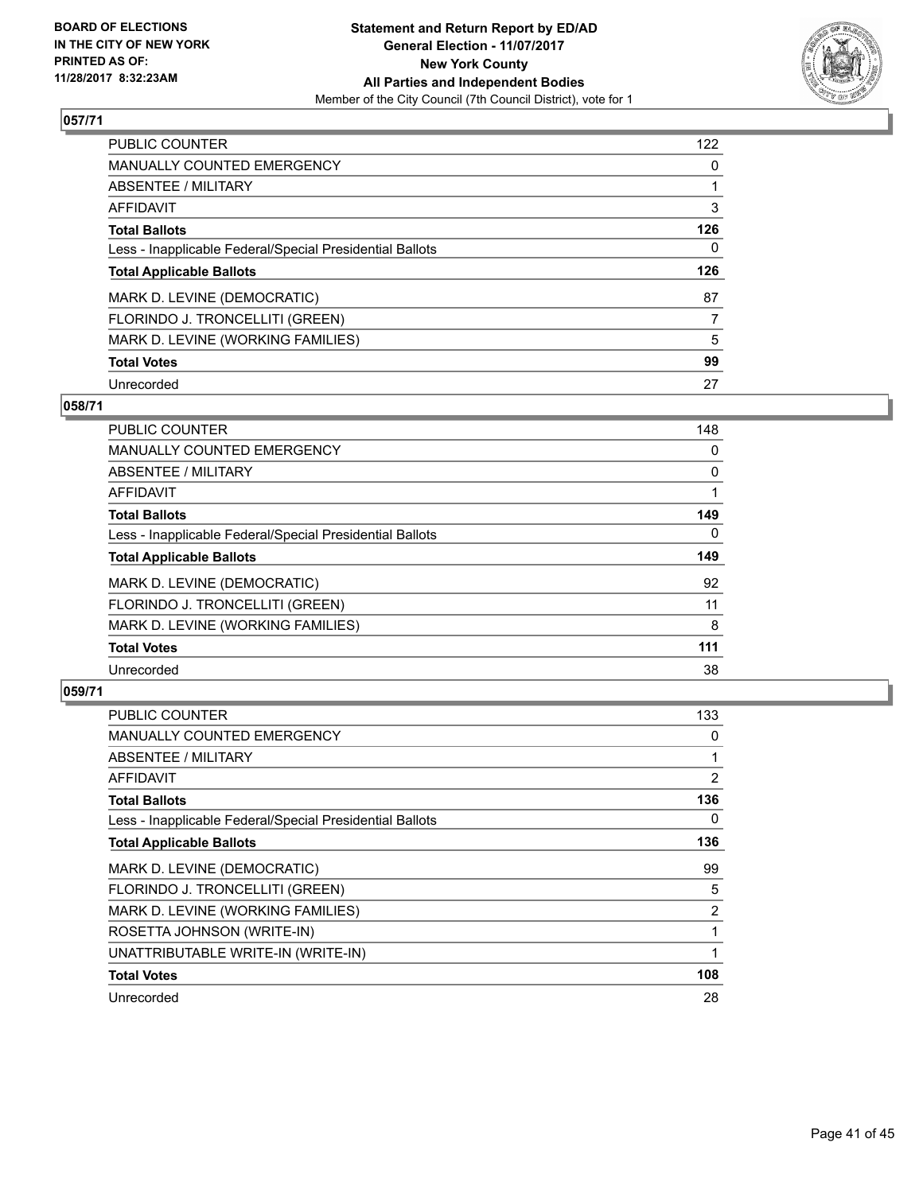## 057/71

| | |
|---|---|
| PUBLIC COUNTER | 122 |
| MANUALLY COUNTED EMERGENCY | 0 |
| ABSENTEE / MILITARY | 1 |
| AFFIDAVIT | 3 |
| **Total Ballots** | **126** |
| Less - Inapplicable Federal/Special Presidential Ballots | 0 |
| **Total Applicable Ballots** | **126** |
| MARK D. LEVINE (DEMOCRATIC) | 87 |
| FLORINDO J. TRONCELLITI (GREEN) | 7 |
| MARK D. LEVINE (WORKING FAMILIES) | 5 |
| **Total Votes** | **99** |
| Unrecorded | 27 |

## 058/71

| | |
|---|---|
| PUBLIC COUNTER | 148 |
| MANUALLY COUNTED EMERGENCY | 0 |
| ABSENTEE / MILITARY | 0 |
| AFFIDAVIT | 1 |
| **Total Ballots** | **149** |
| Less - Inapplicable Federal/Special Presidential Ballots | 0 |
| **Total Applicable Ballots** | **149** |
| MARK D. LEVINE (DEMOCRATIC) | 92 |
| FLORINDO J. TRONCELLITI (GREEN) | 11 |
| MARK D. LEVINE (WORKING FAMILIES) | 8 |
| **Total Votes** | **111** |
| Unrecorded | 38 |

## 059/71

| | |
|---|---|
| PUBLIC COUNTER | 133 |
| MANUALLY COUNTED EMERGENCY | 0 |
| ABSENTEE / MILITARY | 1 |
| AFFIDAVIT | 2 |
| **Total Ballots** | **136** |
| Less - Inapplicable Federal/Special Presidential Ballots | 0 |
| **Total Applicable Ballots** | **136** |
| MARK D. LEVINE (DEMOCRATIC) | 99 |
| FLORINDO J. TRONCELLITI (GREEN) | 5 |
| MARK D. LEVINE (WORKING FAMILIES) | 2 |
| ROSETTA JOHNSON (WRITE-IN) | 1 |
| UNATTRIBUTABLE WRITE-IN (WRITE-IN) | 1 |
| **Total Votes** | **108** |
| Unrecorded | 28 |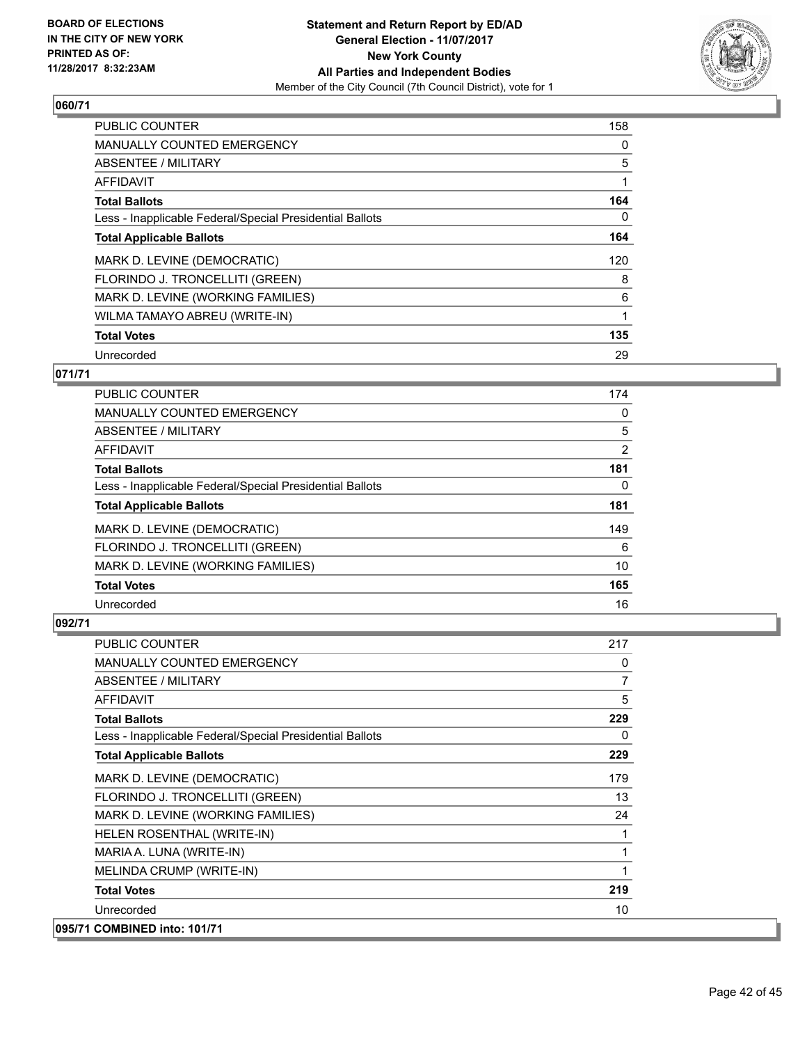**BOARD OF ELECTIONS IN THE CITY OF NEW YORK PRINTED AS OF: 11/28/2017 8:32:23AM**

**Statement and Return Report by ED/AD**
**General Election - 11/07/2017**
**New York County**
**All Parties and Independent Bodies**
Member of the City Council (7th Council District), vote for 1

**060/71**

| | |
|---|---|
| PUBLIC COUNTER | 158 |
| MANUALLY COUNTED EMERGENCY | 0 |
| ABSENTEE / MILITARY | 5 |
| AFFIDAVIT | 1 |
| **Total Ballots** | **164** |
| Less - Inapplicable Federal/Special Presidential Ballots | 0 |
| **Total Applicable Ballots** | **164** |
| MARK D. LEVINE (DEMOCRATIC) | 120 |
| FLORINDO J. TRONCELLITI (GREEN) | 8 |
| MARK D. LEVINE (WORKING FAMILIES) | 6 |
| WILMA TAMAYO ABREU (WRITE-IN) | 1 |
| **Total Votes** | **135** |
| Unrecorded | 29 |

**071/71**

| | |
|---|---|
| PUBLIC COUNTER | 174 |
| MANUALLY COUNTED EMERGENCY | 0 |
| ABSENTEE / MILITARY | 5 |
| AFFIDAVIT | 2 |
| **Total Ballots** | **181** |
| Less - Inapplicable Federal/Special Presidential Ballots | 0 |
| **Total Applicable Ballots** | **181** |
| MARK D. LEVINE (DEMOCRATIC) | 149 |
| FLORINDO J. TRONCELLITI (GREEN) | 6 |
| MARK D. LEVINE (WORKING FAMILIES) | 10 |
| **Total Votes** | **165** |
| Unrecorded | 16 |

**092/71**

| | |
|---|---|
| PUBLIC COUNTER | 217 |
| MANUALLY COUNTED EMERGENCY | 0 |
| ABSENTEE / MILITARY | 7 |
| AFFIDAVIT | 5 |
| **Total Ballots** | **229** |
| Less - Inapplicable Federal/Special Presidential Ballots | 0 |
| **Total Applicable Ballots** | **229** |
| MARK D. LEVINE (DEMOCRATIC) | 179 |
| FLORINDO J. TRONCELLITI (GREEN) | 13 |
| MARK D. LEVINE (WORKING FAMILIES) | 24 |
| HELEN ROSENTHAL (WRITE-IN) | 1 |
| MARIA A. LUNA (WRITE-IN) | 1 |
| MELINDA CRUMP (WRITE-IN) | 1 |
| **Total Votes** | **219** |
| Unrecorded | 10 |

**095/71 COMBINED into: 101/71**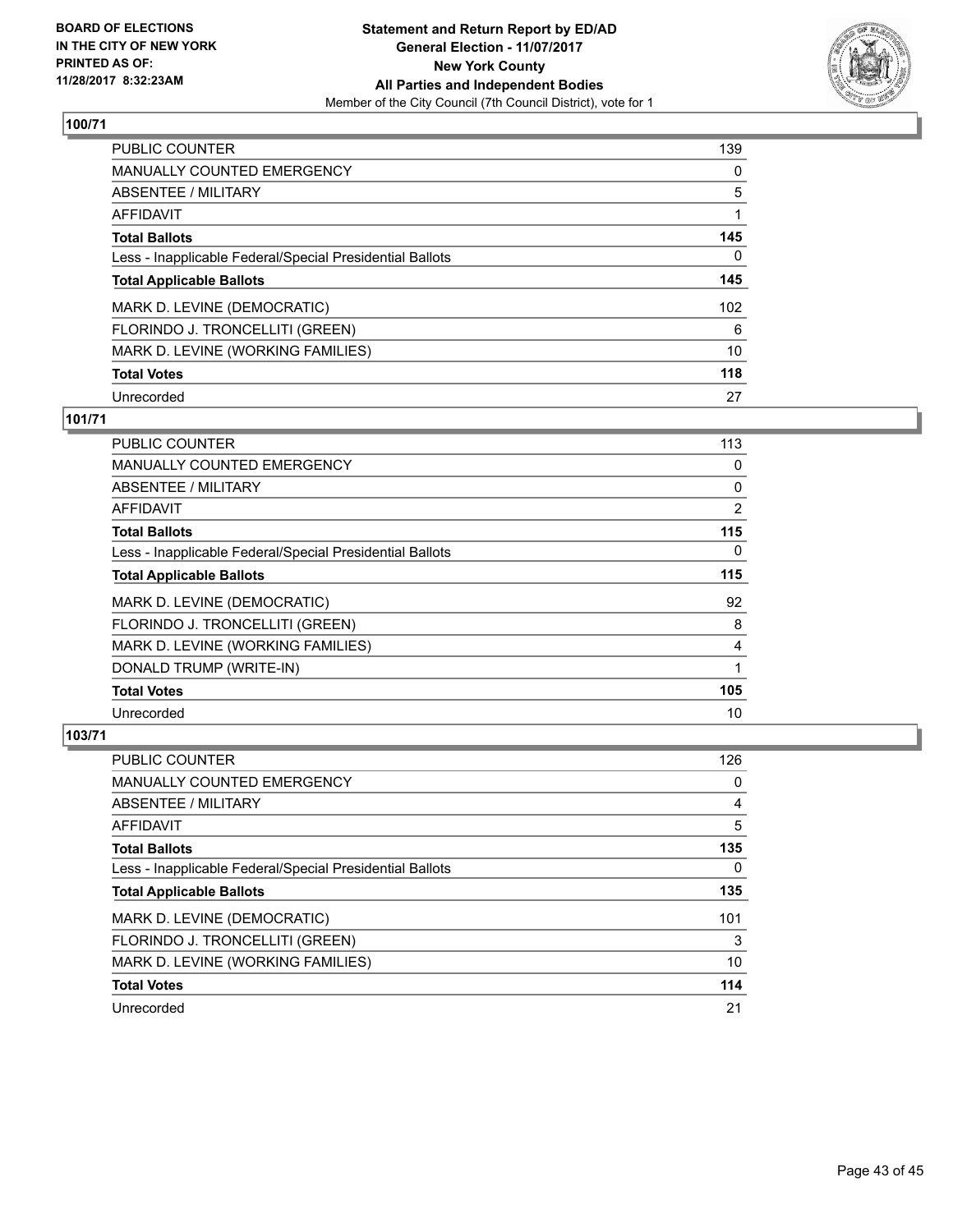**BOARD OF ELECTIONS IN THE CITY OF NEW YORK PRINTED AS OF: 11/28/2017 8:32:23AM**

**Statement and Return Report by ED/AD**
**General Election - 11/07/2017**
**New York County**
**All Parties and Independent Bodies**
Member of the City Council (7th Council District), vote for 1

## 100/71

| | |
|---|---|
| PUBLIC COUNTER | 139 |
| MANUALLY COUNTED EMERGENCY | 0 |
| ABSENTEE / MILITARY | 5 |
| AFFIDAVIT | 1 |
| **Total Ballots** | **145** |
| Less - Inapplicable Federal/Special Presidential Ballots | 0 |
| **Total Applicable Ballots** | **145** |
| MARK D. LEVINE (DEMOCRATIC) | 102 |
| FLORINDO J. TRONCELLITI (GREEN) | 6 |
| MARK D. LEVINE (WORKING FAMILIES) | 10 |
| **Total Votes** | **118** |
| Unrecorded | 27 |

## 101/71

| | |
|---|---|
| PUBLIC COUNTER | 113 |
| MANUALLY COUNTED EMERGENCY | 0 |
| ABSENTEE / MILITARY | 0 |
| AFFIDAVIT | 2 |
| **Total Ballots** | **115** |
| Less - Inapplicable Federal/Special Presidential Ballots | 0 |
| **Total Applicable Ballots** | **115** |
| MARK D. LEVINE (DEMOCRATIC) | 92 |
| FLORINDO J. TRONCELLITI (GREEN) | 8 |
| MARK D. LEVINE (WORKING FAMILIES) | 4 |
| DONALD TRUMP (WRITE-IN) | 1 |
| **Total Votes** | **105** |
| Unrecorded | 10 |

## 103/71

| | |
|---|---|
| PUBLIC COUNTER | 126 |
| MANUALLY COUNTED EMERGENCY | 0 |
| ABSENTEE / MILITARY | 4 |
| AFFIDAVIT | 5 |
| **Total Ballots** | **135** |
| Less - Inapplicable Federal/Special Presidential Ballots | 0 |
| **Total Applicable Ballots** | **135** |
| MARK D. LEVINE (DEMOCRATIC) | 101 |
| FLORINDO J. TRONCELLITI (GREEN) | 3 |
| MARK D. LEVINE (WORKING FAMILIES) | 10 |
| **Total Votes** | **114** |
| Unrecorded | 21 |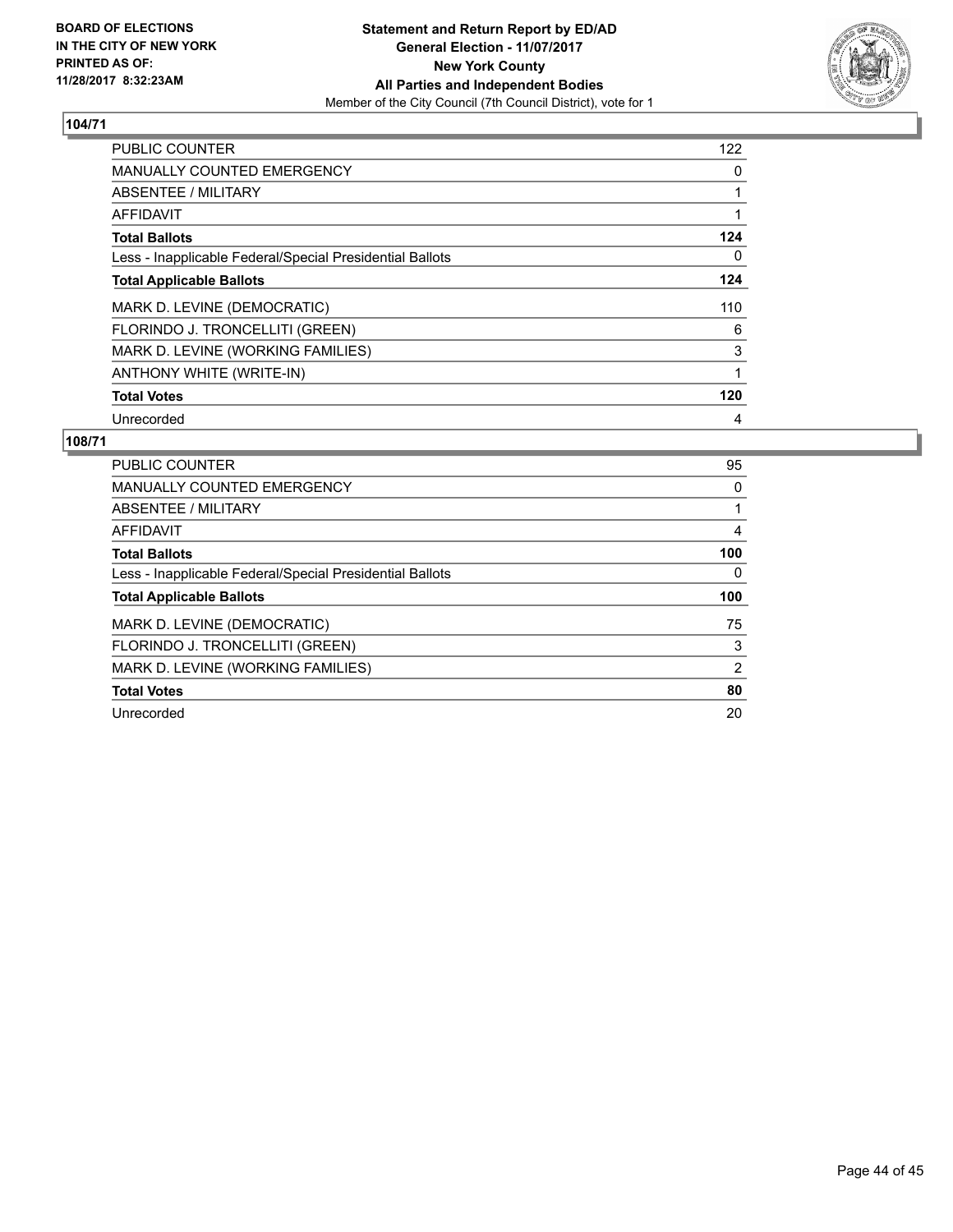## 104/71

| | |
|---|---|
| PUBLIC COUNTER | 122 |
| MANUALLY COUNTED EMERGENCY | 0 |
| ABSENTEE / MILITARY | 1 |
| AFFIDAVIT | 1 |
| **Total Ballots** | **124** |
| Less - Inapplicable Federal/Special Presidential Ballots | 0 |
| **Total Applicable Ballots** | **124** |
| MARK D. LEVINE (DEMOCRATIC) | 110 |
| FLORINDO J. TRONCELLITI (GREEN) | 6 |
| MARK D. LEVINE (WORKING FAMILIES) | 3 |
| ANTHONY WHITE (WRITE-IN) | 1 |
| **Total Votes** | **120** |
| Unrecorded | 4 |

## 108/71

| | |
|---|---|
| PUBLIC COUNTER | 95 |
| MANUALLY COUNTED EMERGENCY | 0 |
| ABSENTEE / MILITARY | 1 |
| AFFIDAVIT | 4 |
| **Total Ballots** | **100** |
| Less - Inapplicable Federal/Special Presidential Ballots | 0 |
| **Total Applicable Ballots** | **100** |
| MARK D. LEVINE (DEMOCRATIC) | 75 |
| FLORINDO J. TRONCELLITI (GREEN) | 3 |
| MARK D. LEVINE (WORKING FAMILIES) | 2 |
| **Total Votes** | **80** |
| Unrecorded | 20 |